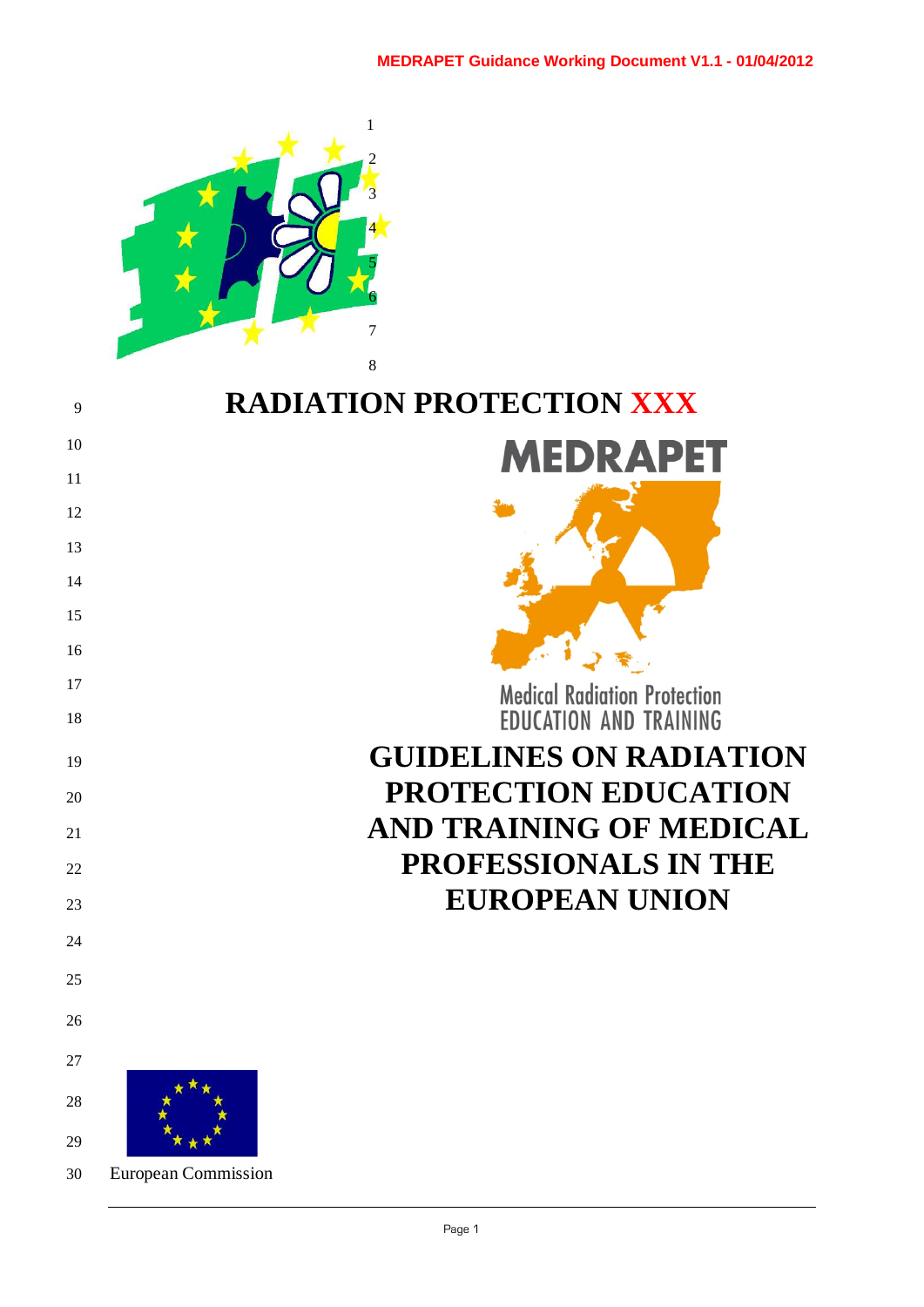# RADIATION PROTECTION XXX

MEDRAPET

Medical Radiation Protection
EDUCATION AND TRAINING

# GUIDELINES ON RADIATION PROTECTION EDUCATION AND TRAINING OF MEDICAL PROFESSIONALS IN THE EUROPEAN UNION

European Commission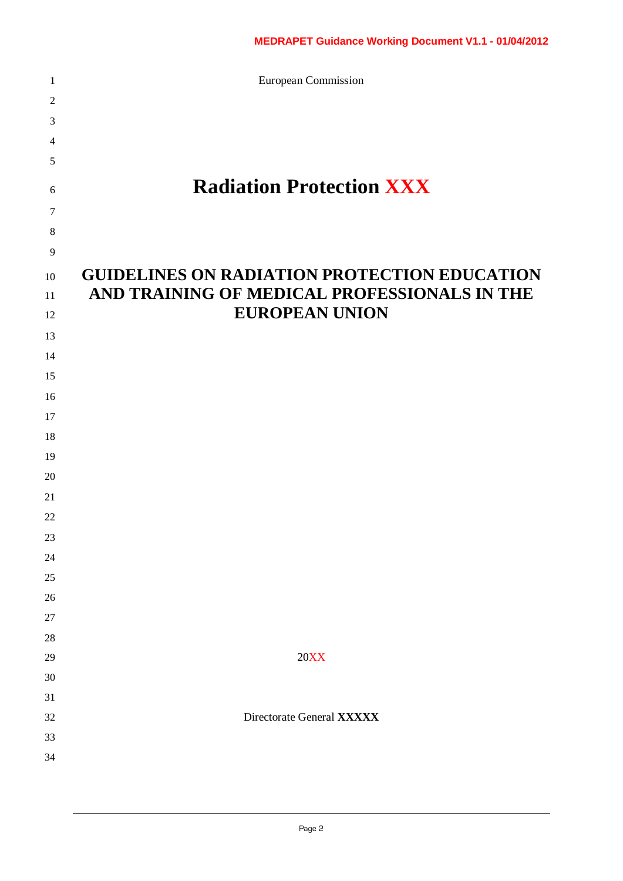European Commission

# Radiation Protection XXX

# GUIDELINES ON RADIATION PROTECTION EDUCATION AND TRAINING OF MEDICAL PROFESSIONALS IN THE EUROPEAN UNION

20XX

Directorate General **XXXXX**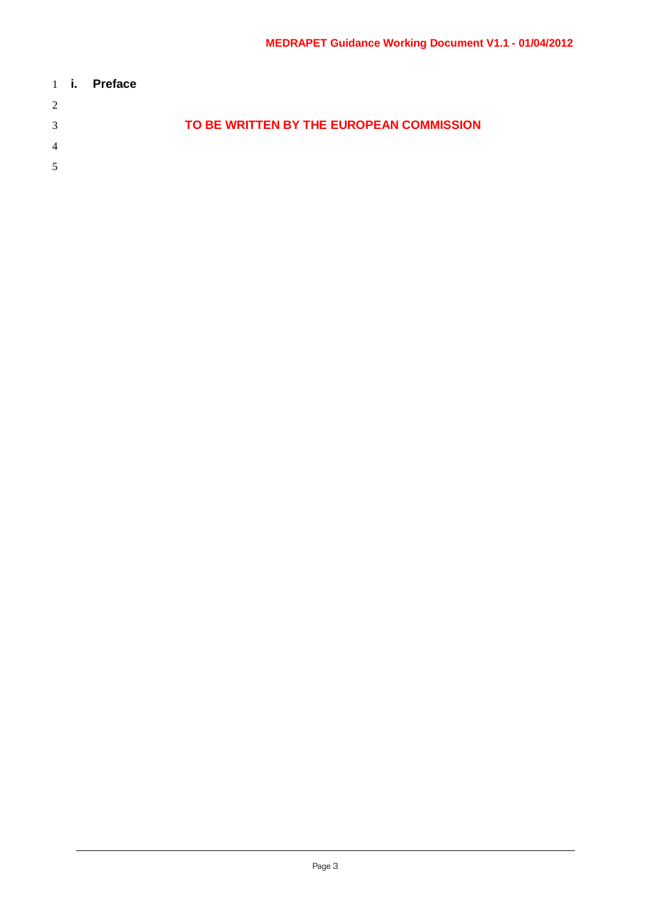# i. Preface

**TO BE WRITTEN BY THE EUROPEAN COMMISSION**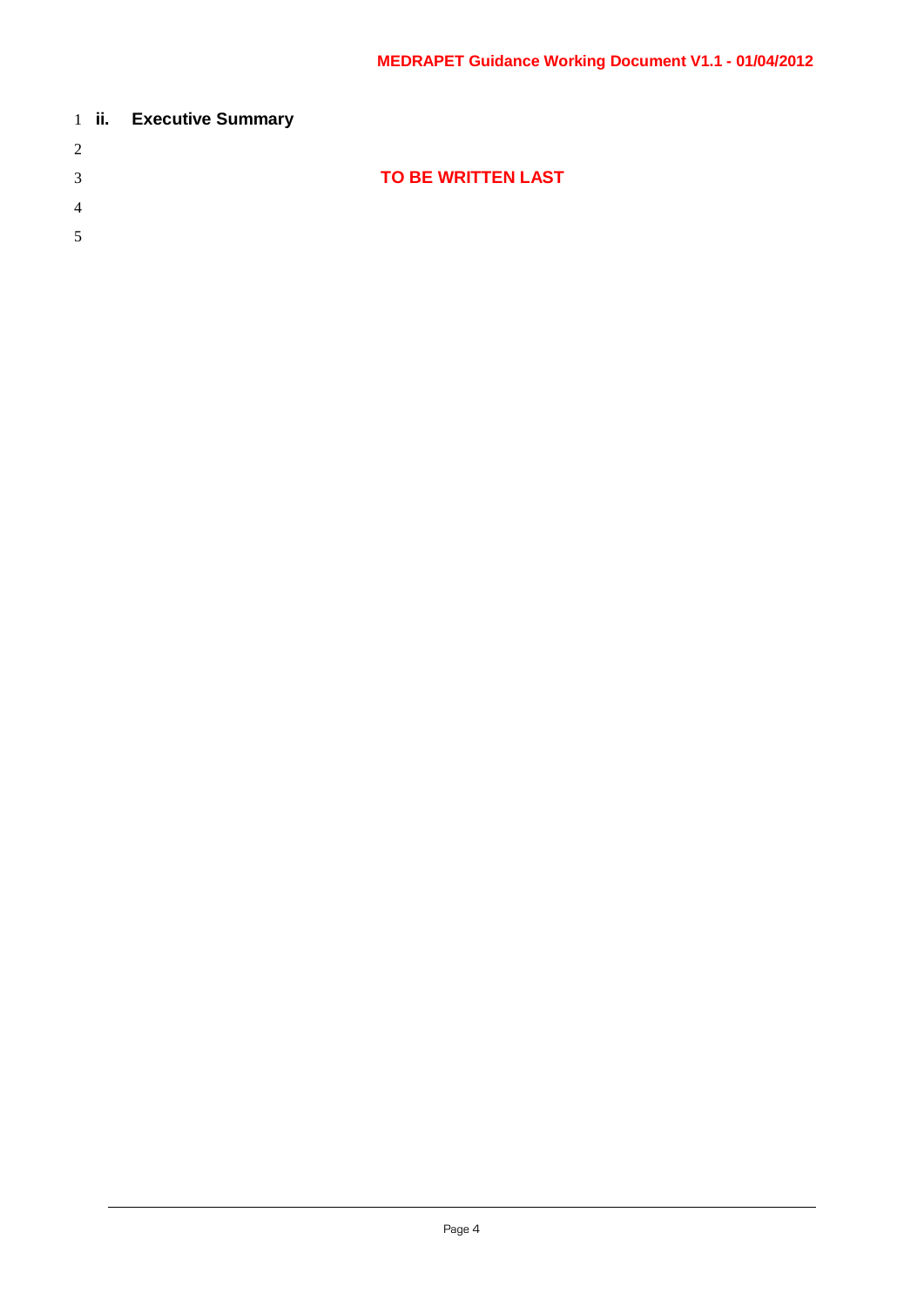## ii. Executive Summary

**TO BE WRITTEN LAST**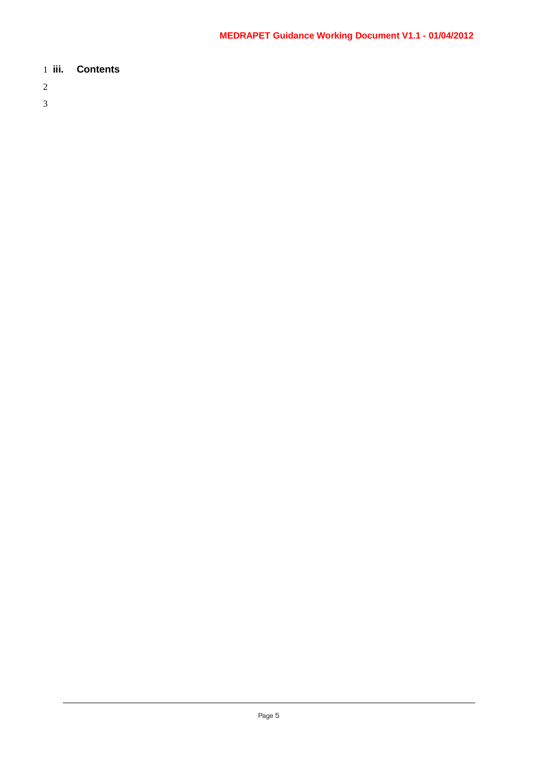## iii. Contents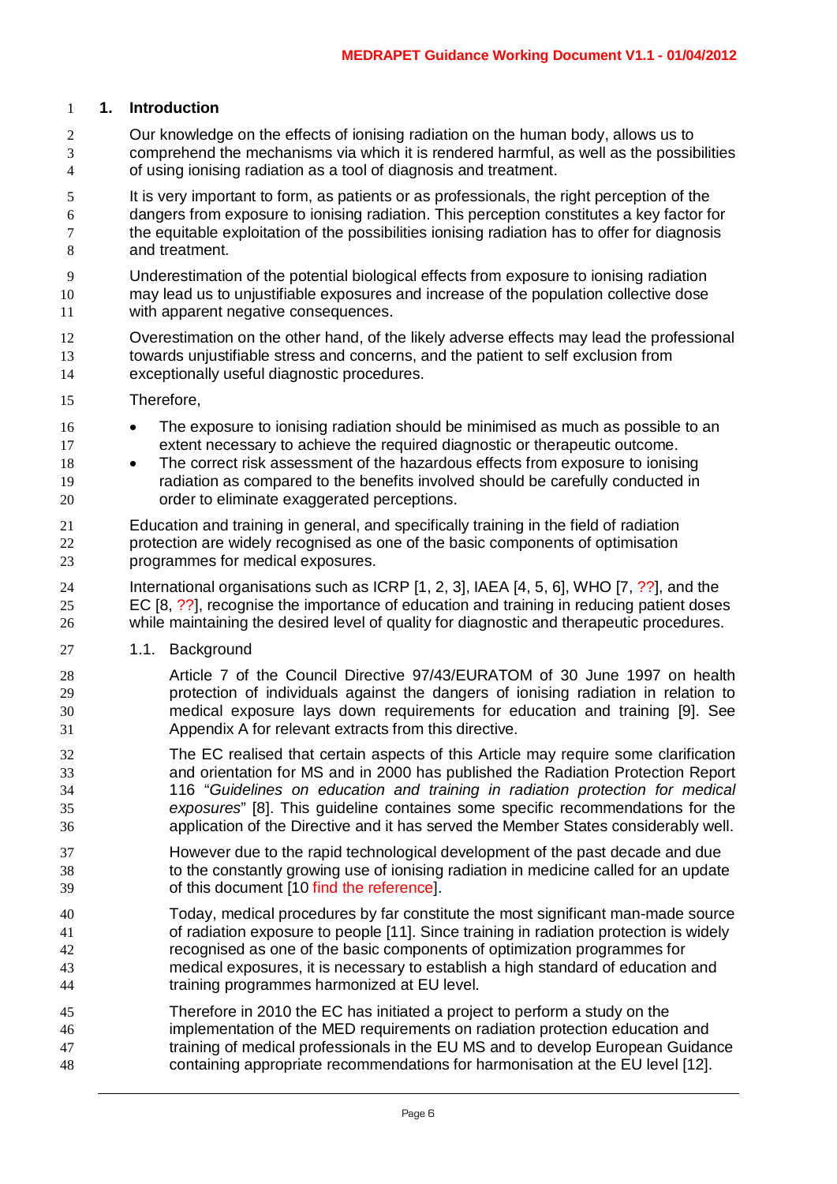# 1. Introduction

Our knowledge on the effects of ionising radiation on the human body, allows us to comprehend the mechanisms via which it is rendered harmful, as well as the possibilities of using ionising radiation as a tool of diagnosis and treatment.

It is very important to form, as patients or as professionals, the right perception of the dangers from exposure to ionising radiation. This perception constitutes a key factor for the equitable exploitation of the possibilities ionising radiation has to offer for diagnosis and treatment.

Underestimation of the potential biological effects from exposure to ionising radiation may lead us to unjustifiable exposures and increase of the population collective dose with apparent negative consequences.

Overestimation on the other hand, of the likely adverse effects may lead the professional towards unjustifiable stress and concerns, and the patient to self exclusion from exceptionally useful diagnostic procedures.

Therefore,

- The exposure to ionising radiation should be minimised as much as possible to an extent necessary to achieve the required diagnostic or therapeutic outcome.
- The correct risk assessment of the hazardous effects from exposure to ionising radiation as compared to the benefits involved should be carefully conducted in order to eliminate exaggerated perceptions.

Education and training in general, and specifically training in the field of radiation protection are widely recognised as one of the basic components of optimisation programmes for medical exposures.

International organisations such as ICRP [1, 2, 3], IAEA [4, 5, 6], WHO [7, ??], and the EC [8, ??], recognise the importance of education and training in reducing patient doses while maintaining the desired level of quality for diagnostic and therapeutic procedures.

## 1.1. Background

Article 7 of the Council Directive 97/43/EURATOM of 30 June 1997 on health protection of individuals against the dangers of ionising radiation in relation to medical exposure lays down requirements for education and training [9]. See Appendix A for relevant extracts from this directive.

The EC realised that certain aspects of this Article may require some clarification and orientation for MS and in 2000 has published the Radiation Protection Report 116 "*Guidelines on education and training in radiation protection for medical exposures*" [8]. This guideline containes some specific recommendations for the application of the Directive and it has served the Member States considerably well.

However due to the rapid technological development of the past decade and due to the constantly growing use of ionising radiation in medicine called for an update of this document [10 find the reference].

Today, medical procedures by far constitute the most significant man-made source of radiation exposure to people [11]. Since training in radiation protection is widely recognised as one of the basic components of optimization programmes for medical exposures, it is necessary to establish a high standard of education and training programmes harmonized at EU level.

Therefore in 2010 the EC has initiated a project to perform a study on the implementation of the MED requirements on radiation protection education and training of medical professionals in the EU MS and to develop European Guidance containing appropriate recommendations for harmonisation at the EU level [12].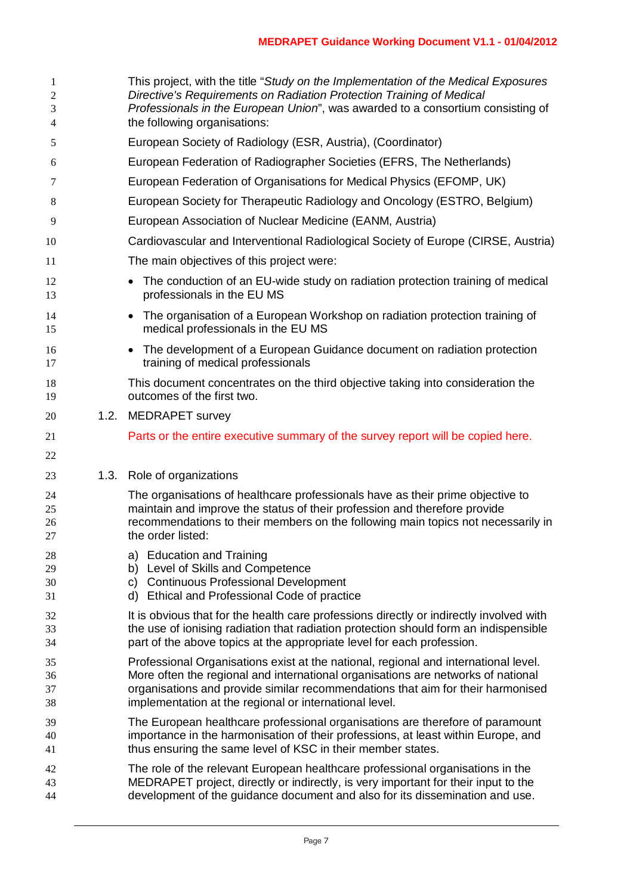This project, with the title "*Study on the Implementation of the Medical Exposures Directive's Requirements on Radiation Protection Training of Medical Professionals in the European Union*", was awarded to a consortium consisting of the following organisations:

European Society of Radiology (ESR, Austria), (Coordinator)

European Federation of Radiographer Societies (EFRS, The Netherlands)

European Federation of Organisations for Medical Physics (EFOMP, UK)

European Society for Therapeutic Radiology and Oncology (ESTRO, Belgium)

European Association of Nuclear Medicine (EANM, Austria)

Cardiovascular and Interventional Radiological Society of Europe (CIRSE, Austria)

The main objectives of this project were:

- The conduction of an EU-wide study on radiation protection training of medical professionals in the EU MS
- The organisation of a European Workshop on radiation protection training of medical professionals in the EU MS
- The development of a European Guidance document on radiation protection training of medical professionals

This document concentrates on the third objective taking into consideration the outcomes of the first two.

## 1.2. MEDRAPET survey

Parts or the entire executive summary of the survey report will be copied here.

## 1.3. Role of organizations

The organisations of healthcare professionals have as their prime objective to maintain and improve the status of their profession and therefore provide recommendations to their members on the following main topics not necessarily in the order listed:

a) Education and Training
b) Level of Skills and Competence
c) Continuous Professional Development
d) Ethical and Professional Code of practice

It is obvious that for the health care professions directly or indirectly involved with the use of ionising radiation that radiation protection should form an indispensible part of the above topics at the appropriate level for each profession.

Professional Organisations exist at the national, regional and international level. More often the regional and international organisations are networks of national organisations and provide similar recommendations that aim for their harmonised implementation at the regional or international level.

The European healthcare professional organisations are therefore of paramount importance in the harmonisation of their professions, at least within Europe, and thus ensuring the same level of KSC in their member states.

The role of the relevant European healthcare professional organisations in the MEDRAPET project, directly or indirectly, is very important for their input to the development of the guidance document and also for its dissemination and use.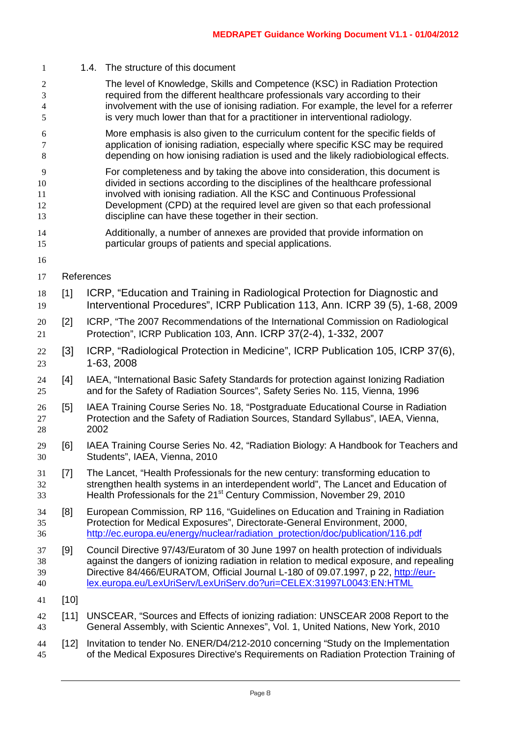### 1.4. The structure of this document

The level of Knowledge, Skills and Competence (KSC) in Radiation Protection required from the different healthcare professionals vary according to their involvement with the use of ionising radiation. For example, the level for a referrer is very much lower than that for a practitioner in interventional radiology.

More emphasis is also given to the curriculum content for the specific fields of application of ionising radiation, especially where specific KSC may be required depending on how ionising radiation is used and the likely radiobiological effects.

For completeness and by taking the above into consideration, this document is divided in sections according to the disciplines of the healthcare professional involved with ionising radiation. All the KSC and Continuous Professional Development (CPD) at the required level are given so that each professional discipline can have these together in their section.

Additionally, a number of annexes are provided that provide information on particular groups of patients and special applications.

## References

[1] ICRP, "Education and Training in Radiological Protection for Diagnostic and Interventional Procedures", ICRP Publication 113, Ann. ICRP 39 (5), 1-68, 2009

[2] ICRP, "The 2007 Recommendations of the International Commission on Radiological Protection", ICRP Publication 103, Ann. ICRP 37(2-4), 1-332, 2007

[3] ICRP, "Radiological Protection in Medicine", ICRP Publication 105, ICRP 37(6), 1-63, 2008

[4] IAEA, "International Basic Safety Standards for protection against Ionizing Radiation and for the Safety of Radiation Sources", Safety Series No. 115, Vienna, 1996

[5] IAEA Training Course Series No. 18, "Postgraduate Educational Course in Radiation Protection and the Safety of Radiation Sources, Standard Syllabus", IAEA, Vienna, 2002

[6] IAEA Training Course Series No. 42, "Radiation Biology: A Handbook for Teachers and Students", IAEA, Vienna, 2010

[7] The Lancet, "Health Professionals for the new century: transforming education to strengthen health systems in an interdependent world", The Lancet and Education of Health Professionals for the 21st Century Commission, November 29, 2010

[8] European Commission, RP 116, "Guidelines on Education and Training in Radiation Protection for Medical Exposures", Directorate-General Environment, 2000, http://ec.europa.eu/energy/nuclear/radiation_protection/doc/publication/116.pdf

[9] Council Directive 97/43/Euratom of 30 June 1997 on health protection of individuals against the dangers of ionizing radiation in relation to medical exposure, and repealing Directive 84/466/EURATOM, Official Journal L-180 of 09.07.1997, p 22, http://eur-lex.europa.eu/LexUriServ/LexUriServ.do?uri=CELEX:31997L0043:EN:HTML

[10]

[11] UNSCEAR, "Sources and Effects of ionizing radiation: UNSCEAR 2008 Report to the General Assembly, with Scientic Annexes", Vol. 1, United Nations, New York, 2010

[12] Invitation to tender No. ENER/D4/212-2010 concerning "Study on the Implementation of the Medical Exposures Directive's Requirements on Radiation Protection Training of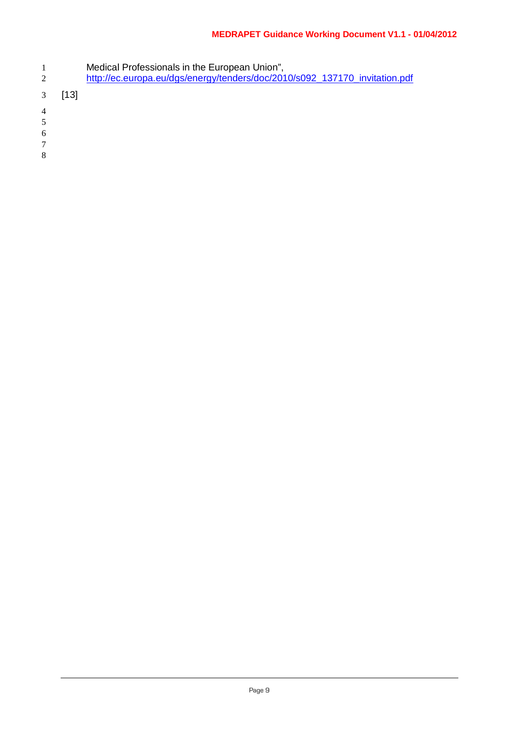Medical Professionals in the European Union",
http://ec.europa.eu/dgs/energy/tenders/doc/2010/s092_137170_invitation.pdf

[13]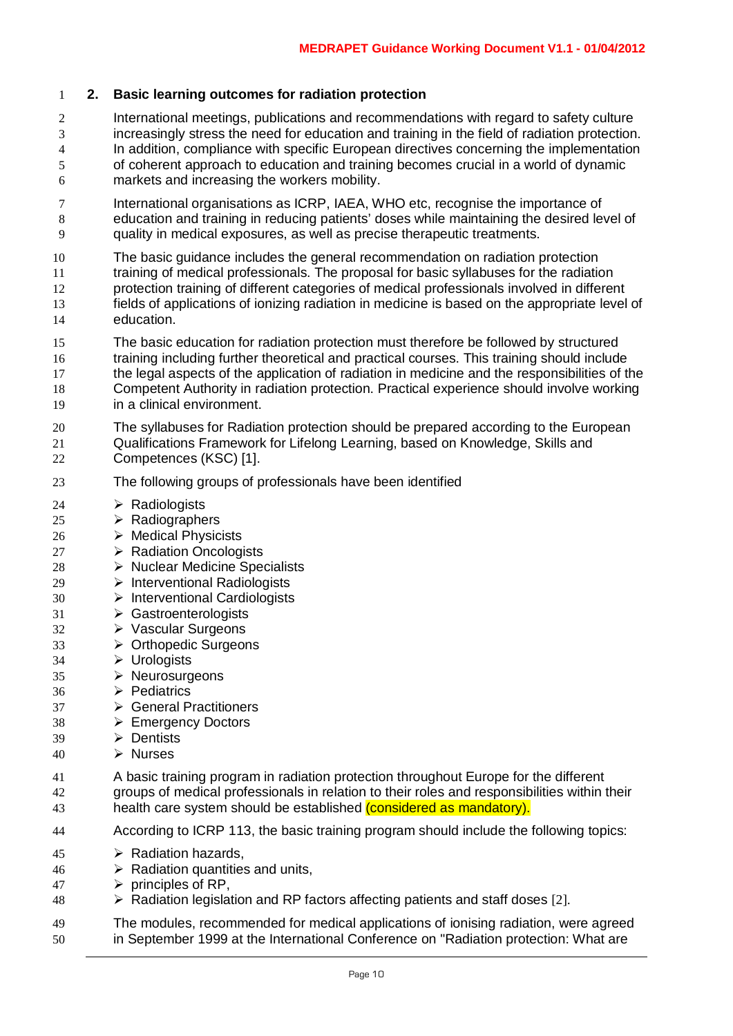## 2. Basic learning outcomes for radiation protection

International meetings, publications and recommendations with regard to safety culture increasingly stress the need for education and training in the field of radiation protection. In addition, compliance with specific European directives concerning the implementation of coherent approach to education and training becomes crucial in a world of dynamic markets and increasing the workers mobility.

International organisations as ICRP, IAEA, WHO etc, recognise the importance of education and training in reducing patients' doses while maintaining the desired level of quality in medical exposures, as well as precise therapeutic treatments.

The basic guidance includes the general recommendation on radiation protection training of medical professionals. The proposal for basic syllabuses for the radiation protection training of different categories of medical professionals involved in different fields of applications of ionizing radiation in medicine is based on the appropriate level of education.

The basic education for radiation protection must therefore be followed by structured training including further theoretical and practical courses. This training should include the legal aspects of the application of radiation in medicine and the responsibilities of the Competent Authority in radiation protection. Practical experience should involve working in a clinical environment.

The syllabuses for Radiation protection should be prepared according to the European Qualifications Framework for Lifelong Learning, based on Knowledge, Skills and Competences (KSC) [1].

The following groups of professionals have been identified

- Radiologists
- Radiographers
- Medical Physicists
- Radiation Oncologists
- Nuclear Medicine Specialists
- Interventional Radiologists
- Interventional Cardiologists
- Gastroenterologists
- Vascular Surgeons
- Orthopedic Surgeons
- Urologists
- Neurosurgeons
- Pediatrics
- General Practitioners
- Emergency Doctors
- Dentists
- Nurses

A basic training program in radiation protection throughout Europe for the different groups of medical professionals in relation to their roles and responsibilities within their health care system should be established (considered as mandatory).

According to ICRP 113, the basic training program should include the following topics:

- Radiation hazards,
- Radiation quantities and units,
- principles of RP,
- Radiation legislation and RP factors affecting patients and staff doses [2].

The modules, recommended for medical applications of ionising radiation, were agreed in September 1999 at the International Conference on "Radiation protection: What are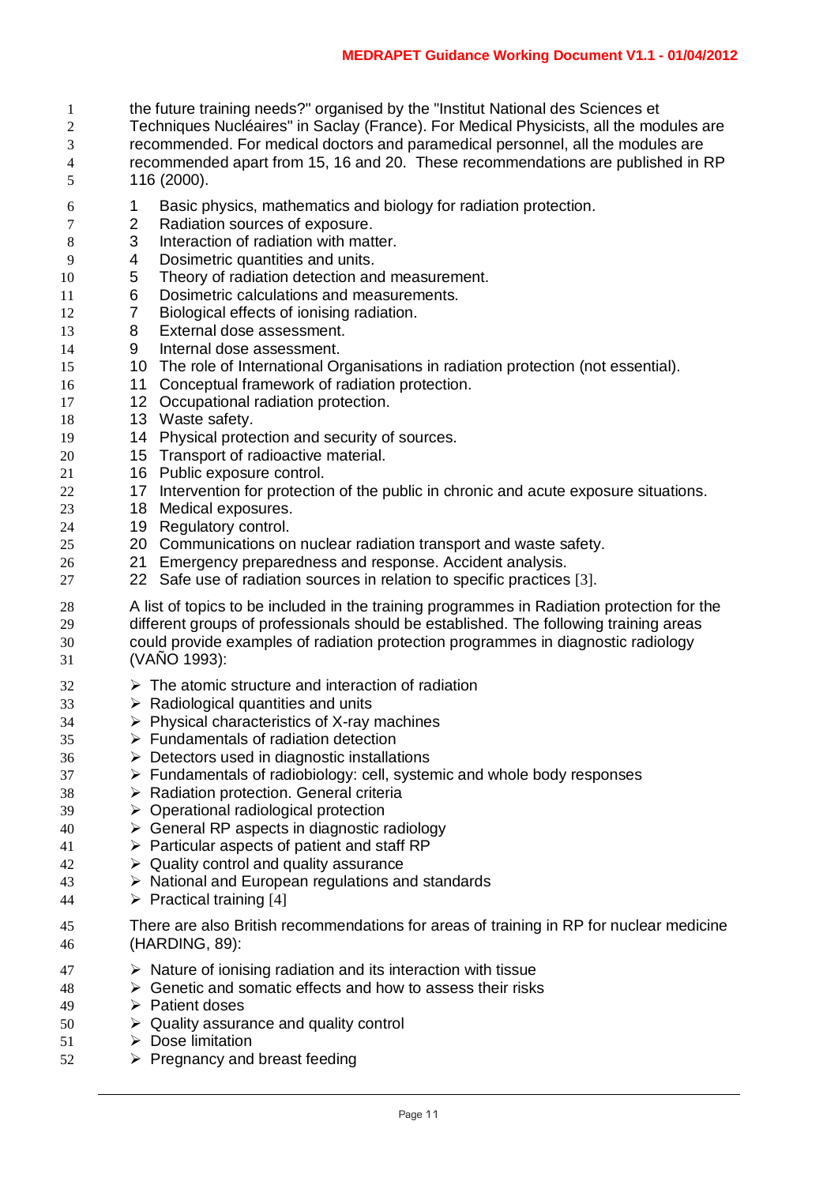the future training needs?" organised by the "Institut National des Sciences et Techniques Nucléaires" in Saclay (France). For Medical Physicists, all the modules are recommended. For medical doctors and paramedical personnel, all the modules are recommended apart from 15, 16 and 20. These recommendations are published in RP 116 (2000).

1. Basic physics, mathematics and biology for radiation protection.
2. Radiation sources of exposure.
3. Interaction of radiation with matter.
4. Dosimetric quantities and units.
5. Theory of radiation detection and measurement.
6. Dosimetric calculations and measurements.
7. Biological effects of ionising radiation.
8. External dose assessment.
9. Internal dose assessment.
10. The role of International Organisations in radiation protection (not essential).
11. Conceptual framework of radiation protection.
12. Occupational radiation protection.
13. Waste safety.
14. Physical protection and security of sources.
15. Transport of radioactive material.
16. Public exposure control.
17. Intervention for protection of the public in chronic and acute exposure situations.
18. Medical exposures.
19. Regulatory control.
20. Communications on nuclear radiation transport and waste safety.
21. Emergency preparedness and response. Accident analysis.
22. Safe use of radiation sources in relation to specific practices [3].

A list of topics to be included in the training programmes in Radiation protection for the different groups of professionals should be established. The following training areas could provide examples of radiation protection programmes in diagnostic radiology (VAÑO 1993):

- The atomic structure and interaction of radiation
- Radiological quantities and units
- Physical characteristics of X-ray machines
- Fundamentals of radiation detection
- Detectors used in diagnostic installations
- Fundamentals of radiobiology: cell, systemic and whole body responses
- Radiation protection. General criteria
- Operational radiological protection
- General RP aspects in diagnostic radiology
- Particular aspects of patient and staff RP
- Quality control and quality assurance
- National and European regulations and standards
- Practical training [4]

There are also British recommendations for areas of training in RP for nuclear medicine (HARDING, 89):

- Nature of ionising radiation and its interaction with tissue
- Genetic and somatic effects and how to assess their risks
- Patient doses
- Quality assurance and quality control
- Dose limitation
- Pregnancy and breast feeding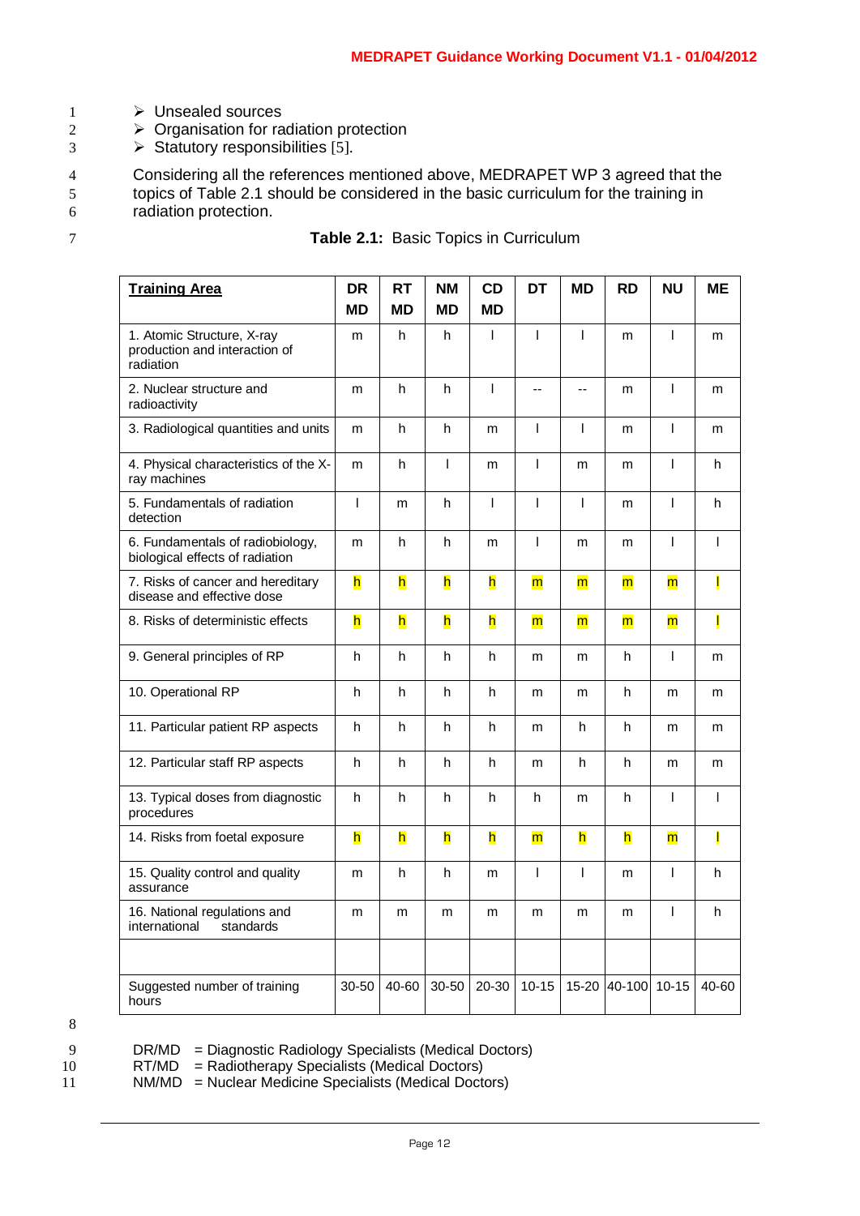- Unsealed sources
- Organisation for radiation protection
- Statutory responsibilities [5].

Considering all the references mentioned above, MEDRAPET WP 3 agreed that the topics of Table 2.1 should be considered in the basic curriculum for the training in radiation protection.

**Table 2.1:** Basic Topics in Curriculum

| Training Area | DR MD | RT MD | NM MD | CD MD | DT | MD | RD | NU | ME |
|---|---|---|---|---|---|---|---|---|---|
| 1. Atomic Structure, X-ray production and interaction of radiation | m | h | h | l | l | l | m | l | m |
| 2. Nuclear structure and radioactivity | m | h | h | l | -- | -- | m | l | m |
| 3. Radiological quantities and units | m | h | h | m | l | l | m | l | m |
| 4. Physical characteristics of the X-ray machines | m | h | l | m | l | m | m | l | h |
| 5. Fundamentals of radiation detection | l | m | h | l | l | l | m | l | h |
| 6. Fundamentals of radiobiology, biological effects of radiation | m | h | h | m | l | m | m | l | l |
| 7. Risks of cancer and hereditary disease and effective dose | h | h | h | h | m | m | m | m | l |
| 8. Risks of deterministic effects | h | h | h | h | m | m | m | m | l |
| 9. General principles of RP | h | h | h | h | m | m | h | l | m |
| 10. Operational RP | h | h | h | h | m | m | h | m | m |
| 11. Particular patient RP aspects | h | h | h | h | m | h | h | m | m |
| 12. Particular staff RP aspects | h | h | h | h | m | h | h | m | m |
| 13. Typical doses from diagnostic procedures | h | h | h | h | h | m | h | l | l |
| 14. Risks from foetal exposure | h | h | h | h | m | h | h | m | l |
| 15. Quality control and quality assurance | m | h | h | m | l | l | m | l | h |
| 16. National regulations and international standards | m | m | m | m | m | m | m | l | h |
| | | | | | | | | | |
| Suggested number of training hours | 30-50 | 40-60 | 30-50 | 20-30 | 10-15 | 15-20 | 40-100 | 10-15 | 40-60 |

DR/MD = Diagnostic Radiology Specialists (Medical Doctors)
RT/MD = Radiotherapy Specialists (Medical Doctors)
NM/MD = Nuclear Medicine Specialists (Medical Doctors)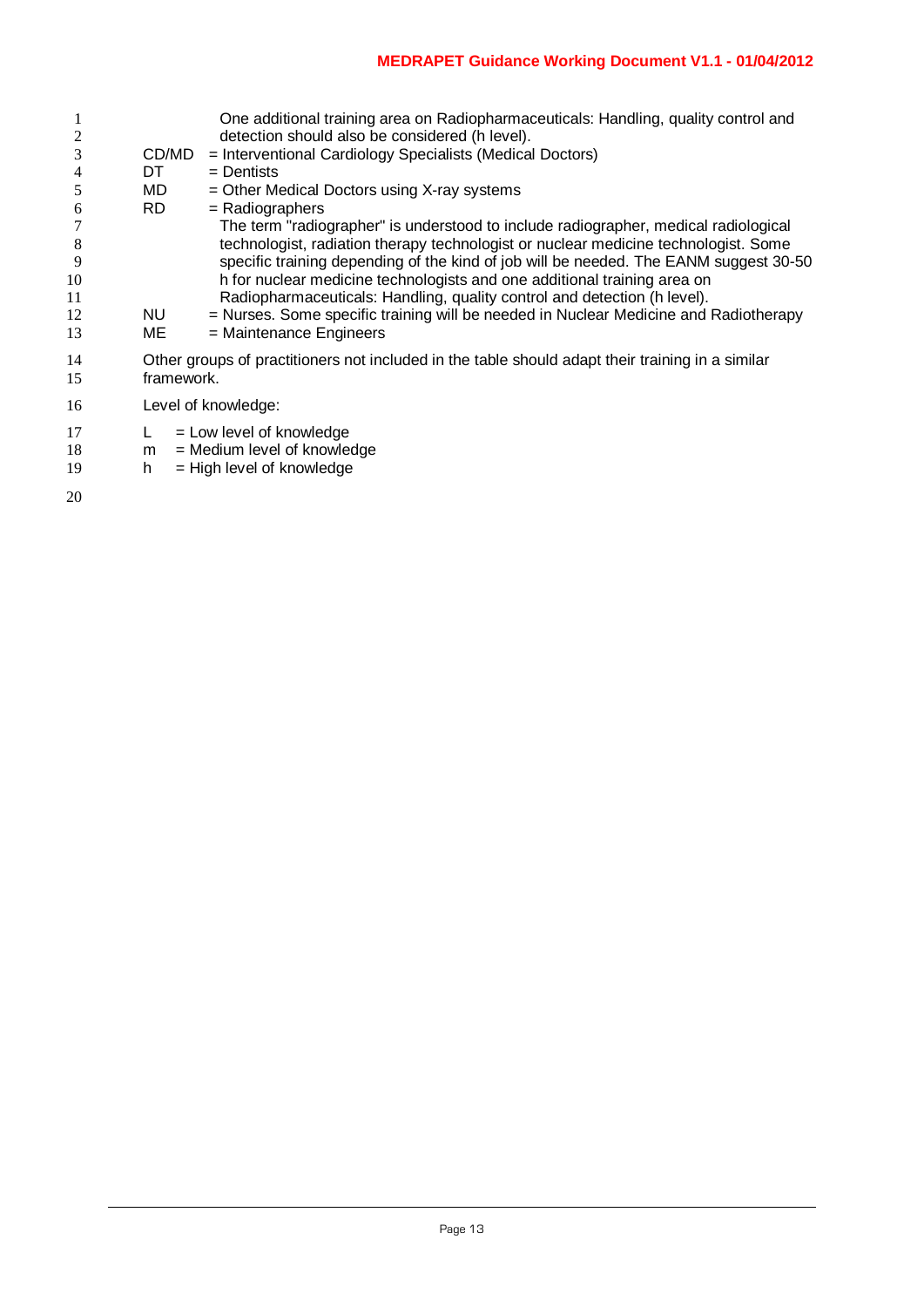One additional training area on Radiopharmaceuticals: Handling, quality control and detection should also be considered (h level).

CD/MD = Interventional Cardiology Specialists (Medical Doctors)

DT = Dentists

MD = Other Medical Doctors using X-ray systems

RD = Radiographers

The term "radiographer" is understood to include radiographer, medical radiological technologist, radiation therapy technologist or nuclear medicine technologist. Some specific training depending of the kind of job will be needed. The EANM suggest 30-50 h for nuclear medicine technologists and one additional training area on Radiopharmaceuticals: Handling, quality control and detection (h level).

NU = Nurses. Some specific training will be needed in Nuclear Medicine and Radiotherapy

ME = Maintenance Engineers

Other groups of practitioners not included in the table should adapt their training in a similar framework.

Level of knowledge:

L = Low level of knowledge

m = Medium level of knowledge

h = High level of knowledge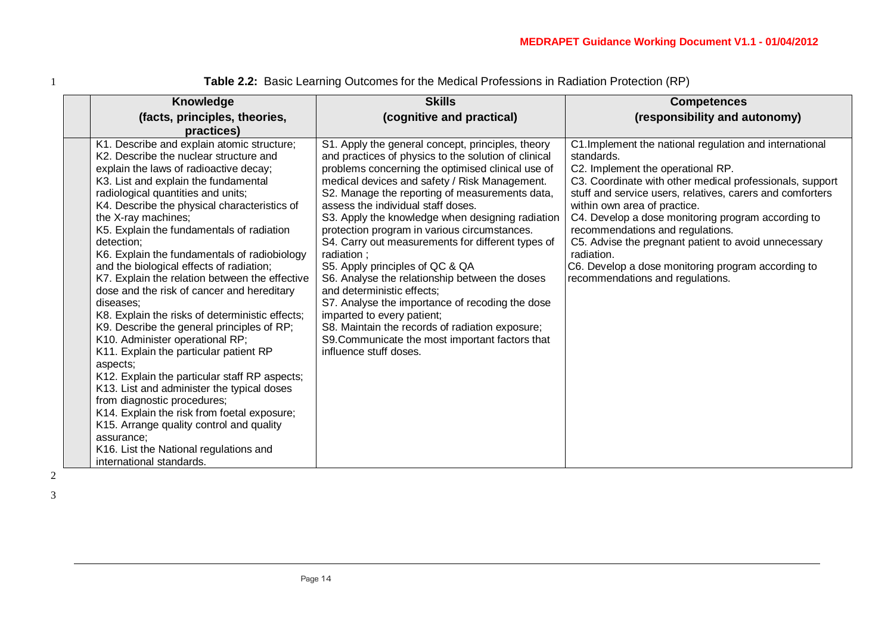**Table 2.2:** Basic Learning Outcomes for the Medical Professions in Radiation Protection (RP)

| Knowledge (facts, principles, theories, practices) | Skills (cognitive and practical) | Competences (responsibility and autonomy) |
|---|---|---|
| K1. Describe and explain atomic structure;<br>K2. Describe the nuclear structure and explain the laws of radioactive decay;<br>K3. List and explain the fundamental radiological quantities and units;<br>K4. Describe the physical characteristics of the X-ray machines;<br>K5. Explain the fundamentals of radiation detection;<br>K6. Explain the fundamentals of radiobiology and the biological effects of radiation;<br>K7. Explain the relation between the effective dose and the risk of cancer and hereditary diseases;<br>K8. Explain the risks of deterministic effects;<br>K9. Describe the general principles of RP;<br>K10. Administer operational RP;<br>K11. Explain the particular patient RP aspects;<br>K12. Explain the particular staff RP aspects;<br>K13. List and administer the typical doses from diagnostic procedures;<br>K14. Explain the risk from foetal exposure;<br>K15. Arrange quality control and quality assurance;<br>K16. List the National regulations and international standards. | S1. Apply the general concept, principles, theory and practices of physics to the solution of clinical problems concerning the optimised clinical use of medical devices and safety / Risk Management.<br>S2. Manage the reporting of measurements data, assess the individual staff doses.<br>S3. Apply the knowledge when designing radiation protection program in various circumstances.<br>S4. Carry out measurements for different types of radiation ;<br>S5. Apply principles of QC & QA<br>S6. Analyse the relationship between the doses and deterministic effects;<br>S7. Analyse the importance of recoding the dose imparted to every patient;<br>S8. Maintain the records of radiation exposure;<br>S9.Communicate the most important factors that influence stuff doses. | C1.Implement the national regulation and international standards.<br>C2. Implement the operational RP.<br>C3. Coordinate with other medical professionals, support stuff and service users, relatives, carers and comforters within own area of practice.<br>C4. Develop a dose monitoring program according to recommendations and regulations.<br>C5. Advise the pregnant patient to avoid unnecessary radiation.<br>C6. Develop a dose monitoring program according to recommendations and regulations. |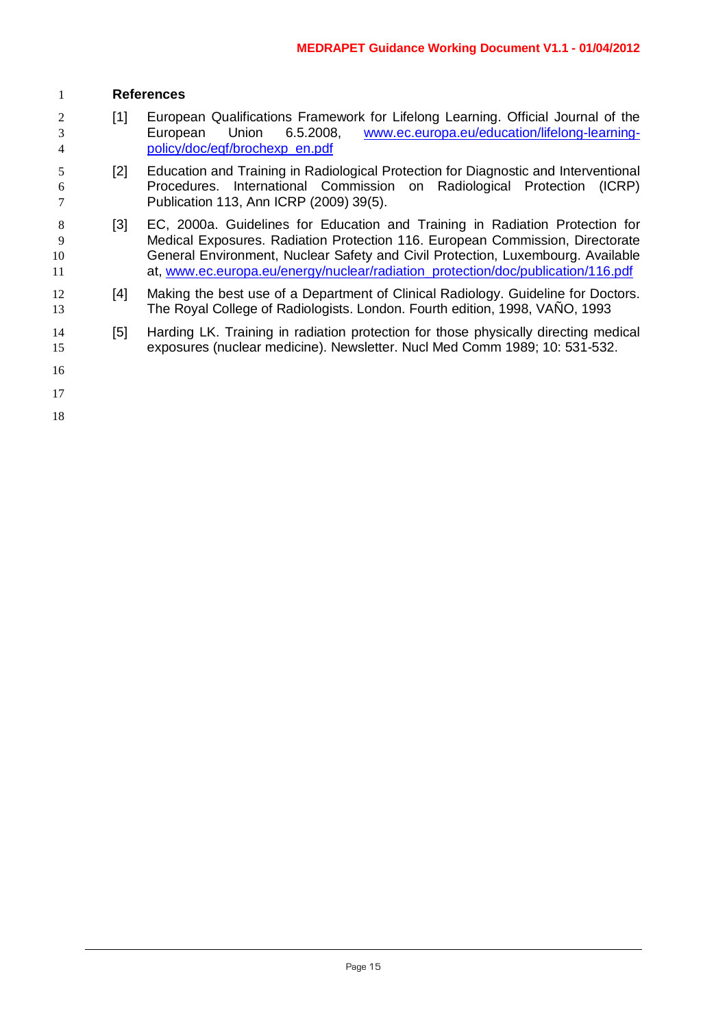## References

[1] European Qualifications Framework for Lifelong Learning. Official Journal of the European Union 6.5.2008, [www.ec.europa.eu/education/lifelong-learning-policy/doc/eqf/brochexp_en.pdf](www.ec.europa.eu/education/lifelong-learning-policy/doc/eqf/brochexp_en.pdf)

[2] Education and Training in Radiological Protection for Diagnostic and Interventional Procedures. International Commission on Radiological Protection (ICRP) Publication 113, Ann ICRP (2009) 39(5).

[3] EC, 2000a. Guidelines for Education and Training in Radiation Protection for Medical Exposures. Radiation Protection 116. European Commission, Directorate General Environment, Nuclear Safety and Civil Protection, Luxembourg. Available at, [www.ec.europa.eu/energy/nuclear/radiation_protection/doc/publication/116.pdf](www.ec.europa.eu/energy/nuclear/radiation_protection/doc/publication/116.pdf)

[4] Making the best use of a Department of Clinical Radiology. Guideline for Doctors. The Royal College of Radiologists. London. Fourth edition, 1998, VAÑO, 1993

[5] Harding LK. Training in radiation protection for those physically directing medical exposures (nuclear medicine). Newsletter. Nucl Med Comm 1989; 10: 531-532.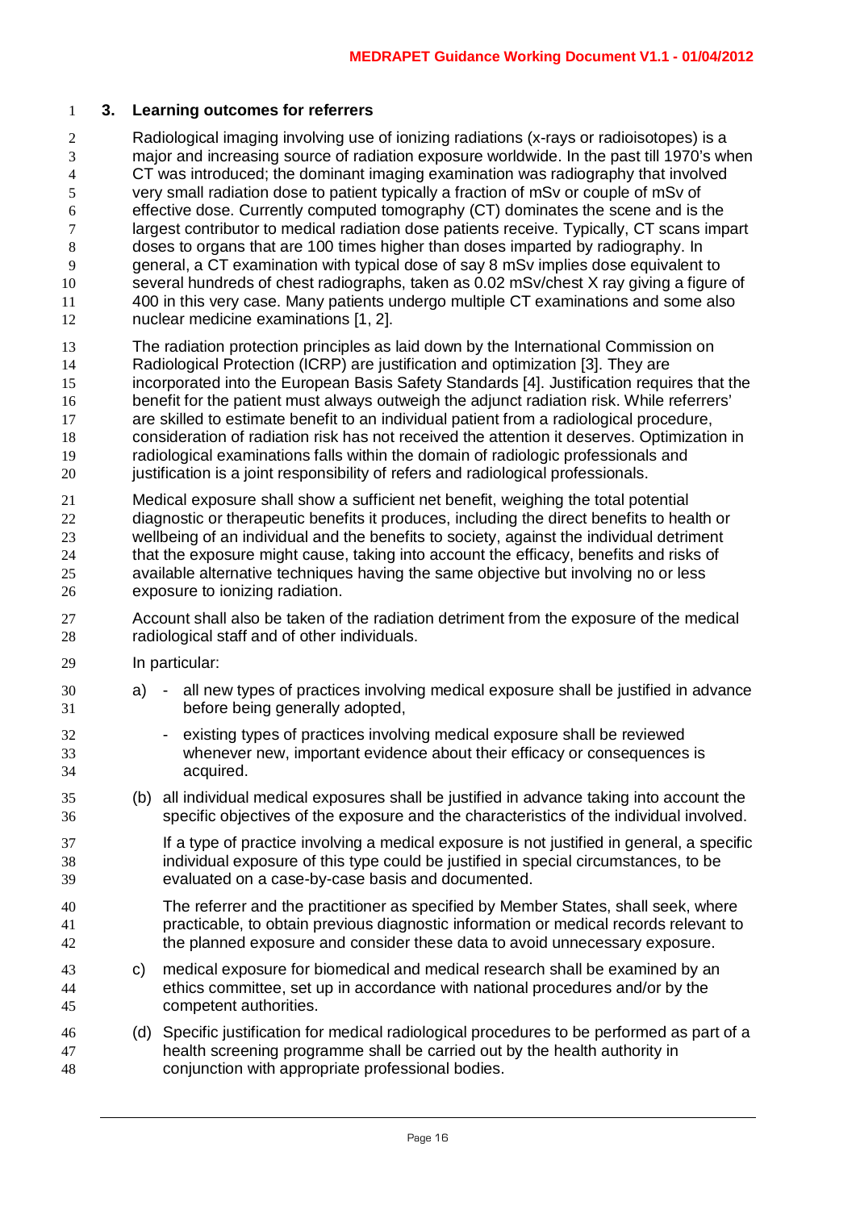## 3. Learning outcomes for referrers

Radiological imaging involving use of ionizing radiations (x-rays or radioisotopes) is a major and increasing source of radiation exposure worldwide. In the past till 1970's when CT was introduced; the dominant imaging examination was radiography that involved very small radiation dose to patient typically a fraction of mSv or couple of mSv of effective dose. Currently computed tomography (CT) dominates the scene and is the largest contributor to medical radiation dose patients receive. Typically, CT scans impart doses to organs that are 100 times higher than doses imparted by radiography. In general, a CT examination with typical dose of say 8 mSv implies dose equivalent to several hundreds of chest radiographs, taken as 0.02 mSv/chest X ray giving a figure of 400 in this very case. Many patients undergo multiple CT examinations and some also nuclear medicine examinations [1, 2].

The radiation protection principles as laid down by the International Commission on Radiological Protection (ICRP) are justification and optimization [3]. They are incorporated into the European Basis Safety Standards [4]. Justification requires that the benefit for the patient must always outweigh the adjunct radiation risk. While referrers' are skilled to estimate benefit to an individual patient from a radiological procedure, consideration of radiation risk has not received the attention it deserves. Optimization in radiological examinations falls within the domain of radiologic professionals and justification is a joint responsibility of refers and radiological professionals.

Medical exposure shall show a sufficient net benefit, weighing the total potential diagnostic or therapeutic benefits it produces, including the direct benefits to health or wellbeing of an individual and the benefits to society, against the individual detriment that the exposure might cause, taking into account the efficacy, benefits and risks of available alternative techniques having the same objective but involving no or less exposure to ionizing radiation.

Account shall also be taken of the radiation detriment from the exposure of the medical radiological staff and of other individuals.

In particular:

a)
- all new types of practices involving medical exposure shall be justified in advance before being generally adopted,
- existing types of practices involving medical exposure shall be reviewed whenever new, important evidence about their efficacy or consequences is acquired.

(b) all individual medical exposures shall be justified in advance taking into account the specific objectives of the exposure and the characteristics of the individual involved.

If a type of practice involving a medical exposure is not justified in general, a specific individual exposure of this type could be justified in special circumstances, to be evaluated on a case-by-case basis and documented.

The referrer and the practitioner as specified by Member States, shall seek, where practicable, to obtain previous diagnostic information or medical records relevant to the planned exposure and consider these data to avoid unnecessary exposure.

c) medical exposure for biomedical and medical research shall be examined by an ethics committee, set up in accordance with national procedures and/or by the competent authorities.

(d) Specific justification for medical radiological procedures to be performed as part of a health screening programme shall be carried out by the health authority in conjunction with appropriate professional bodies.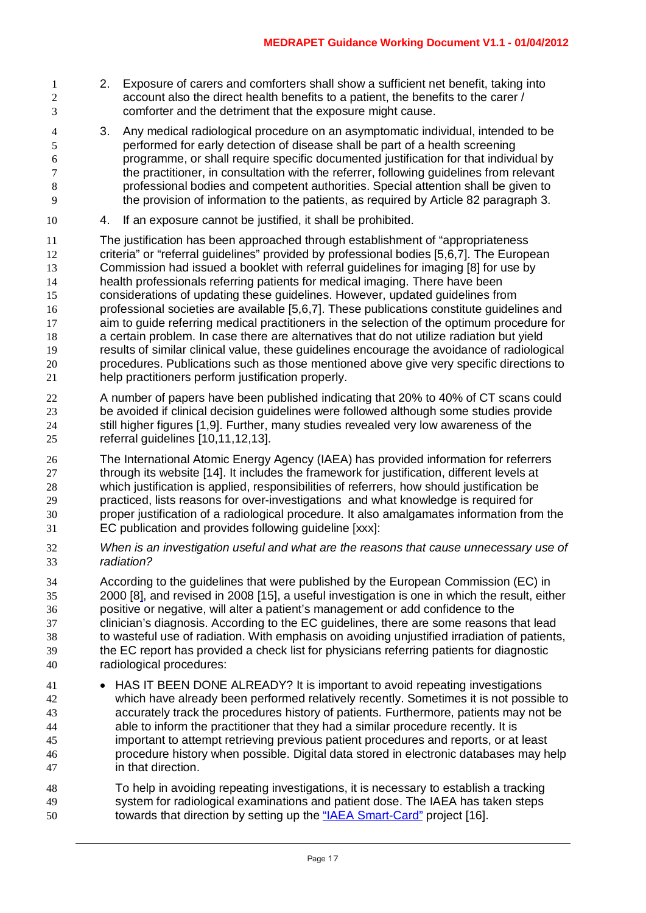2. Exposure of carers and comforters shall show a sufficient net benefit, taking into account also the direct health benefits to a patient, the benefits to the carer / comforter and the detriment that the exposure might cause.

3. Any medical radiological procedure on an asymptomatic individual, intended to be performed for early detection of disease shall be part of a health screening programme, or shall require specific documented justification for that individual by the practitioner, in consultation with the referrer, following guidelines from relevant professional bodies and competent authorities. Special attention shall be given to the provision of information to the patients, as required by Article 82 paragraph 3.

4. If an exposure cannot be justified, it shall be prohibited.

The justification has been approached through establishment of "appropriateness criteria" or "referral guidelines" provided by professional bodies [5,6,7]. The European Commission had issued a booklet with referral guidelines for imaging [8] for use by health professionals referring patients for medical imaging. There have been considerations of updating these guidelines. However, updated guidelines from professional societies are available [5,6,7]. These publications constitute guidelines and aim to guide referring medical practitioners in the selection of the optimum procedure for a certain problem. In case there are alternatives that do not utilize radiation but yield results of similar clinical value, these guidelines encourage the avoidance of radiological procedures. Publications such as those mentioned above give very specific directions to help practitioners perform justification properly.

A number of papers have been published indicating that 20% to 40% of CT scans could be avoided if clinical decision guidelines were followed although some studies provide still higher figures [1,9]. Further, many studies revealed very low awareness of the referral guidelines [10,11,12,13].

The International Atomic Energy Agency (IAEA) has provided information for referrers through its website [14]. It includes the framework for justification, different levels at which justification is applied, responsibilities of referrers, how should justification be practiced, lists reasons for over-investigations and what knowledge is required for proper justification of a radiological procedure. It also amalgamates information from the EC publication and provides following guideline [xxx]:

*When is an investigation useful and what are the reasons that cause unnecessary use of radiation?*

According to the guidelines that were published by the European Commission (EC) in 2000 [8], and revised in 2008 [15], a useful investigation is one in which the result, either positive or negative, will alter a patient's management or add confidence to the clinician's diagnosis. According to the EC guidelines, there are some reasons that lead to wasteful use of radiation. With emphasis on avoiding unjustified irradiation of patients, the EC report has provided a check list for physicians referring patients for diagnostic radiological procedures:

- HAS IT BEEN DONE ALREADY? It is important to avoid repeating investigations which have already been performed relatively recently. Sometimes it is not possible to accurately track the procedures history of patients. Furthermore, patients may not be able to inform the practitioner that they had a similar procedure recently. It is important to attempt retrieving previous patient procedures and reports, or at least procedure history when possible. Digital data stored in electronic databases may help in that direction.

  To help in avoiding repeating investigations, it is necessary to establish a tracking system for radiological examinations and patient dose. The IAEA has taken steps towards that direction by setting up the "IAEA Smart-Card" project [16].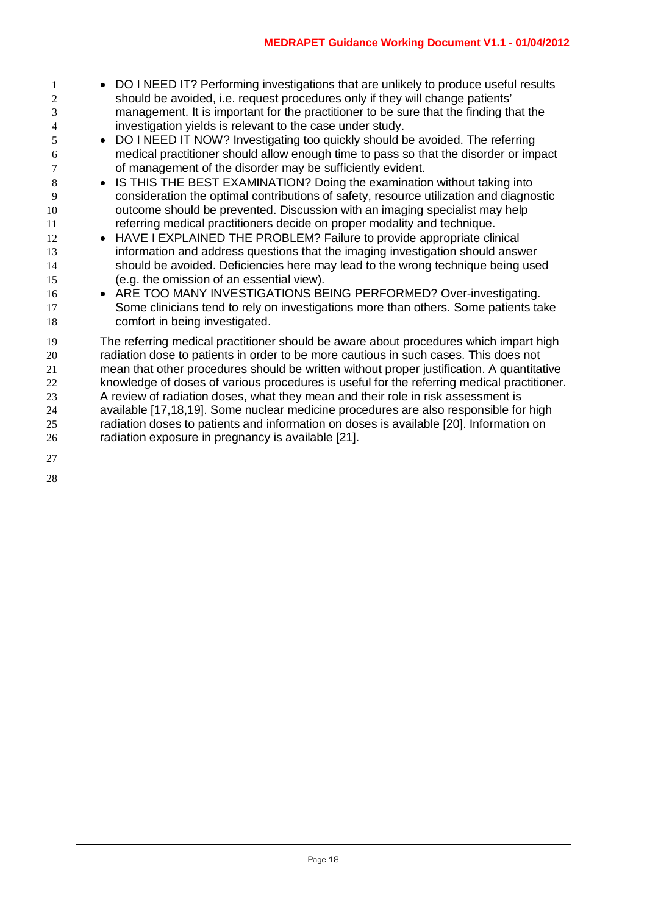- DO I NEED IT? Performing investigations that are unlikely to produce useful results should be avoided, i.e. request procedures only if they will change patients' management. It is important for the practitioner to be sure that the finding that the investigation yields is relevant to the case under study.
- DO I NEED IT NOW? Investigating too quickly should be avoided. The referring medical practitioner should allow enough time to pass so that the disorder or impact of management of the disorder may be sufficiently evident.
- IS THIS THE BEST EXAMINATION? Doing the examination without taking into consideration the optimal contributions of safety, resource utilization and diagnostic outcome should be prevented. Discussion with an imaging specialist may help referring medical practitioners decide on proper modality and technique.
- HAVE I EXPLAINED THE PROBLEM? Failure to provide appropriate clinical information and address questions that the imaging investigation should answer should be avoided. Deficiencies here may lead to the wrong technique being used (e.g. the omission of an essential view).
- ARE TOO MANY INVESTIGATIONS BEING PERFORMED? Over-investigating. Some clinicians tend to rely on investigations more than others. Some patients take comfort in being investigated.

The referring medical practitioner should be aware about procedures which impart high radiation dose to patients in order to be more cautious in such cases. This does not mean that other procedures should be written without proper justification. A quantitative knowledge of doses of various procedures is useful for the referring medical practitioner. A review of radiation doses, what they mean and their role in risk assessment is available [17,18,19]. Some nuclear medicine procedures are also responsible for high radiation doses to patients and information on doses is available [20]. Information on radiation exposure in pregnancy is available [21].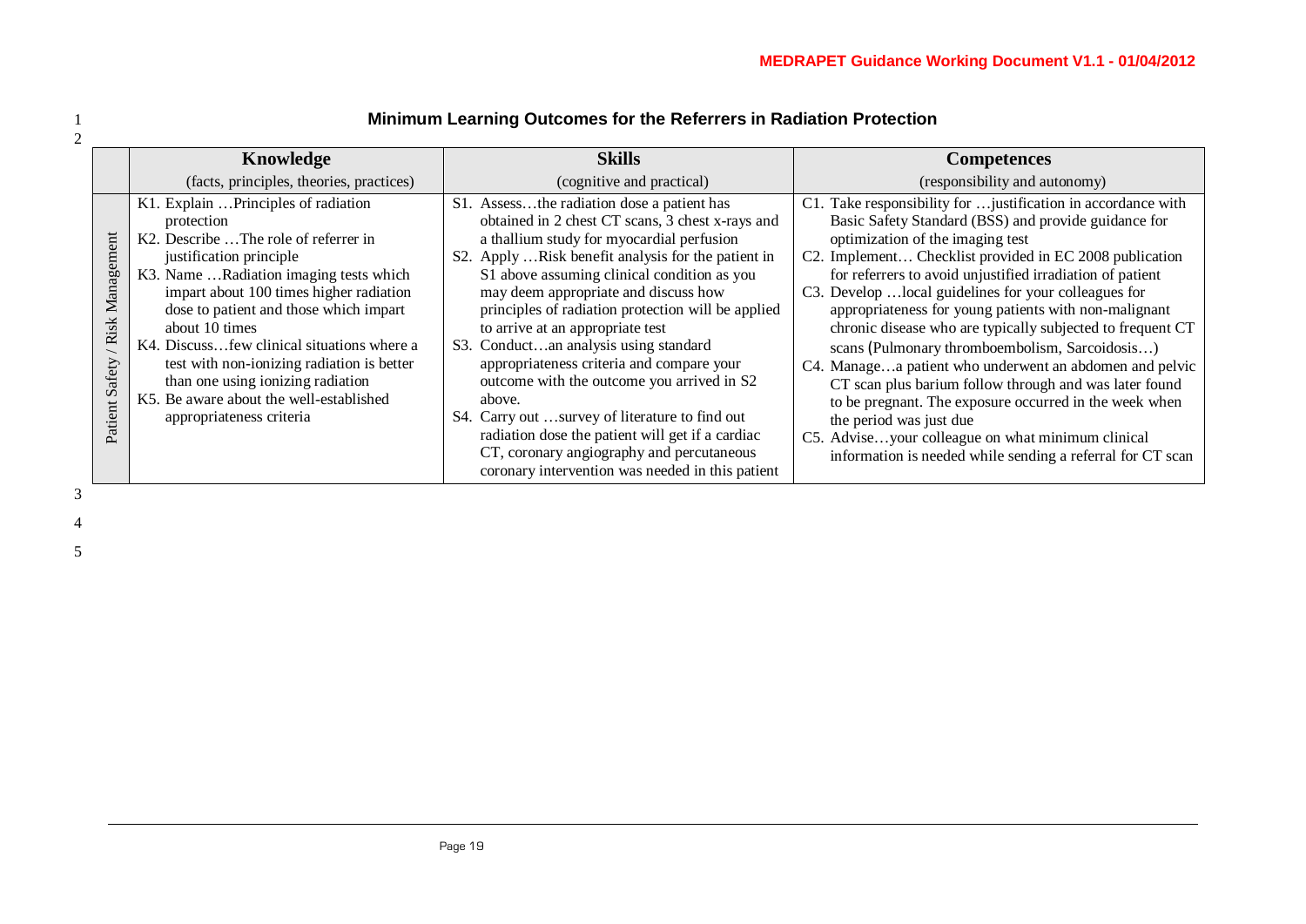## Minimum Learning Outcomes for the Referrers in Radiation Protection

| | Knowledge | Skills | Competences |
|---|---|---|---|
| | (facts, principles, theories, practices) | (cognitive and practical) | (responsibility and autonomy) |
| Patient Safety / Risk Management | K1. Explain …Principles of radiation protection<br>K2. Describe …The role of referrer in justification principle<br>K3. Name …Radiation imaging tests which impart about 100 times higher radiation dose to patient and those which impart about 10 times<br>K4. Discuss…few clinical situations where a test with non-ionizing radiation is better than one using ionizing radiation<br>K5. Be aware about the well-established appropriateness criteria | S1. Assess…the radiation dose a patient has obtained in 2 chest CT scans, 3 chest x-rays and a thallium study for myocardial perfusion<br>S2. Apply …Risk benefit analysis for the patient in S1 above assuming clinical condition as you may deem appropriate and discuss how principles of radiation protection will be applied to arrive at an appropriate test<br>S3. Conduct…an analysis using standard appropriateness criteria and compare your outcome with the outcome you arrived in S2 above.<br>S4. Carry out …survey of literature to find out radiation dose the patient will get if a cardiac CT, coronary angiography and percutaneous coronary intervention was needed in this patient | C1. Take responsibility for …justification in accordance with Basic Safety Standard (BSS) and provide guidance for optimization of the imaging test<br>C2. Implement… Checklist provided in EC 2008 publication for referrers to avoid unjustified irradiation of patient<br>C3. Develop …local guidelines for your colleagues for appropriateness for young patients with non-malignant chronic disease who are typically subjected to frequent CT scans (Pulmonary thromboembolism, Sarcoidosis…)<br>C4. Manage…a patient who underwent an abdomen and pelvic CT scan plus barium follow through and was later found to be pregnant. The exposure occurred in the week when the period was just due<br>C5. Advise…your colleague on what minimum clinical information is needed while sending a referral for CT scan |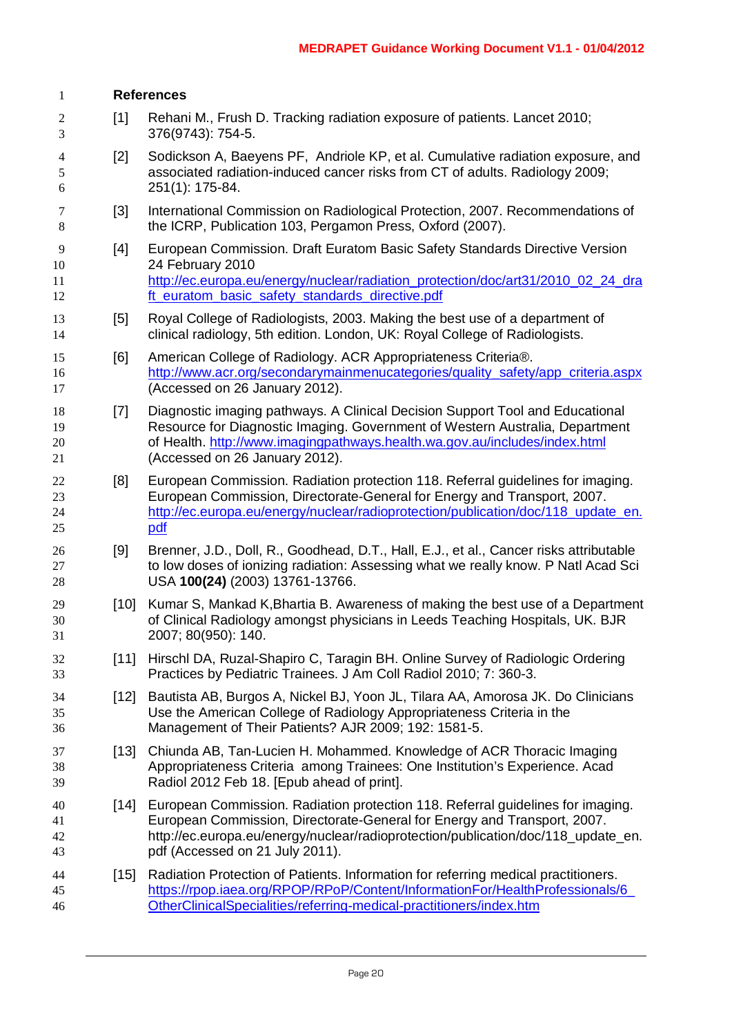## References

[1] Rehani M., Frush D. Tracking radiation exposure of patients. Lancet 2010; 376(9743): 754-5.

[2] Sodickson A, Baeyens PF, Andriole KP, et al. Cumulative radiation exposure, and associated radiation-induced cancer risks from CT of adults. Radiology 2009; 251(1): 175-84.

[3] International Commission on Radiological Protection, 2007. Recommendations of the ICRP, Publication 103, Pergamon Press, Oxford (2007).

[4] European Commission. Draft Euratom Basic Safety Standards Directive Version 24 February 2010 http://ec.europa.eu/energy/nuclear/radiation_protection/doc/art31/2010_02_24_draft_euratom_basic_safety_standards_directive.pdf

[5] Royal College of Radiologists, 2003. Making the best use of a department of clinical radiology, 5th edition. London, UK: Royal College of Radiologists.

[6] American College of Radiology. ACR Appropriateness Criteria®. http://www.acr.org/secondarymainmenucategories/quality_safety/app_criteria.aspx (Accessed on 26 January 2012).

[7] Diagnostic imaging pathways. A Clinical Decision Support Tool and Educational Resource for Diagnostic Imaging. Government of Western Australia, Department of Health. http://www.imagingpathways.health.wa.gov.au/includes/index.html (Accessed on 26 January 2012).

[8] European Commission. Radiation protection 118. Referral guidelines for imaging. European Commission, Directorate-General for Energy and Transport, 2007. http://ec.europa.eu/energy/nuclear/radioprotection/publication/doc/118_update_en.pdf

[9] Brenner, J.D., Doll, R., Goodhead, D.T., Hall, E.J., et al., Cancer risks attributable to low doses of ionizing radiation: Assessing what we really know. P Natl Acad Sci USA **100(24)** (2003) 13761-13766.

[10] Kumar S, Mankad K,Bhartia B. Awareness of making the best use of a Department of Clinical Radiology amongst physicians in Leeds Teaching Hospitals, UK. BJR 2007; 80(950): 140.

[11] Hirschl DA, Ruzal-Shapiro C, Taragin BH. Online Survey of Radiologic Ordering Practices by Pediatric Trainees. J Am Coll Radiol 2010; 7: 360-3.

[12] Bautista AB, Burgos A, Nickel BJ, Yoon JL, Tilara AA, Amorosa JK. Do Clinicians Use the American College of Radiology Appropriateness Criteria in the Management of Their Patients? AJR 2009; 192: 1581-5.

[13] Chiunda AB, Tan-Lucien H. Mohammed. Knowledge of ACR Thoracic Imaging Appropriateness Criteria among Trainees: One Institution's Experience. Acad Radiol 2012 Feb 18. [Epub ahead of print].

[14] European Commission. Radiation protection 118. Referral guidelines for imaging. European Commission, Directorate-General for Energy and Transport, 2007. http://ec.europa.eu/energy/nuclear/radioprotection/publication/doc/118_update_en.pdf (Accessed on 21 July 2011).

[15] Radiation Protection of Patients. Information for referring medical practitioners. https://rpop.iaea.org/RPOP/RPoP/Content/InformationFor/HealthProfessionals/6_OtherClinicalSpecialities/referring-medical-practitioners/index.htm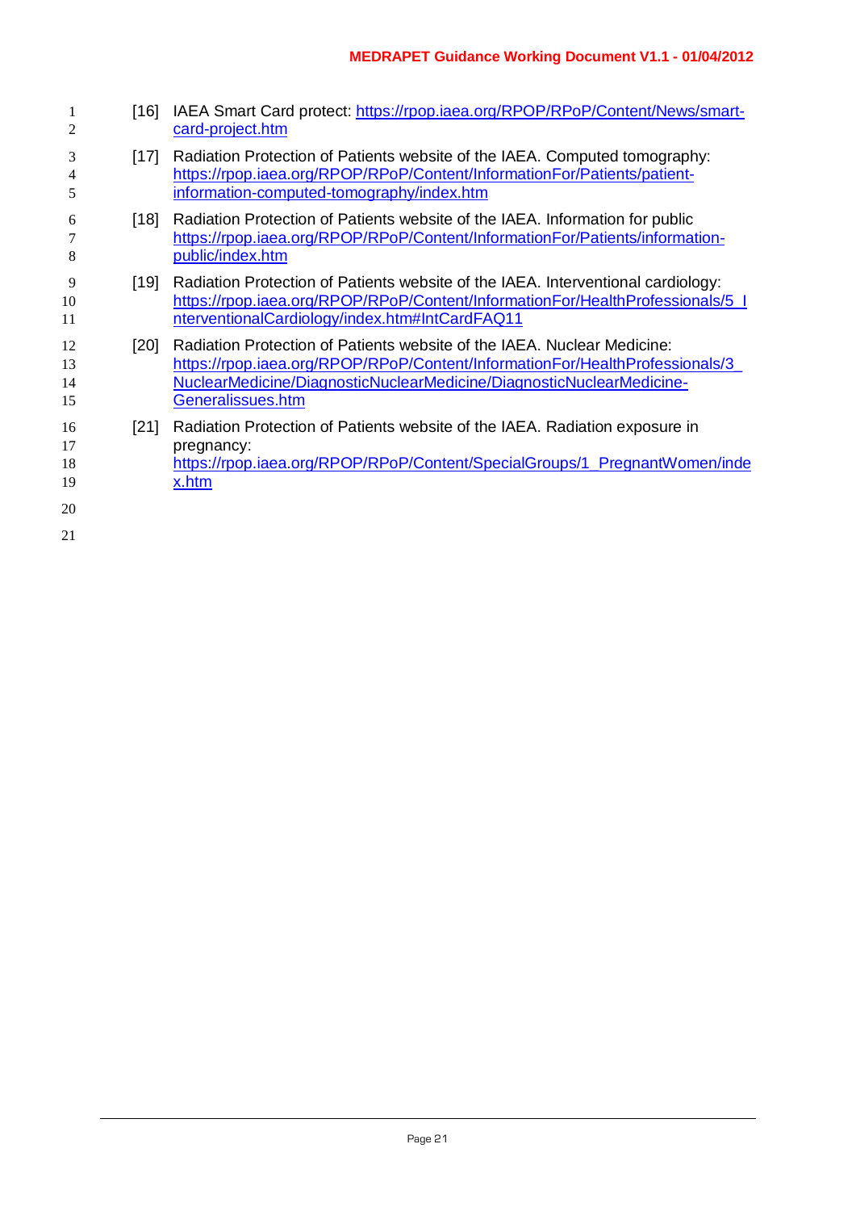[16] IAEA Smart Card protect: https://rpop.iaea.org/RPOP/RPoP/Content/News/smart-card-project.htm

[17] Radiation Protection of Patients website of the IAEA. Computed tomography: https://rpop.iaea.org/RPOP/RPoP/Content/InformationFor/Patients/patient-information-computed-tomography/index.htm

[18] Radiation Protection of Patients website of the IAEA. Information for public https://rpop.iaea.org/RPOP/RPoP/Content/InformationFor/Patients/information-public/index.htm

[19] Radiation Protection of Patients website of the IAEA. Interventional cardiology: https://rpop.iaea.org/RPOP/RPoP/Content/InformationFor/HealthProfessionals/5_InterventionalCardiology/index.htm#IntCardFAQ11

[20] Radiation Protection of Patients website of the IAEA. Nuclear Medicine: https://rpop.iaea.org/RPOP/RPoP/Content/InformationFor/HealthProfessionals/3_NuclearMedicine/DiagnosticNuclearMedicine/DiagnosticNuclearMedicine-Generalissues.htm

[21] Radiation Protection of Patients website of the IAEA. Radiation exposure in pregnancy: https://rpop.iaea.org/RPOP/RPoP/Content/SpecialGroups/1_PregnantWomen/index.htm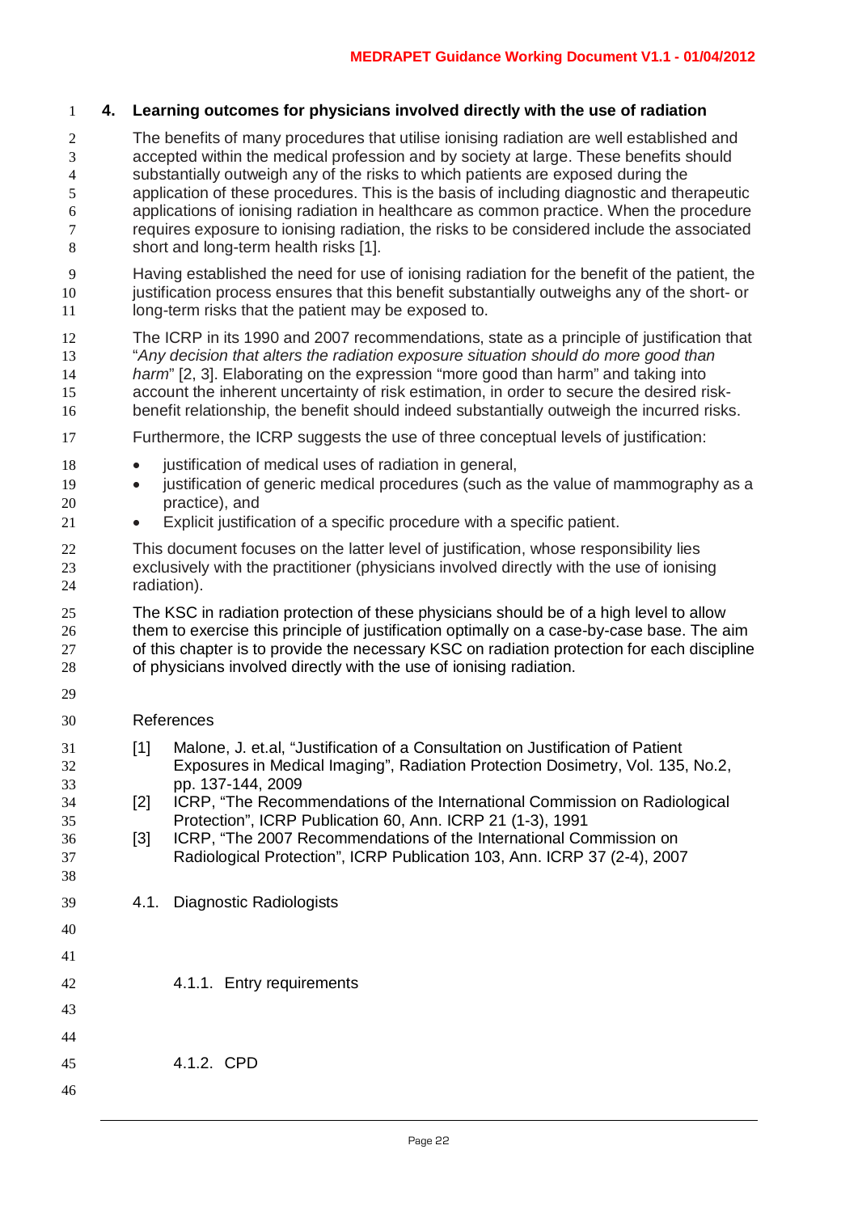# 4. Learning outcomes for physicians involved directly with the use of radiation

The benefits of many procedures that utilise ionising radiation are well established and accepted within the medical profession and by society at large. These benefits should substantially outweigh any of the risks to which patients are exposed during the application of these procedures. This is the basis of including diagnostic and therapeutic applications of ionising radiation in healthcare as common practice. When the procedure requires exposure to ionising radiation, the risks to be considered include the associated short and long-term health risks [1].

Having established the need for use of ionising radiation for the benefit of the patient, the justification process ensures that this benefit substantially outweighs any of the short- or long-term risks that the patient may be exposed to.

The ICRP in its 1990 and 2007 recommendations, state as a principle of justification that "*Any decision that alters the radiation exposure situation should do more good than harm*" [2, 3]. Elaborating on the expression "more good than harm" and taking into account the inherent uncertainty of risk estimation, in order to secure the desired risk-benefit relationship, the benefit should indeed substantially outweigh the incurred risks.

Furthermore, the ICRP suggests the use of three conceptual levels of justification:

- justification of medical uses of radiation in general,
- justification of generic medical procedures (such as the value of mammography as a practice), and
- Explicit justification of a specific procedure with a specific patient.

This document focuses on the latter level of justification, whose responsibility lies exclusively with the practitioner (physicians involved directly with the use of ionising radiation).

The KSC in radiation protection of these physicians should be of a high level to allow them to exercise this principle of justification optimally on a case-by-case base. The aim of this chapter is to provide the necessary KSC on radiation protection for each discipline of physicians involved directly with the use of ionising radiation.

References

[1] Malone, J. et.al, "Justification of a Consultation on Justification of Patient Exposures in Medical Imaging", Radiation Protection Dosimetry, Vol. 135, No.2, pp. 137-144, 2009

[2] ICRP, "The Recommendations of the International Commission on Radiological Protection", ICRP Publication 60, Ann. ICRP 21 (1-3), 1991

[3] ICRP, "The 2007 Recommendations of the International Commission on Radiological Protection", ICRP Publication 103, Ann. ICRP 37 (2-4), 2007

## 4.1. Diagnostic Radiologists

### 4.1.1. Entry requirements

### 4.1.2. CPD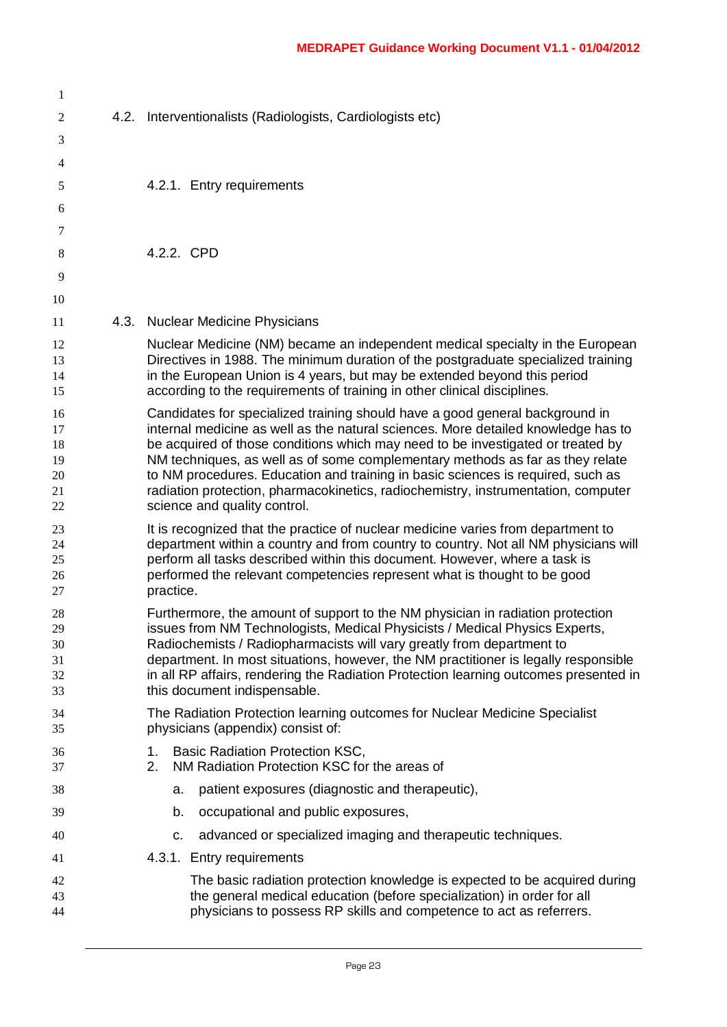## 4.2. Interventionalists (Radiologists, Cardiologists etc)

### 4.2.1. Entry requirements

### 4.2.2. CPD

## 4.3. Nuclear Medicine Physicians

Nuclear Medicine (NM) became an independent medical specialty in the European Directives in 1988. The minimum duration of the postgraduate specialized training in the European Union is 4 years, but may be extended beyond this period according to the requirements of training in other clinical disciplines.

Candidates for specialized training should have a good general background in internal medicine as well as the natural sciences. More detailed knowledge has to be acquired of those conditions which may need to be investigated or treated by NM techniques, as well as of some complementary methods as far as they relate to NM procedures. Education and training in basic sciences is required, such as radiation protection, pharmacokinetics, radiochemistry, instrumentation, computer science and quality control.

It is recognized that the practice of nuclear medicine varies from department to department within a country and from country to country. Not all NM physicians will perform all tasks described within this document. However, where a task is performed the relevant competencies represent what is thought to be good practice.

Furthermore, the amount of support to the NM physician in radiation protection issues from NM Technologists, Medical Physicists / Medical Physics Experts, Radiochemists / Radiopharmacists will vary greatly from department to department. In most situations, however, the NM practitioner is legally responsible in all RP affairs, rendering the Radiation Protection learning outcomes presented in this document indispensable.

The Radiation Protection learning outcomes for Nuclear Medicine Specialist physicians (appendix) consist of:

1. Basic Radiation Protection KSC,
2. NM Radiation Protection KSC for the areas of
   a. patient exposures (diagnostic and therapeutic),
   b. occupational and public exposures,
   c. advanced or specialized imaging and therapeutic techniques.

### 4.3.1. Entry requirements

The basic radiation protection knowledge is expected to be acquired during the general medical education (before specialization) in order for all physicians to possess RP skills and competence to act as referrers.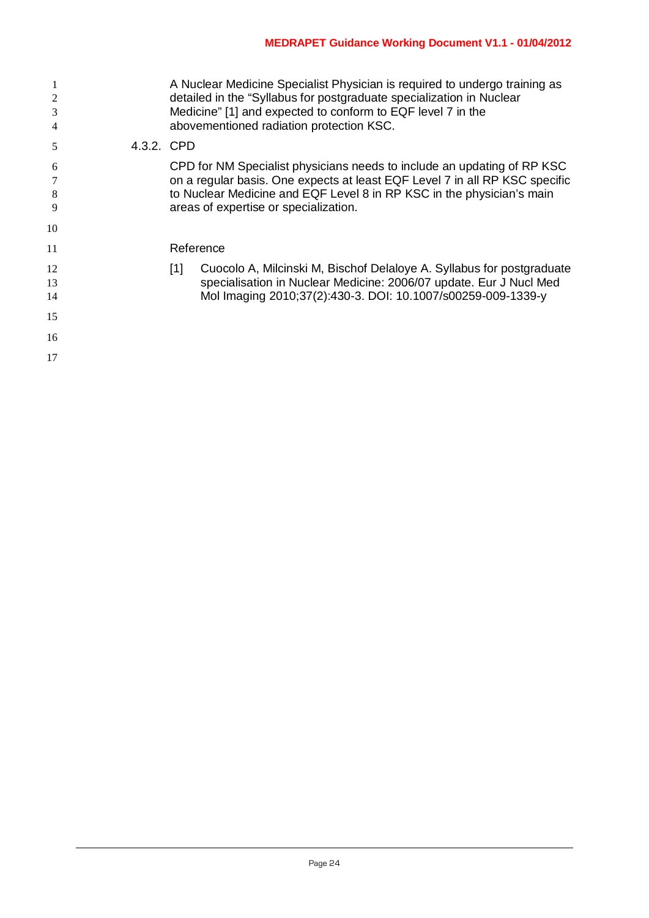A Nuclear Medicine Specialist Physician is required to undergo training as detailed in the "Syllabus for postgraduate specialization in Nuclear Medicine" [1] and expected to conform to EQF level 7 in the abovementioned radiation protection KSC.

#### 4.3.2. CPD

CPD for NM Specialist physicians needs to include an updating of RP KSC on a regular basis. One expects at least EQF Level 7 in all RP KSC specific to Nuclear Medicine and EQF Level 8 in RP KSC in the physician's main areas of expertise or specialization.

Reference

[1] Cuocolo A, Milcinski M, Bischof Delaloye A. Syllabus for postgraduate specialisation in Nuclear Medicine: 2006/07 update. Eur J Nucl Med Mol Imaging 2010;37(2):430-3. DOI: 10.1007/s00259-009-1339-y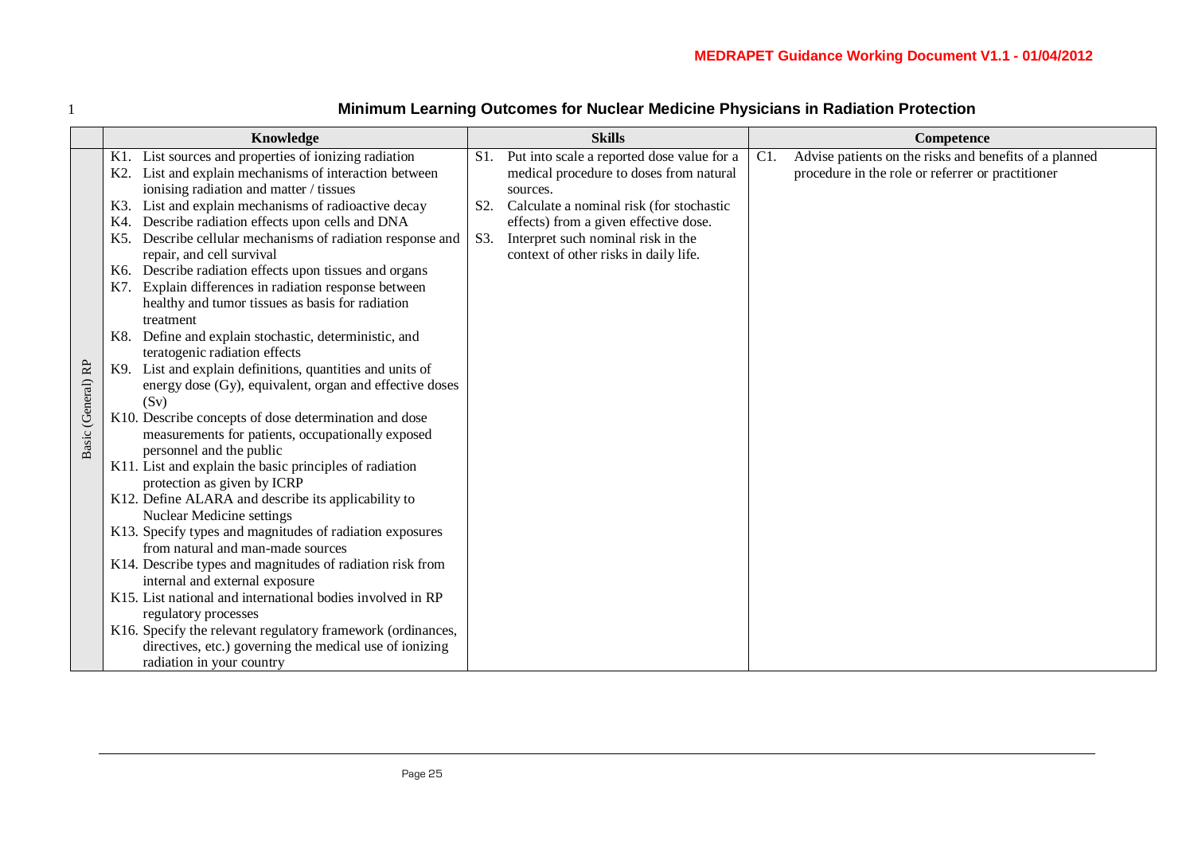## Minimum Learning Outcomes for Nuclear Medicine Physicians in Radiation Protection

| | Knowledge | Skills | Competence |
|---|---|---|---|
| Basic (General) RP | K1. List sources and properties of ionizing radiation<br>K2. List and explain mechanisms of interaction between ionising radiation and matter / tissues<br>K3. List and explain mechanisms of radioactive decay<br>K4. Describe radiation effects upon cells and DNA<br>K5. Describe cellular mechanisms of radiation response and repair, and cell survival<br>K6. Describe radiation effects upon tissues and organs<br>K7. Explain differences in radiation response between healthy and tumor tissues as basis for radiation treatment<br>K8. Define and explain stochastic, deterministic, and teratogenic radiation effects<br>K9. List and explain definitions, quantities and units of energy dose (Gy), equivalent, organ and effective doses (Sv)<br>K10. Describe concepts of dose determination and dose measurements for patients, occupationally exposed personnel and the public<br>K11. List and explain the basic principles of radiation protection as given by ICRP<br>K12. Define ALARA and describe its applicability to Nuclear Medicine settings<br>K13. Specify types and magnitudes of radiation exposures from natural and man-made sources<br>K14. Describe types and magnitudes of radiation risk from internal and external exposure<br>K15. List national and international bodies involved in RP regulatory processes<br>K16. Specify the relevant regulatory framework (ordinances, directives, etc.) governing the medical use of ionizing radiation in your country | S1. Put into scale a reported dose value for a medical procedure to doses from natural sources.<br>S2. Calculate a nominal risk (for stochastic effects) from a given effective dose.<br>S3. Interpret such nominal risk in the context of other risks in daily life. | C1. Advise patients on the risks and benefits of a planned procedure in the role or referrer or practitioner |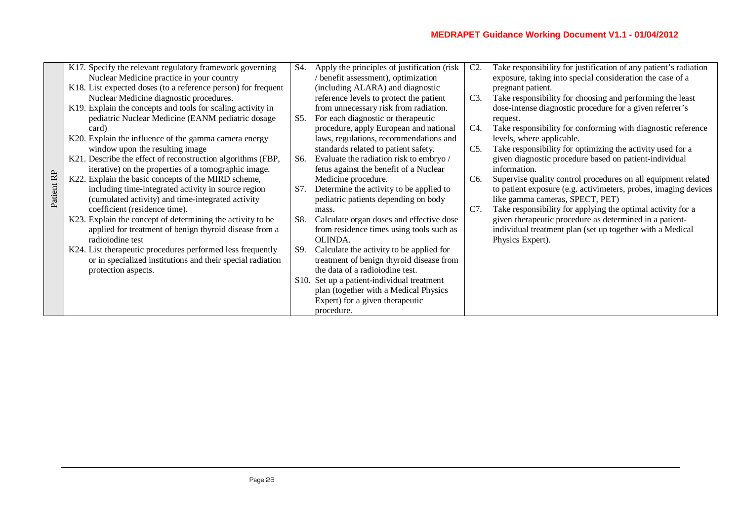| | | | |
|---|---|---|---|
| Patient RP | K17. Specify the relevant regulatory framework governing Nuclear Medicine practice in your country<br>K18. List expected doses (to a reference person) for frequent Nuclear Medicine diagnostic procedures.<br>K19. Explain the concepts and tools for scaling activity in pediatric Nuclear Medicine (EANM pediatric dosage card)<br>K20. Explain the influence of the gamma camera energy window upon the resulting image<br>K21. Describe the effect of reconstruction algorithms (FBP, iterative) on the properties of a tomographic image.<br>K22. Explain the basic concepts of the MIRD scheme, including time-integrated activity in source region (cumulated activity) and time-integrated activity coefficient (residence time).<br>K23. Explain the concept of determining the activity to be applied for treatment of benign thyroid disease from a radioiodine test<br>K24. List therapeutic procedures performed less frequently or in specialized institutions and their special radiation protection aspects. | S4. Apply the principles of justification (risk / benefit assessment), optimization (including ALARA) and diagnostic reference levels to protect the patient from unnecessary risk from radiation.<br>S5. For each diagnostic or therapeutic procedure, apply European and national laws, regulations, recommendations and standards related to patient safety.<br>S6. Evaluate the radiation risk to embryo / fetus against the benefit of a Nuclear Medicine procedure.<br>S7. Determine the activity to be applied to pediatric patients depending on body mass.<br>S8. Calculate organ doses and effective dose from residence times using tools such as OLINDA.<br>S9. Calculate the activity to be applied for treatment of benign thyroid disease from the data of a radioiodine test.<br>S10. Set up a patient-individual treatment plan (together with a Medical Physics Expert) for a given therapeutic procedure. | C2. Take responsibility for justification of any patient's radiation exposure, taking into special consideration the case of a pregnant patient.<br>C3. Take responsibility for choosing and performing the least dose-intense diagnostic procedure for a given referrer's request.<br>C4. Take responsibility for conforming with diagnostic reference levels, where applicable.<br>C5. Take responsibility for optimizing the activity used for a given diagnostic procedure based on patient-individual information.<br>C6. Supervise quality control procedures on all equipment related to patient exposure (e.g. activimeters, probes, imaging devices like gamma cameras, SPECT, PET)<br>C7. Take responsibility for applying the optimal activity for a given therapeutic procedure as determined in a patient-individual treatment plan (set up together with a Medical Physics Expert). |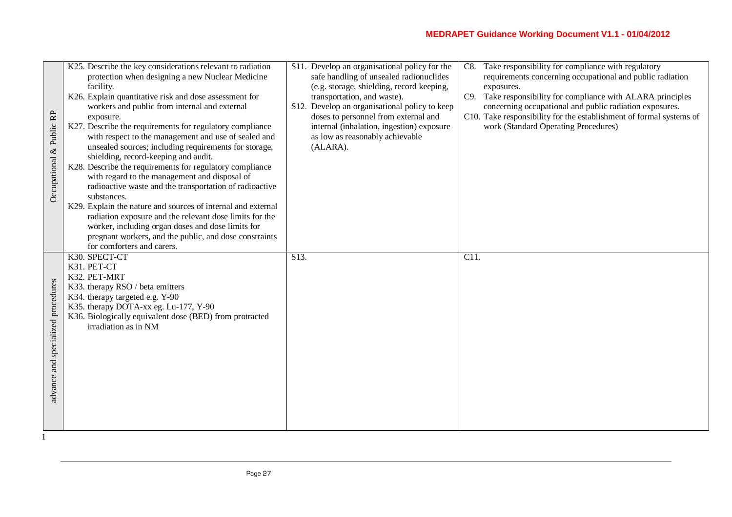| | | | |
|---|---|---|---|
| Occupational & Public RP | K25. Describe the key considerations relevant to radiation protection when designing a new Nuclear Medicine facility.<br>K26. Explain quantitative risk and dose assessment for workers and public from internal and external exposure.<br>K27. Describe the requirements for regulatory compliance with respect to the management and use of sealed and unsealed sources; including requirements for storage, shielding, record-keeping and audit.<br>K28. Describe the requirements for regulatory compliance with regard to the management and disposal of radioactive waste and the transportation of radioactive substances.<br>K29. Explain the nature and sources of internal and external radiation exposure and the relevant dose limits for the worker, including organ doses and dose limits for pregnant workers, and the public, and dose constraints for comforters and carers. | S11. Develop an organisational policy for the safe handling of unsealed radionuclides (e.g. storage, shielding, record keeping, transportation, and waste).<br>S12. Develop an organisational policy to keep doses to personnel from external and internal (inhalation, ingestion) exposure as low as reasonably achievable (ALARA). | C8. Take responsibility for compliance with regulatory requirements concerning occupational and public radiation exposures.<br>C9. Take responsibility for compliance with ALARA principles concerning occupational and public radiation exposures.<br>C10. Take responsibility for the establishment of formal systems of work (Standard Operating Procedures) |
| advance and specialized procedures | K30. SPECT-CT<br>K31. PET-CT<br>K32. PET-MRT<br>K33. therapy RSO / beta emitters<br>K34. therapy targeted e.g. Y-90<br>K35. therapy DOTA-xx eg. Lu-177, Y-90<br>K36. Biologically equivalent dose (BED) from protracted irradiation as in NM | S13. | C11. |

1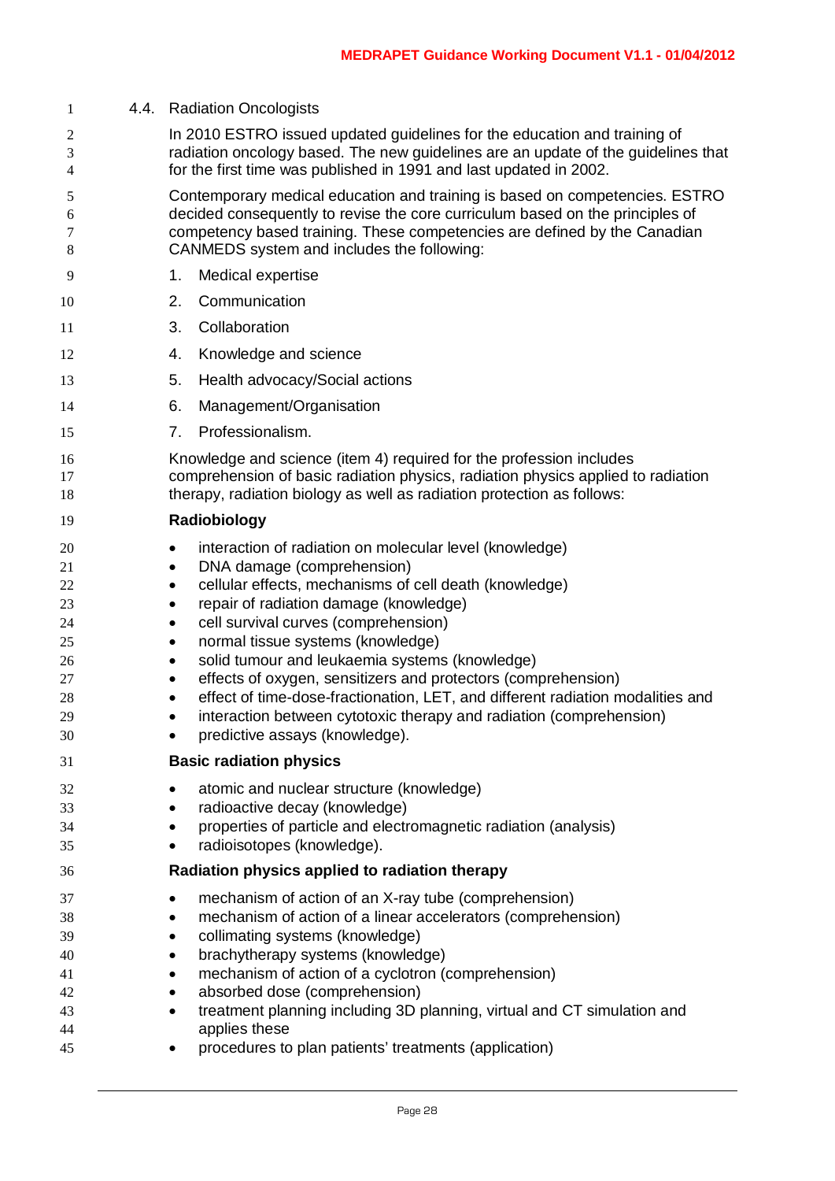## 4.4. Radiation Oncologists

In 2010 ESTRO issued updated guidelines for the education and training of radiation oncology based. The new guidelines are an update of the guidelines that for the first time was published in 1991 and last updated in 2002.

Contemporary medical education and training is based on competencies. ESTRO decided consequently to revise the core curriculum based on the principles of competency based training. These competencies are defined by the Canadian CANMEDS system and includes the following:

1. Medical expertise
2. Communication
3. Collaboration
4. Knowledge and science
5. Health advocacy/Social actions
6. Management/Organisation
7. Professionalism.

Knowledge and science (item 4) required for the profession includes comprehension of basic radiation physics, radiation physics applied to radiation therapy, radiation biology as well as radiation protection as follows:

**Radiobiology**

- interaction of radiation on molecular level (knowledge)
- DNA damage (comprehension)
- cellular effects, mechanisms of cell death (knowledge)
- repair of radiation damage (knowledge)
- cell survival curves (comprehension)
- normal tissue systems (knowledge)
- solid tumour and leukaemia systems (knowledge)
- effects of oxygen, sensitizers and protectors (comprehension)
- effect of time-dose-fractionation, LET, and different radiation modalities and
- interaction between cytotoxic therapy and radiation (comprehension)
- predictive assays (knowledge).

**Basic radiation physics**

- atomic and nuclear structure (knowledge)
- radioactive decay (knowledge)
- properties of particle and electromagnetic radiation (analysis)
- radioisotopes (knowledge).

**Radiation physics applied to radiation therapy**

- mechanism of action of an X-ray tube (comprehension)
- mechanism of action of a linear accelerators (comprehension)
- collimating systems (knowledge)
- brachytherapy systems (knowledge)
- mechanism of action of a cyclotron (comprehension)
- absorbed dose (comprehension)
- treatment planning including 3D planning, virtual and CT simulation and applies these
- procedures to plan patients' treatments (application)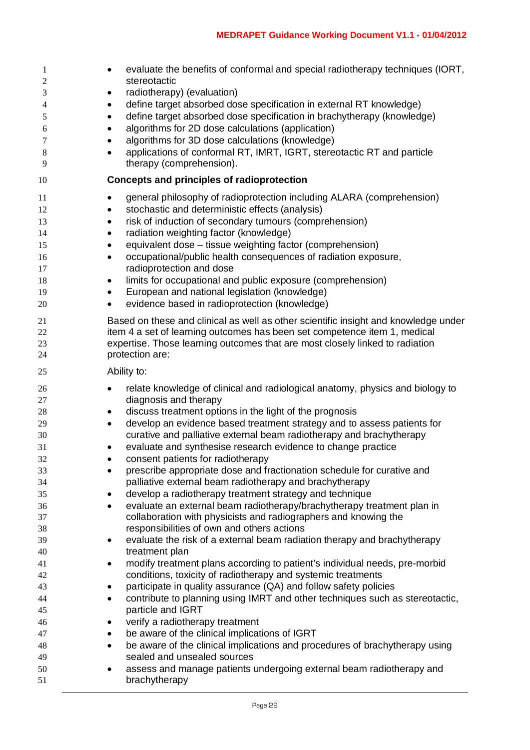- evaluate the benefits of conformal and special radiotherapy techniques (IORT, stereotactic
- radiotherapy) (evaluation)
- define target absorbed dose specification in external RT knowledge)
- define target absorbed dose specification in brachytherapy (knowledge)
- algorithms for 2D dose calculations (application)
- algorithms for 3D dose calculations (knowledge)
- applications of conformal RT, IMRT, IGRT, stereotactic RT and particle therapy (comprehension).

**Concepts and principles of radioprotection**

- general philosophy of radioprotection including ALARA (comprehension)
- stochastic and deterministic effects (analysis)
- risk of induction of secondary tumours (comprehension)
- radiation weighting factor (knowledge)
- equivalent dose – tissue weighting factor (comprehension)
- occupational/public health consequences of radiation exposure, radioprotection and dose
- limits for occupational and public exposure (comprehension)
- European and national legislation (knowledge)
- evidence based in radioprotection (knowledge)

Based on these and clinical as well as other scientific insight and knowledge under item 4 a set of learning outcomes has been set competence item 1, medical expertise. Those learning outcomes that are most closely linked to radiation protection are:

Ability to:

- relate knowledge of clinical and radiological anatomy, physics and biology to diagnosis and therapy
- discuss treatment options in the light of the prognosis
- develop an evidence based treatment strategy and to assess patients for curative and palliative external beam radiotherapy and brachytherapy
- evaluate and synthesise research evidence to change practice
- consent patients for radiotherapy
- prescribe appropriate dose and fractionation schedule for curative and palliative external beam radiotherapy and brachytherapy
- develop a radiotherapy treatment strategy and technique
- evaluate an external beam radiotherapy/brachytherapy treatment plan in collaboration with physicists and radiographers and knowing the responsibilities of own and others actions
- evaluate the risk of a external beam radiation therapy and brachytherapy treatment plan
- modify treatment plans according to patient's individual needs, pre-morbid conditions, toxicity of radiotherapy and systemic treatments
- participate in quality assurance (QA) and follow safety policies
- contribute to planning using IMRT and other techniques such as stereotactic, particle and IGRT
- verify a radiotherapy treatment
- be aware of the clinical implications of IGRT
- be aware of the clinical implications and procedures of brachytherapy using sealed and unsealed sources
- assess and manage patients undergoing external beam radiotherapy and brachytherapy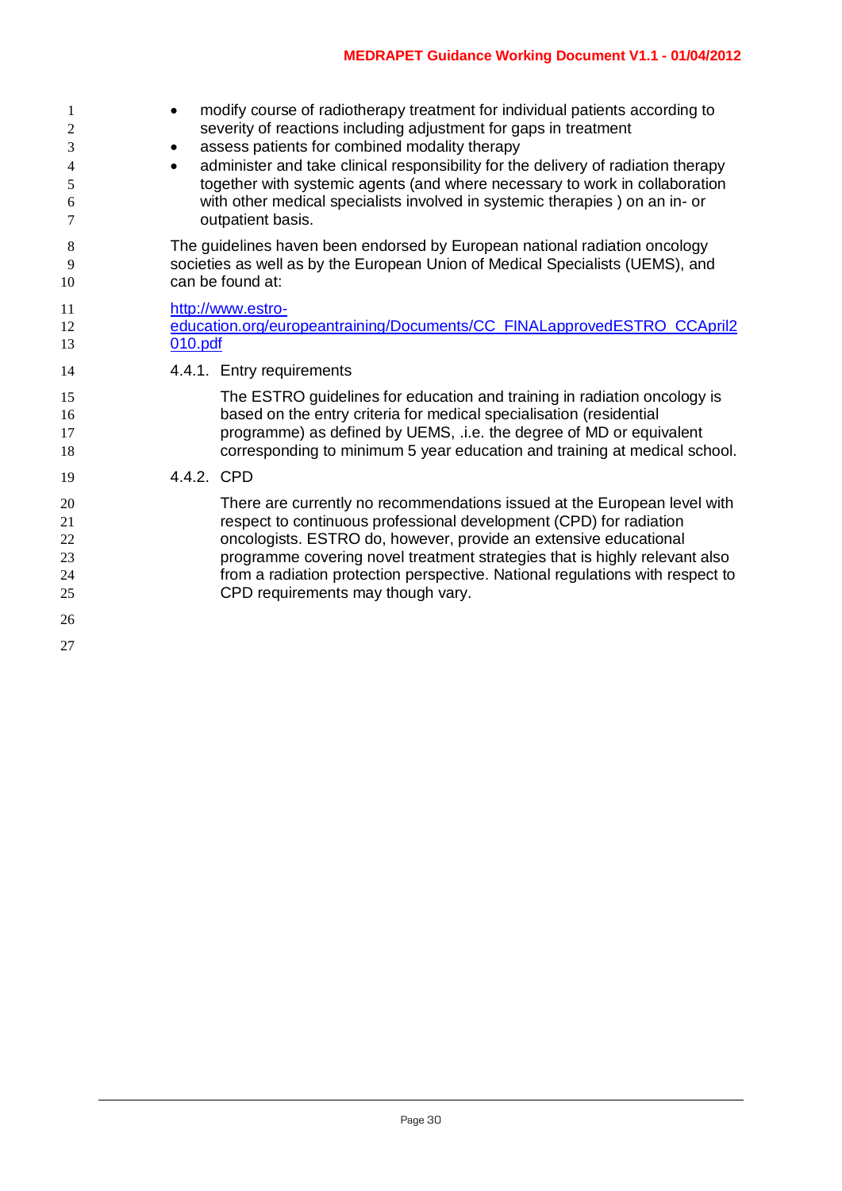- modify course of radiotherapy treatment for individual patients according to severity of reactions including adjustment for gaps in treatment
- assess patients for combined modality therapy
- administer and take clinical responsibility for the delivery of radiation therapy together with systemic agents (and where necessary to work in collaboration with other medical specialists involved in systemic therapies ) on an in- or outpatient basis.

The guidelines haven been endorsed by European national radiation oncology societies as well as by the European Union of Medical Specialists (UEMS), and can be found at:

http://www.estro-education.org/europeantraining/Documents/CC_FINALapprovedESTRO_CCApril2010.pdf

#### 4.4.1. Entry requirements

The ESTRO guidelines for education and training in radiation oncology is based on the entry criteria for medical specialisation (residential programme) as defined by UEMS, .i.e. the degree of MD or equivalent corresponding to minimum 5 year education and training at medical school.

#### 4.4.2. CPD

There are currently no recommendations issued at the European level with respect to continuous professional development (CPD) for radiation oncologists. ESTRO do, however, provide an extensive educational programme covering novel treatment strategies that is highly relevant also from a radiation protection perspective. National regulations with respect to CPD requirements may though vary.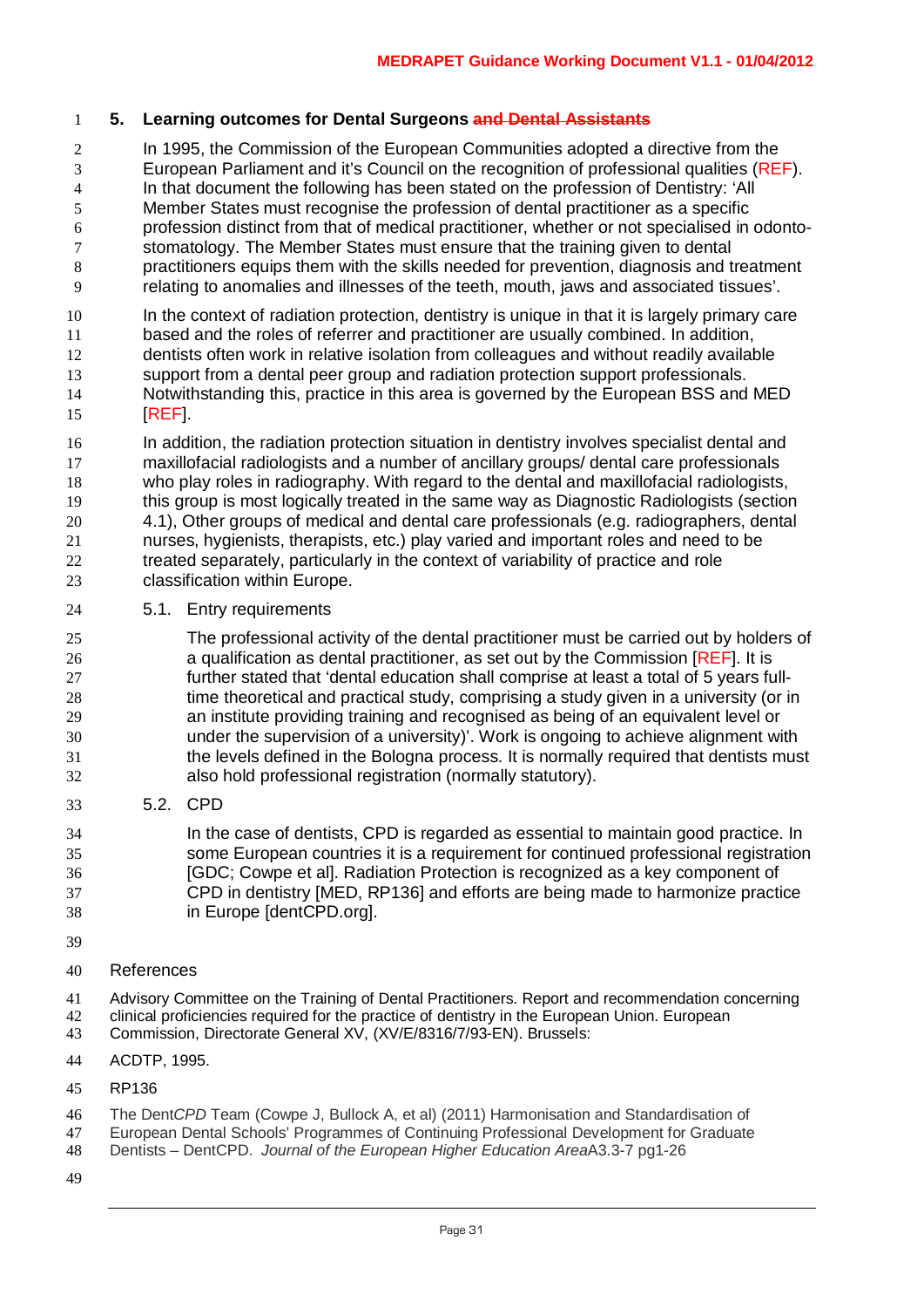# 5. Learning outcomes for Dental Surgeons ~~and Dental Assistants~~

In 1995, the Commission of the European Communities adopted a directive from the European Parliament and it's Council on the recognition of professional qualities (REF). In that document the following has been stated on the profession of Dentistry: 'All Member States must recognise the profession of dental practitioner as a specific profession distinct from that of medical practitioner, whether or not specialised in odonto-stomatology. The Member States must ensure that the training given to dental practitioners equips them with the skills needed for prevention, diagnosis and treatment relating to anomalies and illnesses of the teeth, mouth, jaws and associated tissues'.

In the context of radiation protection, dentistry is unique in that it is largely primary care based and the roles of referrer and practitioner are usually combined. In addition, dentists often work in relative isolation from colleagues and without readily available support from a dental peer group and radiation protection support professionals. Notwithstanding this, practice in this area is governed by the European BSS and MED [REF].

In addition, the radiation protection situation in dentistry involves specialist dental and maxillofacial radiologists and a number of ancillary groups/ dental care professionals who play roles in radiography. With regard to the dental and maxillofacial radiologists, this group is most logically treated in the same way as Diagnostic Radiologists (section 4.1), Other groups of medical and dental care professionals (e.g. radiographers, dental nurses, hygienists, therapists, etc.) play varied and important roles and need to be treated separately, particularly in the context of variability of practice and role classification within Europe.

## 5.1. Entry requirements

The professional activity of the dental practitioner must be carried out by holders of a qualification as dental practitioner, as set out by the Commission [REF]. It is further stated that 'dental education shall comprise at least a total of 5 years full-time theoretical and practical study, comprising a study given in a university (or in an institute providing training and recognised as being of an equivalent level or under the supervision of a university)'. Work is ongoing to achieve alignment with the levels defined in the Bologna process. It is normally required that dentists must also hold professional registration (normally statutory).

## 5.2. CPD

In the case of dentists, CPD is regarded as essential to maintain good practice. In some European countries it is a requirement for continued professional registration [GDC; Cowpe et al]. Radiation Protection is recognized as a key component of CPD in dentistry [MED, RP136] and efforts are being made to harmonize practice in Europe [dentCPD.org].

References

Advisory Committee on the Training of Dental Practitioners. Report and recommendation concerning clinical proficiencies required for the practice of dentistry in the European Union. European Commission, Directorate General XV, (XV/E/8316/7/93-EN). Brussels:

ACDTP, 1995.

RP136

The Dent*CPD* Team (Cowpe J, Bullock A, et al) (2011) Harmonisation and Standardisation of European Dental Schools' Programmes of Continuing Professional Development for Graduate Dentists – DentCPD. *Journal of the European Higher Education Area*A3.3-7 pg1-26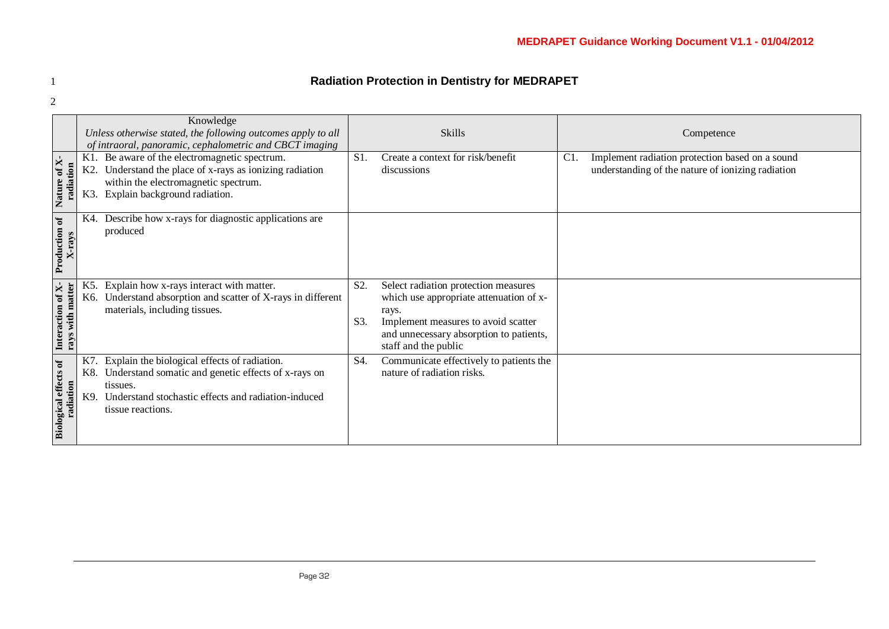# Radiation Protection in Dentistry for MEDRAPET

| | Knowledge<br>*Unless otherwise stated, the following outcomes apply to all of intraoral, panoramic, cephalometric and CBCT imaging* | Skills | Competence |
|---|---|---|---|
| **Nature of X-radiation** | K1. Be aware of the electromagnetic spectrum.<br>K2. Understand the place of x-rays as ionizing radiation within the electromagnetic spectrum.<br>K3. Explain background radiation. | S1. Create a context for risk/benefit discussions | C1. Implement radiation protection based on a sound understanding of the nature of ionizing radiation |
| **Production of X-rays** | K4. Describe how x-rays for diagnostic applications are produced | | |
| **Interaction of X-rays with matter** | K5. Explain how x-rays interact with matter.<br>K6. Understand absorption and scatter of X-rays in different materials, including tissues. | S2. Select radiation protection measures which use appropriate attenuation of x-rays.<br>S3. Implement measures to avoid scatter and unnecessary absorption to patients, staff and the public | |
| **Biological effects of radiation** | K7. Explain the biological effects of radiation.<br>K8. Understand somatic and genetic effects of x-rays on tissues.<br>K9. Understand stochastic effects and radiation-induced tissue reactions. | S4. Communicate effectively to patients the nature of radiation risks. | |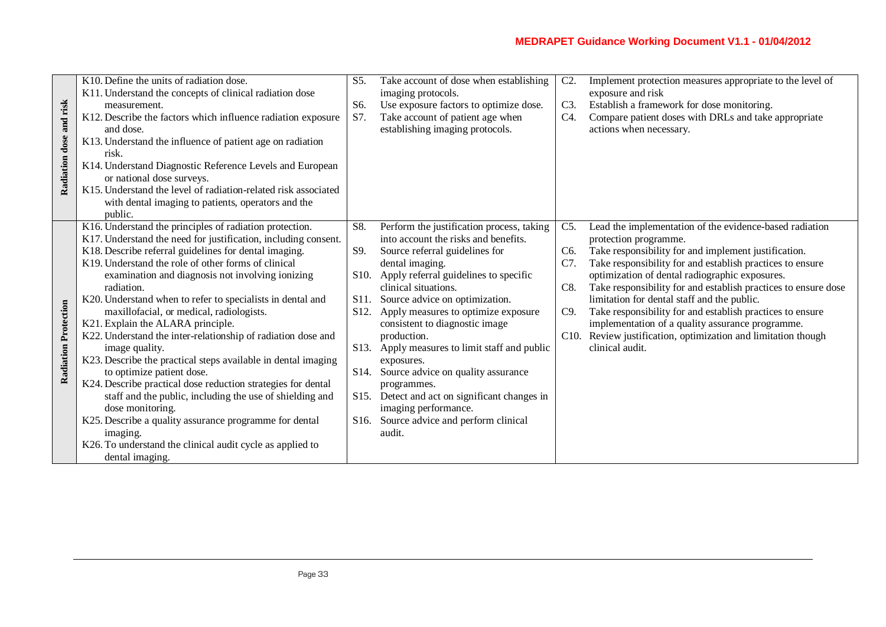| | | | |
|---|---|---|---|
| **Radiation dose and risk** | K10. Define the units of radiation dose.<br>K11. Understand the concepts of clinical radiation dose measurement.<br>K12. Describe the factors which influence radiation exposure and dose.<br>K13. Understand the influence of patient age on radiation risk.<br>K14. Understand Diagnostic Reference Levels and European or national dose surveys.<br>K15. Understand the level of radiation-related risk associated with dental imaging to patients, operators and the public. | S5. Take account of dose when establishing imaging protocols.<br>S6. Use exposure factors to optimize dose.<br>S7. Take account of patient age when establishing imaging protocols. | C2. Implement protection measures appropriate to the level of exposure and risk<br>C3. Establish a framework for dose monitoring.<br>C4. Compare patient doses with DRLs and take appropriate actions when necessary. |
| **Radiation Protection** | K16. Understand the principles of radiation protection.<br>K17. Understand the need for justification, including consent.<br>K18. Describe referral guidelines for dental imaging.<br>K19. Understand the role of other forms of clinical examination and diagnosis not involving ionizing radiation.<br>K20. Understand when to refer to specialists in dental and maxillofacial, or medical, radiologists.<br>K21. Explain the ALARA principle.<br>K22. Understand the inter-relationship of radiation dose and image quality.<br>K23. Describe the practical steps available in dental imaging to optimize patient dose.<br>K24. Describe practical dose reduction strategies for dental staff and the public, including the use of shielding and dose monitoring.<br>K25. Describe a quality assurance programme for dental imaging.<br>K26. To understand the clinical audit cycle as applied to dental imaging. | S8. Perform the justification process, taking into account the risks and benefits.<br>S9. Source referral guidelines for dental imaging.<br>S10. Apply referral guidelines to specific clinical situations.<br>S11. Source advice on optimization.<br>S12. Apply measures to optimize exposure consistent to diagnostic image production.<br>S13. Apply measures to limit staff and public exposures.<br>S14. Source advice on quality assurance programmes.<br>S15. Detect and act on significant changes in imaging performance.<br>S16. Source advice and perform clinical audit. | C5. Lead the implementation of the evidence-based radiation protection programme.<br>C6. Take responsibility for and implement justification.<br>C7. Take responsibility for and establish practices to ensure optimization of dental radiographic exposures.<br>C8. Take responsibility for and establish practices to ensure dose limitation for dental staff and the public.<br>C9. Take responsibility for and establish practices to ensure implementation of a quality assurance programme.<br>C10. Review justification, optimization and limitation though clinical audit. |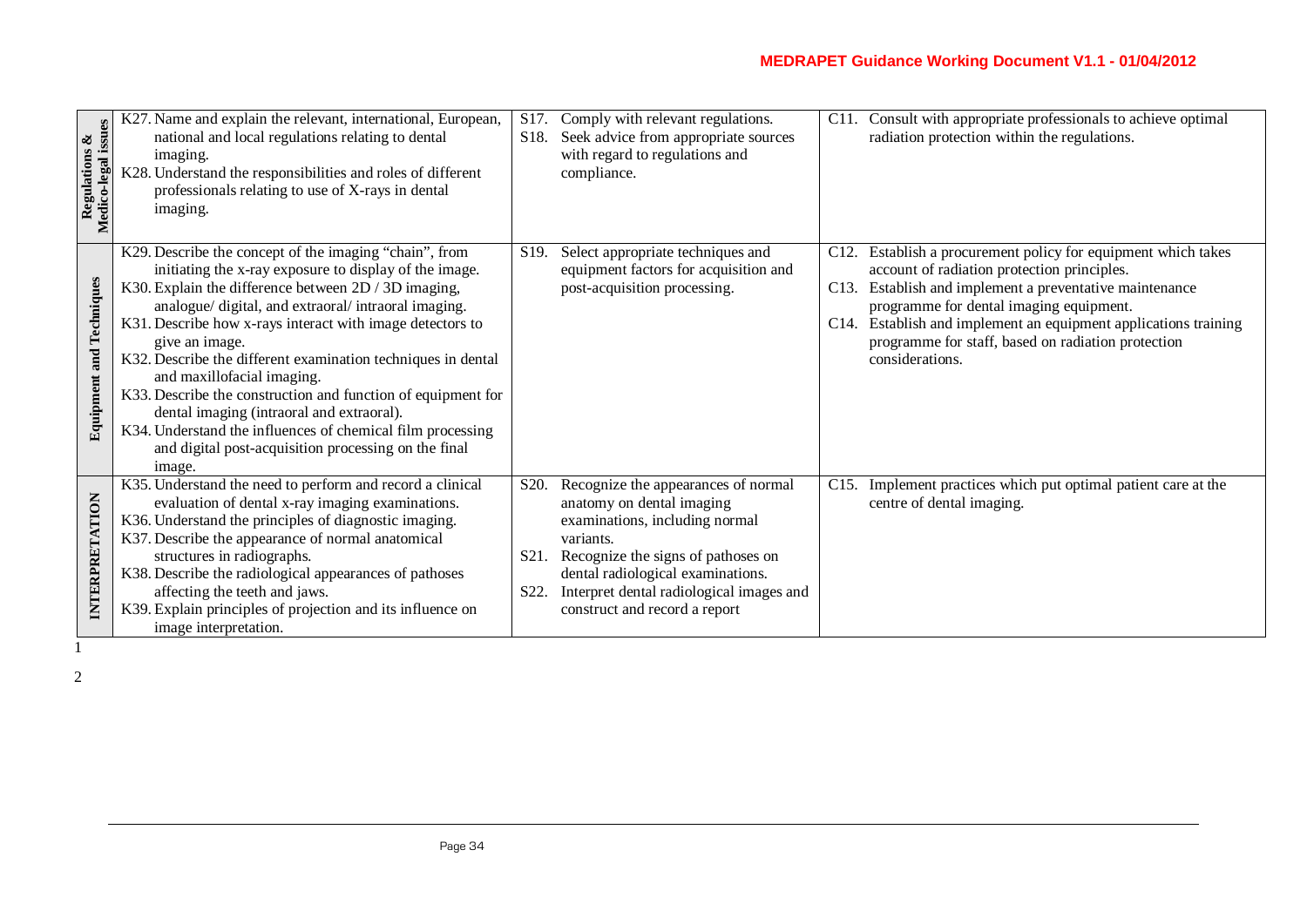| | | | |
|---|---|---|---|
| **Regulations & Medico-legal issues** | K27. Name and explain the relevant, international, European, national and local regulations relating to dental imaging.<br>K28. Understand the responsibilities and roles of different professionals relating to use of X-rays in dental imaging. | S17. Comply with relevant regulations.<br>S18. Seek advice from appropriate sources with regard to regulations and compliance. | C11. Consult with appropriate professionals to achieve optimal radiation protection within the regulations. |
| **Equipment and Techniques** | K29. Describe the concept of the imaging "chain", from initiating the x-ray exposure to display of the image.<br>K30. Explain the difference between 2D / 3D imaging, analogue/ digital, and extraoral/ intraoral imaging.<br>K31. Describe how x-rays interact with image detectors to give an image.<br>K32. Describe the different examination techniques in dental and maxillofacial imaging.<br>K33. Describe the construction and function of equipment for dental imaging (intraoral and extraoral).<br>K34. Understand the influences of chemical film processing and digital post-acquisition processing on the final image. | S19. Select appropriate techniques and equipment factors for acquisition and post-acquisition processing. | C12. Establish a procurement policy for equipment which takes account of radiation protection principles.<br>C13. Establish and implement a preventative maintenance programme for dental imaging equipment.<br>C14. Establish and implement an equipment applications training programme for staff, based on radiation protection considerations. |
| **INTERPRETATION** | K35. Understand the need to perform and record a clinical evaluation of dental x-ray imaging examinations.<br>K36. Understand the principles of diagnostic imaging.<br>K37. Describe the appearance of normal anatomical structures in radiographs.<br>K38. Describe the radiological appearances of pathoses affecting the teeth and jaws.<br>K39. Explain principles of projection and its influence on image interpretation. | S20. Recognize the appearances of normal anatomy on dental imaging examinations, including normal variants.<br>S21. Recognize the signs of pathoses on dental radiological examinations.<br>S22. Interpret dental radiological images and construct and record a report | C15. Implement practices which put optimal patient care at the centre of dental imaging. |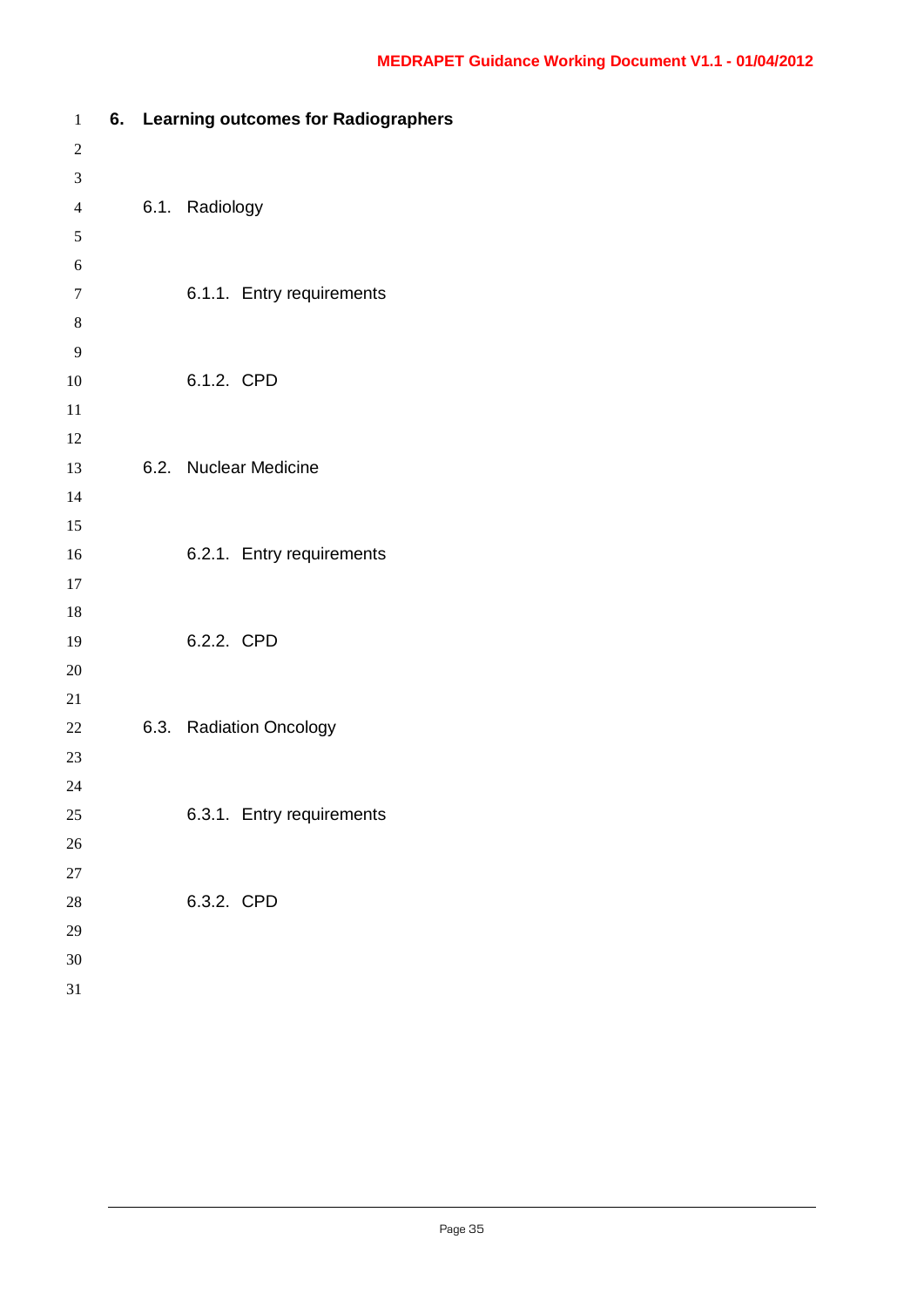# 6. Learning outcomes for Radiographers

## 6.1. Radiology

### 6.1.1. Entry requirements

### 6.1.2. CPD

## 6.2. Nuclear Medicine

### 6.2.1. Entry requirements

### 6.2.2. CPD

## 6.3. Radiation Oncology

### 6.3.1. Entry requirements

### 6.3.2. CPD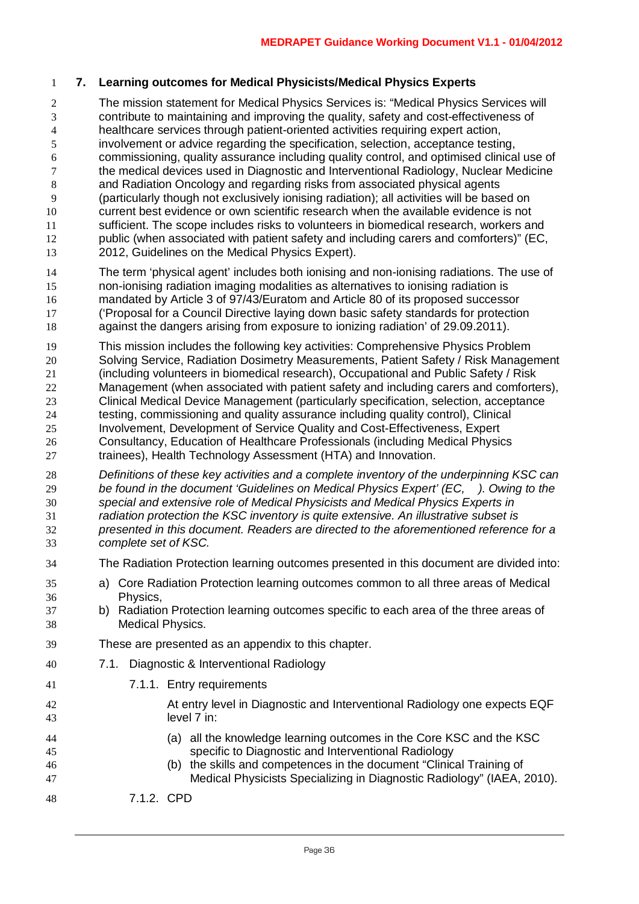## 7. Learning outcomes for Medical Physicists/Medical Physics Experts

The mission statement for Medical Physics Services is: "Medical Physics Services will contribute to maintaining and improving the quality, safety and cost-effectiveness of healthcare services through patient-oriented activities requiring expert action, involvement or advice regarding the specification, selection, acceptance testing, commissioning, quality assurance including quality control, and optimised clinical use of the medical devices used in Diagnostic and Interventional Radiology, Nuclear Medicine and Radiation Oncology and regarding risks from associated physical agents (particularly though not exclusively ionising radiation); all activities will be based on current best evidence or own scientific research when the available evidence is not sufficient. The scope includes risks to volunteers in biomedical research, workers and public (when associated with patient safety and including carers and comforters)" (EC, 2012, Guidelines on the Medical Physics Expert).

The term 'physical agent' includes both ionising and non-ionising radiations. The use of non-ionising radiation imaging modalities as alternatives to ionising radiation is mandated by Article 3 of 97/43/Euratom and Article 80 of its proposed successor ('Proposal for a Council Directive laying down basic safety standards for protection against the dangers arising from exposure to ionizing radiation' of 29.09.2011).

This mission includes the following key activities: Comprehensive Physics Problem Solving Service, Radiation Dosimetry Measurements, Patient Safety / Risk Management (including volunteers in biomedical research), Occupational and Public Safety / Risk Management (when associated with patient safety and including carers and comforters), Clinical Medical Device Management (particularly specification, selection, acceptance testing, commissioning and quality assurance including quality control), Clinical Involvement, Development of Service Quality and Cost-Effectiveness, Expert Consultancy, Education of Healthcare Professionals (including Medical Physics trainees), Health Technology Assessment (HTA) and Innovation.

*Definitions of these key activities and a complete inventory of the underpinning KSC can be found in the document 'Guidelines on Medical Physics Expert' (EC, ). Owing to the special and extensive role of Medical Physicists and Medical Physics Experts in radiation protection the KSC inventory is quite extensive. An illustrative subset is presented in this document. Readers are directed to the aforementioned reference for a complete set of KSC.*

The Radiation Protection learning outcomes presented in this document are divided into:

a) Core Radiation Protection learning outcomes common to all three areas of Medical Physics,
b) Radiation Protection learning outcomes specific to each area of the three areas of Medical Physics.

These are presented as an appendix to this chapter.

### 7.1. Diagnostic & Interventional Radiology

#### 7.1.1. Entry requirements

At entry level in Diagnostic and Interventional Radiology one expects EQF level 7 in:

(a) all the knowledge learning outcomes in the Core KSC and the KSC specific to Diagnostic and Interventional Radiology
(b) the skills and competences in the document "Clinical Training of Medical Physicists Specializing in Diagnostic Radiology" (IAEA, 2010).

#### 7.1.2. CPD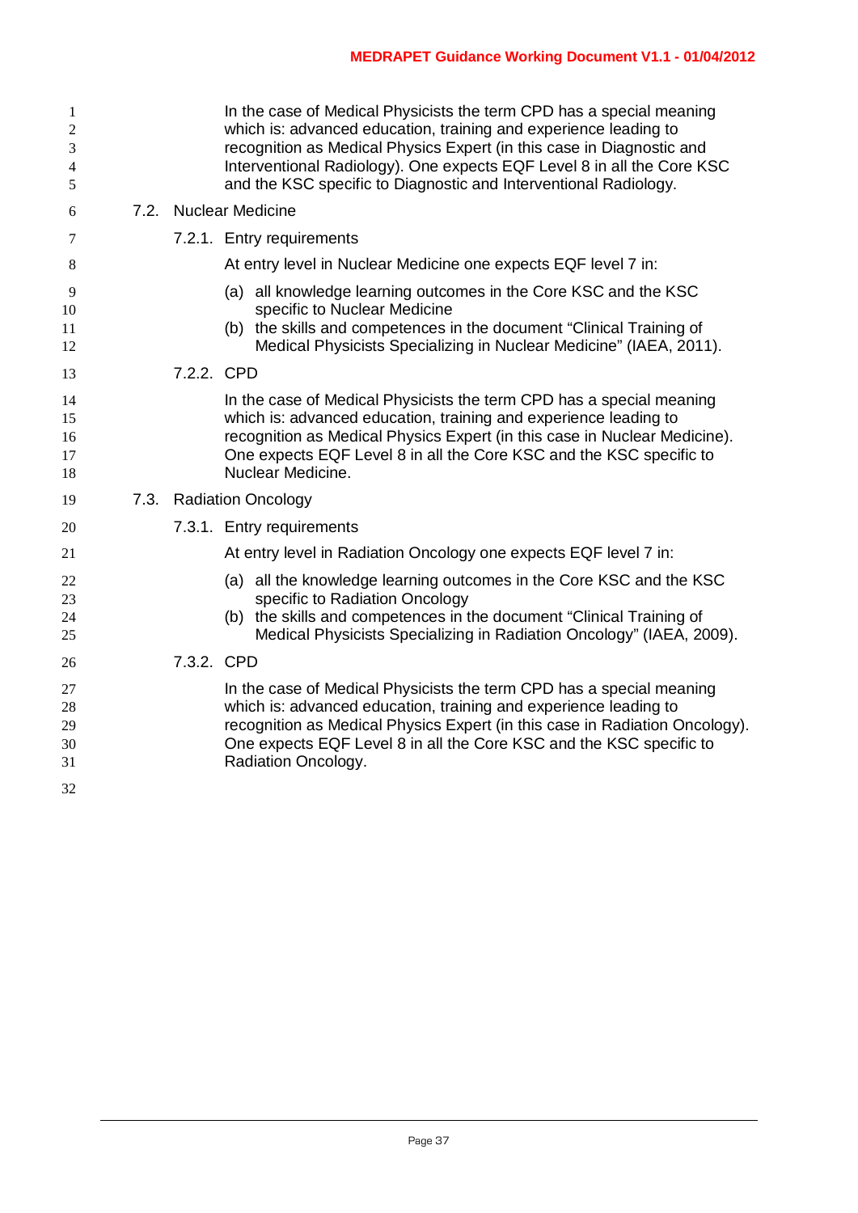In the case of Medical Physicists the term CPD has a special meaning which is: advanced education, training and experience leading to recognition as Medical Physics Expert (in this case in Diagnostic and Interventional Radiology). One expects EQF Level 8 in all the Core KSC and the KSC specific to Diagnostic and Interventional Radiology.

## 7.2. Nuclear Medicine

### 7.2.1. Entry requirements

At entry level in Nuclear Medicine one expects EQF level 7 in:

(a) all knowledge learning outcomes in the Core KSC and the KSC specific to Nuclear Medicine
(b) the skills and competences in the document “Clinical Training of Medical Physicists Specializing in Nuclear Medicine” (IAEA, 2011).

### 7.2.2. CPD

In the case of Medical Physicists the term CPD has a special meaning which is: advanced education, training and experience leading to recognition as Medical Physics Expert (in this case in Nuclear Medicine). One expects EQF Level 8 in all the Core KSC and the KSC specific to Nuclear Medicine.

## 7.3. Radiation Oncology

### 7.3.1. Entry requirements

At entry level in Radiation Oncology one expects EQF level 7 in:

(a) all the knowledge learning outcomes in the Core KSC and the KSC specific to Radiation Oncology
(b) the skills and competences in the document “Clinical Training of Medical Physicists Specializing in Radiation Oncology” (IAEA, 2009).

### 7.3.2. CPD

In the case of Medical Physicists the term CPD has a special meaning which is: advanced education, training and experience leading to recognition as Medical Physics Expert (in this case in Radiation Oncology). One expects EQF Level 8 in all the Core KSC and the KSC specific to Radiation Oncology.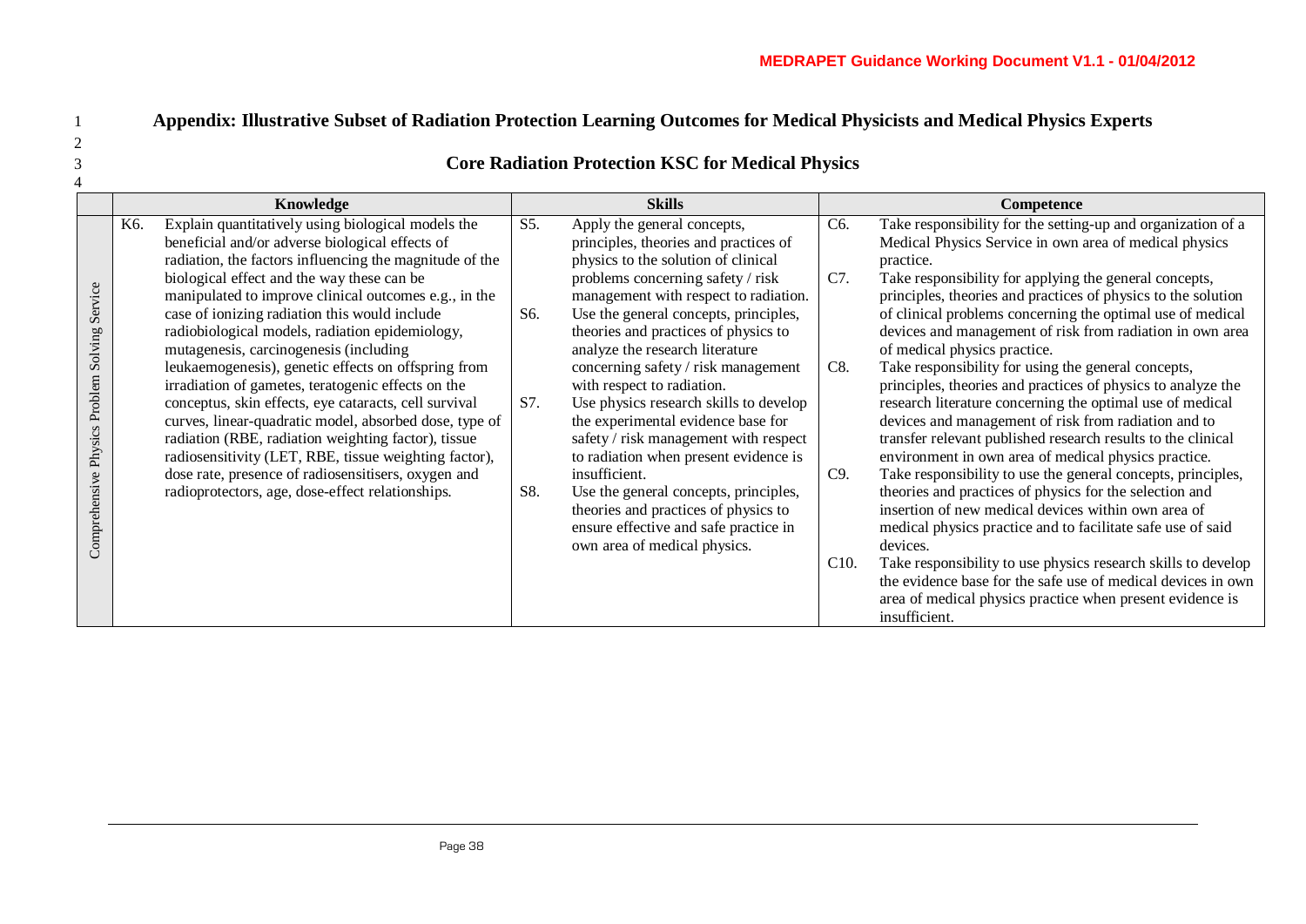# Appendix: Illustrative Subset of Radiation Protection Learning Outcomes for Medical Physicists and Medical Physics Experts

## Core Radiation Protection KSC for Medical Physics

| | Knowledge | Skills | Competence |
|---|---|---|---|
| Comprehensive Physics Problem Solving Service | K6. Explain quantitatively using biological models the beneficial and/or adverse biological effects of radiation, the factors influencing the magnitude of the biological effect and the way these can be manipulated to improve clinical outcomes e.g., in the case of ionizing radiation this would include radiobiological models, radiation epidemiology, mutagenesis, carcinogenesis (including leukaemogenesis), genetic effects on offspring from irradiation of gametes, teratogenic effects on the conceptus, skin effects, eye cataracts, cell survival curves, linear-quadratic model, absorbed dose, type of radiation (RBE, radiation weighting factor), tissue radiosensitivity (LET, RBE, tissue weighting factor), dose rate, presence of radiosensitisers, oxygen and radioprotectors, age, dose-effect relationships. | S5. Apply the general concepts, principles, theories and practices of physics to the solution of clinical problems concerning safety / risk management with respect to radiation.<br>S6. Use the general concepts, principles, theories and practices of physics to analyze the research literature concerning safety / risk management with respect to radiation.<br>S7. Use physics research skills to develop the experimental evidence base for safety / risk management with respect to radiation when present evidence is insufficient.<br>S8. Use the general concepts, principles, theories and practices of physics to ensure effective and safe practice in own area of medical physics. | C6. Take responsibility for the setting-up and organization of a Medical Physics Service in own area of medical physics practice.<br>C7. Take responsibility for applying the general concepts, principles, theories and practices of physics to the solution of clinical problems concerning the optimal use of medical devices and management of risk from radiation in own area of medical physics practice.<br>C8. Take responsibility for using the general concepts, principles, theories and practices of physics to analyze the research literature concerning the optimal use of medical devices and management of risk from radiation and to transfer relevant published research results to the clinical environment in own area of medical physics practice.<br>C9. Take responsibility to use the general concepts, principles, theories and practices of physics for the selection and insertion of new medical devices within own area of medical physics practice and to facilitate safe use of said devices.<br>C10. Take responsibility to use physics research skills to develop the evidence base for the safe use of medical devices in own area of medical physics practice when present evidence is insufficient. |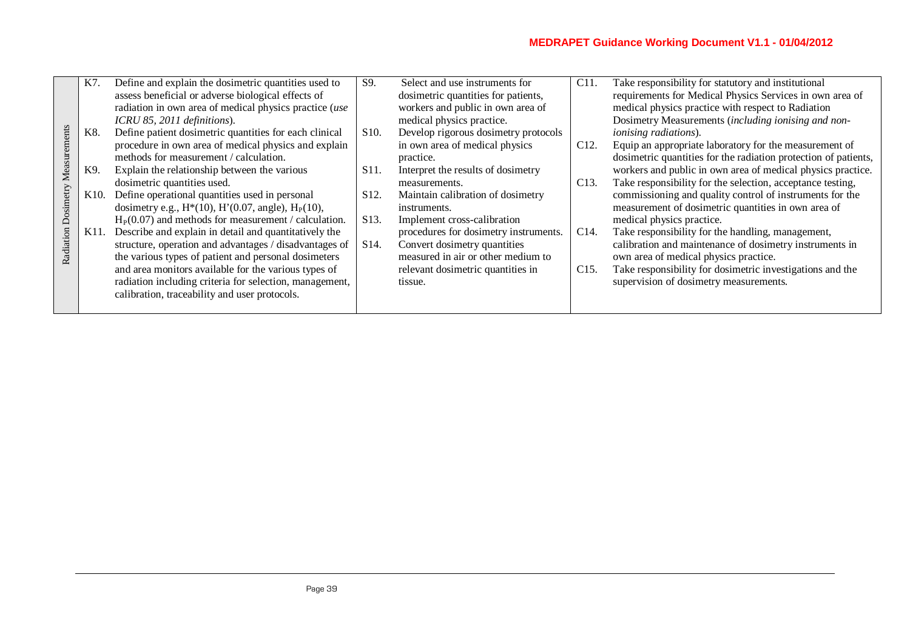| Radiation Dosimetry Measurements | Knowledge | Skills | Competences |
|---|---|---|---|
| | K7. Define and explain the dosimetric quantities used to assess beneficial or adverse biological effects of radiation in own area of medical physics practice (*use ICRU 85, 2011 definitions*).<br>K8. Define patient dosimetric quantities for each clinical procedure in own area of medical physics and explain methods for measurement / calculation.<br>K9. Explain the relationship between the various dosimetric quantities used.<br>K10. Define operational quantities used in personal dosimetry e.g., $H^*(10)$, $H'(0.07, \text{angle})$, $H_P(10)$, $H_P(0.07)$ and methods for measurement / calculation.<br>K11. Describe and explain in detail and quantitatively the structure, operation and advantages / disadvantages of the various types of patient and personal dosimeters and area monitors available for the various types of radiation including criteria for selection, management, calibration, traceability and user protocols. | S9. Select and use instruments for dosimetric quantities for patients, workers and public in own area of medical physics practice.<br>S10. Develop rigorous dosimetry protocols in own area of medical physics practice.<br>S11. Interpret the results of dosimetry measurements.<br>S12. Maintain calibration of dosimetry instruments.<br>S13. Implement cross-calibration procedures for dosimetry instruments.<br>S14. Convert dosimetry quantities measured in air or other medium to relevant dosimetric quantities in tissue. | C11. Take responsibility for statutory and institutional requirements for Medical Physics Services in own area of medical physics practice with respect to Radiation Dosimetry Measurements (*including ionising and non-ionising radiations*).<br>C12. Equip an appropriate laboratory for the measurement of dosimetric quantities for the radiation protection of patients, workers and public in own area of medical physics practice.<br>C13. Take responsibility for the selection, acceptance testing, commissioning and quality control of instruments for the measurement of dosimetric quantities in own area of medical physics practice.<br>C14. Take responsibility for the handling, management, calibration and maintenance of dosimetry instruments in own area of medical physics practice.<br>C15. Take responsibility for dosimetric investigations and the supervision of dosimetry measurements. |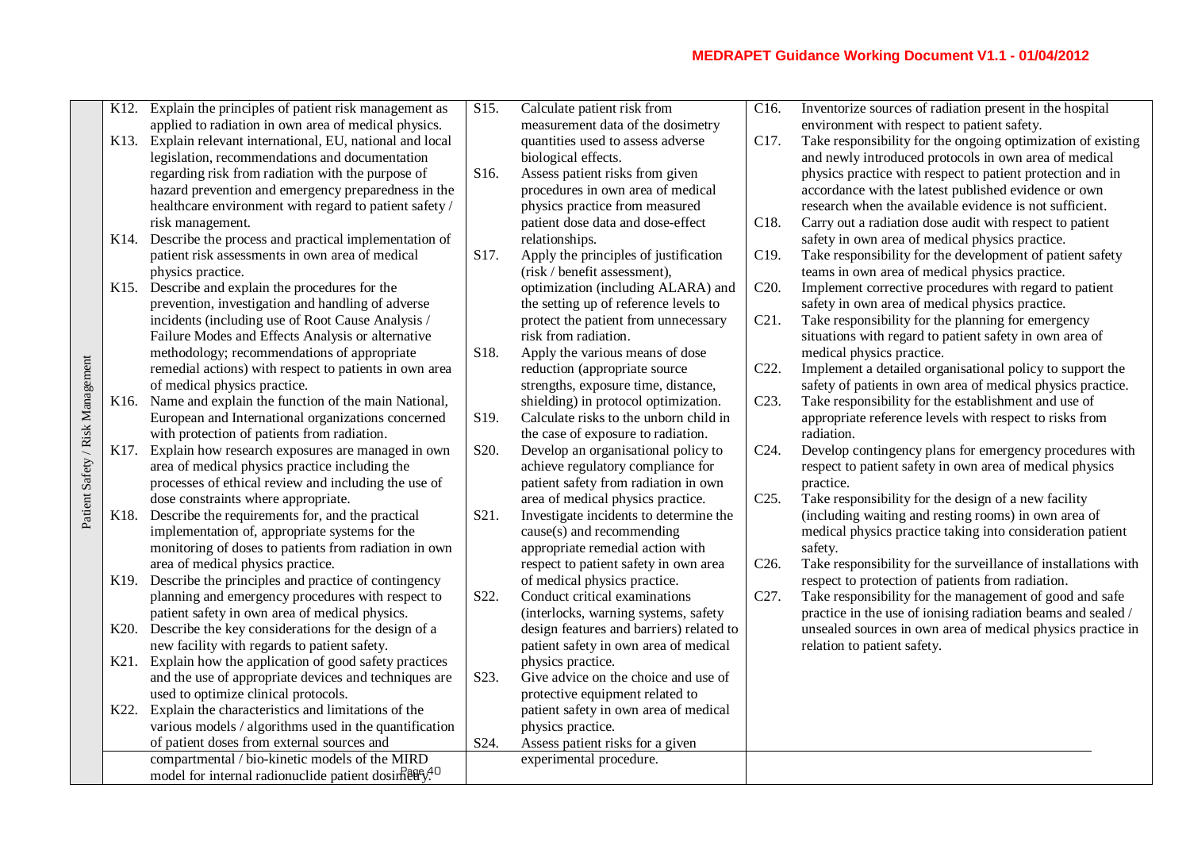| | Knowledge | Skills | Competences |
|---|---|---|---|
| Patient Safety / Risk Management | K12. Explain the principles of patient risk management as applied to radiation in own area of medical physics.<br>K13. Explain relevant international, EU, national and local legislation, recommendations and documentation regarding risk from radiation with the purpose of hazard prevention and emergency preparedness in the healthcare environment with regard to patient safety / risk management.<br>K14. Describe the process and practical implementation of patient risk assessments in own area of medical physics practice.<br>K15. Describe and explain the procedures for the prevention, investigation and handling of adverse incidents (including use of Root Cause Analysis / Failure Modes and Effects Analysis or alternative methodology; recommendations of appropriate remedial actions) with respect to patients in own area of medical physics practice.<br>K16. Name and explain the function of the main National, European and International organizations concerned with protection of patients from radiation.<br>K17. Explain how research exposures are managed in own area of medical physics practice including the processes of ethical review and including the use of dose constraints where appropriate.<br>K18. Describe the requirements for, and the practical implementation of, appropriate systems for the monitoring of doses to patients from radiation in own area of medical physics practice.<br>K19. Describe the principles and practice of contingency planning and emergency procedures with respect to patient safety in own area of medical physics.<br>K20. Describe the key considerations for the design of a new facility with regards to patient safety.<br>K21. Explain how the application of good safety practices and the use of appropriate devices and techniques are used to optimize clinical protocols.<br>K22. Explain the characteristics and limitations of the various models / algorithms used in the quantification of patient doses from external sources and compartmental / bio-kinetic models of the MIRD model for internal radionuclide patient dosimetry. | S15. Calculate patient risk from measurement data of the dosimetry quantities used to assess adverse biological effects.<br>S16. Assess patient risks from given procedures in own area of medical physics practice from measured patient dose data and dose-effect relationships.<br>S17. Apply the principles of justification (risk / benefit assessment), optimization (including ALARA) and the setting up of reference levels to protect the patient from unnecessary risk from radiation.<br>S18. Apply the various means of dose reduction (appropriate source strengths, exposure time, distance, shielding) in protocol optimization.<br>S19. Calculate risks to the unborn child in the case of exposure to radiation.<br>S20. Develop an organisational policy to achieve regulatory compliance for patient safety from radiation in own area of medical physics practice.<br>S21. Investigate incidents to determine the cause(s) and recommending appropriate remedial action with respect to patient safety in own area of medical physics practice.<br>S22. Conduct critical examinations (interlocks, warning systems, safety design features and barriers) related to patient safety in own area of medical physics practice.<br>S23. Give advice on the choice and use of protective equipment related to patient safety in own area of medical physics practice.<br>S24. Assess patient risks for a given experimental procedure. | C16. Inventorize sources of radiation present in the hospital environment with respect to patient safety.<br>C17. Take responsibility for the ongoing optimization of existing and newly introduced protocols in own area of medical physics practice with respect to patient protection and in accordance with the latest published evidence or own research when the available evidence is not sufficient.<br>C18. Carry out a radiation dose audit with respect to patient safety in own area of medical physics practice.<br>C19. Take responsibility for the development of patient safety teams in own area of medical physics practice.<br>C20. Implement corrective procedures with regard to patient safety in own area of medical physics practice.<br>C21. Take responsibility for the planning for emergency situations with regard to patient safety in own area of medical physics practice.<br>C22. Implement a detailed organisational policy to support the safety of patients in own area of medical physics practice.<br>C23. Take responsibility for the establishment and use of appropriate reference levels with respect to risks from radiation.<br>C24. Develop contingency plans for emergency procedures with respect to patient safety in own area of medical physics practice.<br>C25. Take responsibility for the design of a new facility (including waiting and resting rooms) in own area of medical physics practice taking into consideration patient safety.<br>C26. Take responsibility for the surveillance of installations with respect to protection of patients from radiation.<br>C27. Take responsibility for the management of good and safe practice in the use of ionising radiation beams and sealed / unsealed sources in own area of medical physics practice in relation to patient safety. |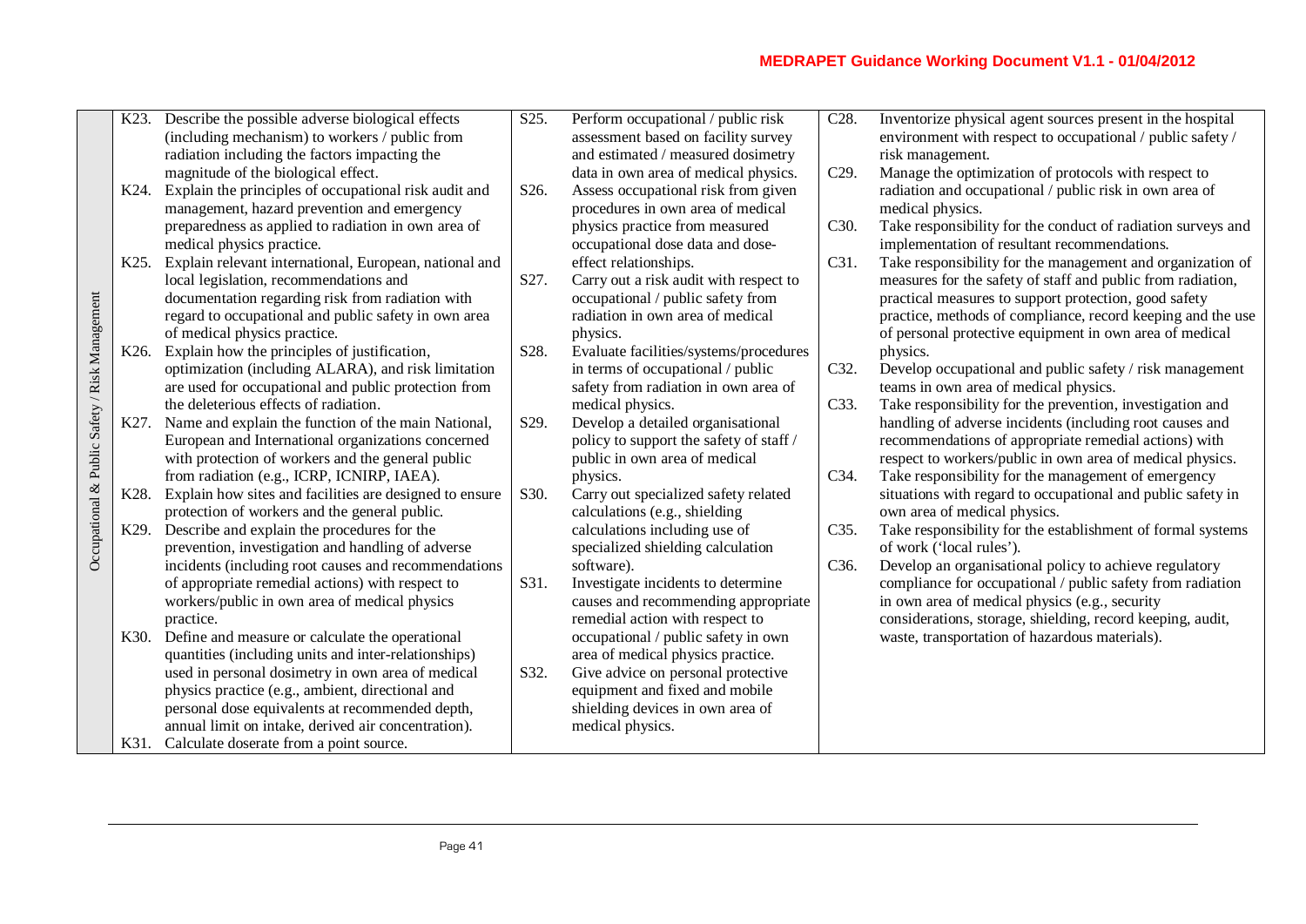| Occupational & Public Safety / Risk Management | Knowledge | Skills | Competences |
|---|---|---|---|
| | K23. Describe the possible adverse biological effects (including mechanism) to workers / public from radiation including the factors impacting the magnitude of the biological effect.<br>K24. Explain the principles of occupational risk audit and management, hazard prevention and emergency preparedness as applied to radiation in own area of medical physics practice.<br>K25. Explain relevant international, European, national and local legislation, recommendations and documentation regarding risk from radiation with regard to occupational and public safety in own area of medical physics practice.<br>K26. Explain how the principles of justification, optimization (including ALARA), and risk limitation are used for occupational and public protection from the deleterious effects of radiation.<br>K27. Name and explain the function of the main National, European and International organizations concerned with protection of workers and the general public from radiation (e.g., ICRP, ICNIRP, IAEA).<br>K28. Explain how sites and facilities are designed to ensure protection of workers and the general public.<br>K29. Describe and explain the procedures for the prevention, investigation and handling of adverse incidents (including root causes and recommendations of appropriate remedial actions) with respect to workers/public in own area of medical physics practice.<br>K30. Define and measure or calculate the operational quantities (including units and inter-relationships) used in personal dosimetry in own area of medical physics practice (e.g., ambient, directional and personal dose equivalents at recommended depth, annual limit on intake, derived air concentration).<br>K31. Calculate doserate from a point source. | S25. Perform occupational / public risk assessment based on facility survey and estimated / measured dosimetry data in own area of medical physics.<br>S26. Assess occupational risk from given procedures in own area of medical physics practice from measured occupational dose data and dose-effect relationships.<br>S27. Carry out a risk audit with respect to occupational / public safety from radiation in own area of medical physics.<br>S28. Evaluate facilities/systems/procedures in terms of occupational / public safety from radiation in own area of medical physics.<br>S29. Develop a detailed organisational policy to support the safety of staff / public in own area of medical physics.<br>S30. Carry out specialized safety related calculations (e.g., shielding calculations including use of specialized shielding calculation software).<br>S31. Investigate incidents to determine causes and recommending appropriate remedial action with respect to occupational / public safety in own area of medical physics practice.<br>S32. Give advice on personal protective equipment and fixed and mobile shielding devices in own area of medical physics. | C28. Inventorize physical agent sources present in the hospital environment with respect to occupational / public safety / risk management.<br>C29. Manage the optimization of protocols with respect to radiation and occupational / public risk in own area of medical physics.<br>C30. Take responsibility for the conduct of radiation surveys and implementation of resultant recommendations.<br>C31. Take responsibility for the management and organization of measures for the safety of staff and public from radiation, practical measures to support protection, good safety practice, methods of compliance, record keeping and the use of personal protective equipment in own area of medical physics.<br>C32. Develop occupational and public safety / risk management teams in own area of medical physics.<br>C33. Take responsibility for the prevention, investigation and handling of adverse incidents (including root causes and recommendations of appropriate remedial actions) with respect to workers/public in own area of medical physics.<br>C34. Take responsibility for the management of emergency situations with regard to occupational and public safety in own area of medical physics.<br>C35. Take responsibility for the establishment of formal systems of work ('local rules').<br>C36. Develop an organisational policy to achieve regulatory compliance for occupational / public safety from radiation in own area of medical physics (e.g., security considerations, storage, shielding, record keeping, audit, waste, transportation of hazardous materials). |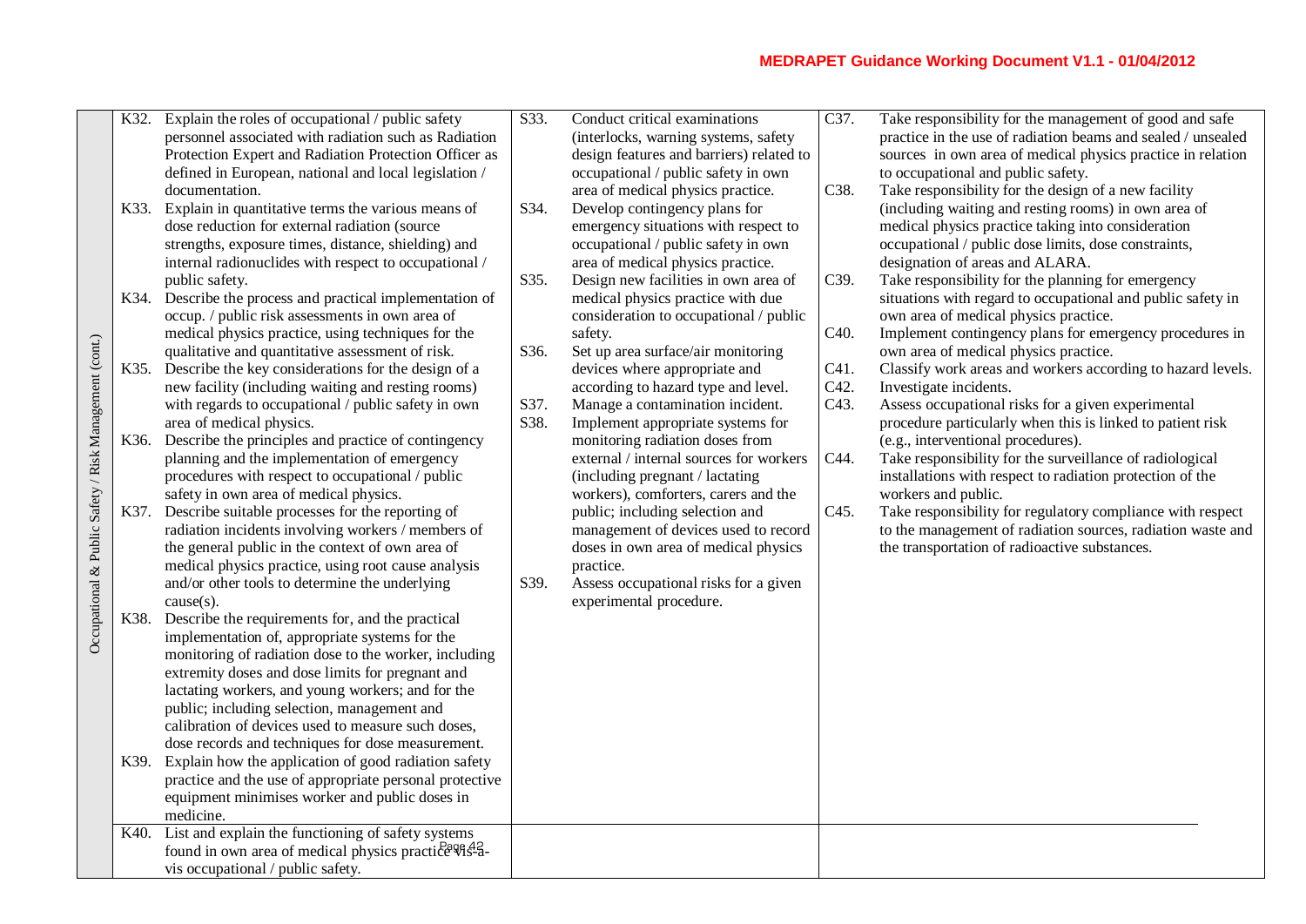| | Knowledge | Skills | Competences |
|---|---|---|---|
| Occupational & Public Safety / Risk Management (cont.) | K32. Explain the roles of occupational / public safety personnel associated with radiation such as Radiation Protection Expert and Radiation Protection Officer as defined in European, national and local legislation / documentation.<br>K33. Explain in quantitative terms the various means of dose reduction for external radiation (source strengths, exposure times, distance, shielding) and internal radionuclides with respect to occupational / public safety.<br>K34. Describe the process and practical implementation of occup. / public risk assessments in own area of medical physics practice, using techniques for the qualitative and quantitative assessment of risk.<br>K35. Describe the key considerations for the design of a new facility (including waiting and resting rooms) with regards to occupational / public safety in own area of medical physics.<br>K36. Describe the principles and practice of contingency planning and the implementation of emergency procedures with respect to occupational / public safety in own area of medical physics.<br>K37. Describe suitable processes for the reporting of radiation incidents involving workers / members of the general public in the context of own area of medical physics practice, using root cause analysis and/or other tools to determine the underlying cause(s).<br>K38. Describe the requirements for, and the practical implementation of, appropriate systems for the monitoring of radiation dose to the worker, including extremity doses and dose limits for pregnant and lactating workers, and young workers; and for the public; including selection, management and calibration of devices used to measure such doses, dose records and techniques for dose measurement.<br>K39. Explain how the application of good radiation safety practice and the use of appropriate personal protective equipment minimises worker and public doses in medicine. | S33. Conduct critical examinations (interlocks, warning systems, safety design features and barriers) related to occupational / public safety in own area of medical physics practice.<br>S34. Develop contingency plans for emergency situations with respect to occupational / public safety in own area of medical physics practice.<br>S35. Design new facilities in own area of medical physics practice with due consideration to occupational / public safety.<br>S36. Set up area surface/air monitoring devices where appropriate and according to hazard type and level.<br>S37. Manage a contamination incident.<br>S38. Implement appropriate systems for monitoring radiation doses from external / internal sources for workers (including pregnant / lactating workers), comforters, carers and the public; including selection and management of devices used to record doses in own area of medical physics practice.<br>S39. Assess occupational risks for a given experimental procedure. | C37. Take responsibility for the management of good and safe practice in the use of radiation beams and sealed / unsealed sources in own area of medical physics practice in relation to occupational and public safety.<br>C38. Take responsibility for the design of a new facility (including waiting and resting rooms) in own area of medical physics practice taking into consideration occupational / public dose limits, dose constraints, designation of areas and ALARA.<br>C39. Take responsibility for the planning for emergency situations with regard to occupational and public safety in own area of medical physics practice.<br>C40. Implement contingency plans for emergency procedures in own area of medical physics practice.<br>C41. Classify work areas and workers according to hazard levels.<br>C42. Investigate incidents.<br>C43. Assess occupational risks for a given experimental procedure particularly when this is linked to patient risk (e.g., interventional procedures).<br>C44. Take responsibility for the surveillance of radiological installations with respect to radiation protection of the workers and public.<br>C45. Take responsibility for regulatory compliance with respect to the management of radiation sources, radiation waste and the transportation of radioactive substances. |
| | K40. List and explain the functioning of safety systems found in own area of medical physics practice vis-à-vis occupational / public safety. | | |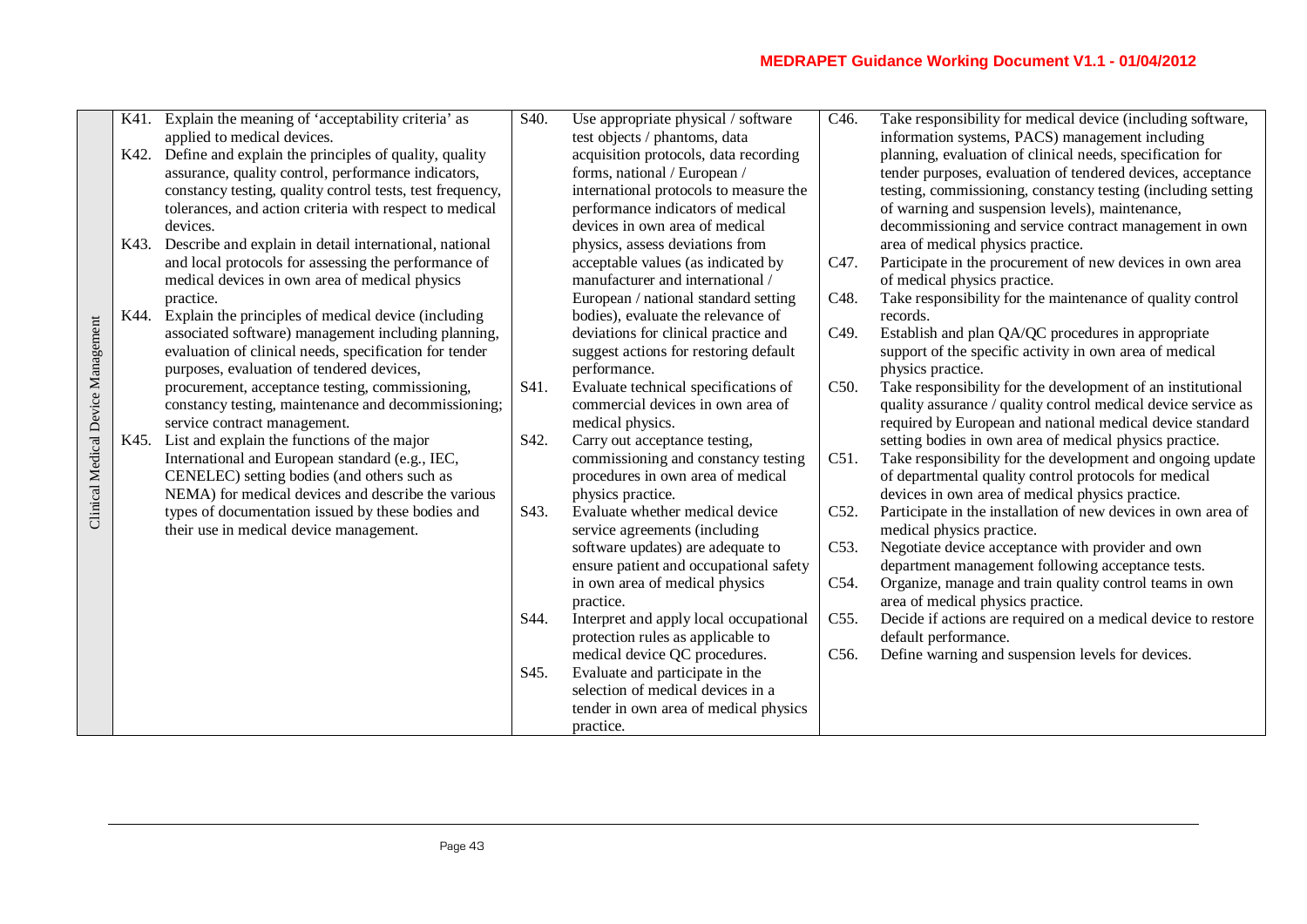| | Knowledge | Skills | Competences |
|---|---|---|---|
| Clinical Medical Device Management | K41. Explain the meaning of 'acceptability criteria' as applied to medical devices.<br>K42. Define and explain the principles of quality, quality assurance, quality control, performance indicators, constancy testing, quality control tests, test frequency, tolerances, and action criteria with respect to medical devices.<br>K43. Describe and explain in detail international, national and local protocols for assessing the performance of medical devices in own area of medical physics practice.<br>K44. Explain the principles of medical device (including associated software) management including planning, evaluation of clinical needs, specification for tender purposes, evaluation of tendered devices, procurement, acceptance testing, commissioning, constancy testing, maintenance and decommissioning; service contract management.<br>K45. List and explain the functions of the major International and European standard (e.g., IEC, CENELEC) setting bodies (and others such as NEMA) for medical devices and describe the various types of documentation issued by these bodies and their use in medical device management. | S40. Use appropriate physical / software test objects / phantoms, data acquisition protocols, data recording forms, national / European / international protocols to measure the performance indicators of medical devices in own area of medical physics, assess deviations from acceptable values (as indicated by manufacturer and international / European / national standard setting bodies), evaluate the relevance of deviations for clinical practice and suggest actions for restoring default performance.<br>S41. Evaluate technical specifications of commercial devices in own area of medical physics.<br>S42. Carry out acceptance testing, commissioning and constancy testing procedures in own area of medical physics practice.<br>S43. Evaluate whether medical device service agreements (including software updates) are adequate to ensure patient and occupational safety in own area of medical physics practice.<br>S44. Interpret and apply local occupational protection rules as applicable to medical device QC procedures.<br>S45. Evaluate and participate in the selection of medical devices in a tender in own area of medical physics practice. | C46. Take responsibility for medical device (including software, information systems, PACS) management including planning, evaluation of clinical needs, specification for tender purposes, evaluation of tendered devices, acceptance testing, commissioning, constancy testing (including setting of warning and suspension levels), maintenance, decommissioning and service contract management in own area of medical physics practice.<br>C47. Participate in the procurement of new devices in own area of medical physics practice.<br>C48. Take responsibility for the maintenance of quality control records.<br>C49. Establish and plan QA/QC procedures in appropriate support of the specific activity in own area of medical physics practice.<br>C50. Take responsibility for the development of an institutional quality assurance / quality control medical device service as required by European and national medical device standard setting bodies in own area of medical physics practice.<br>C51. Take responsibility for the development and ongoing update of departmental quality control protocols for medical devices in own area of medical physics practice.<br>C52. Participate in the installation of new devices in own area of medical physics practice.<br>C53. Negotiate device acceptance with provider and own department management following acceptance tests.<br>C54. Organize, manage and train quality control teams in own area of medical physics practice.<br>C55. Decide if actions are required on a medical device to restore default performance.<br>C56. Define warning and suspension levels for devices. |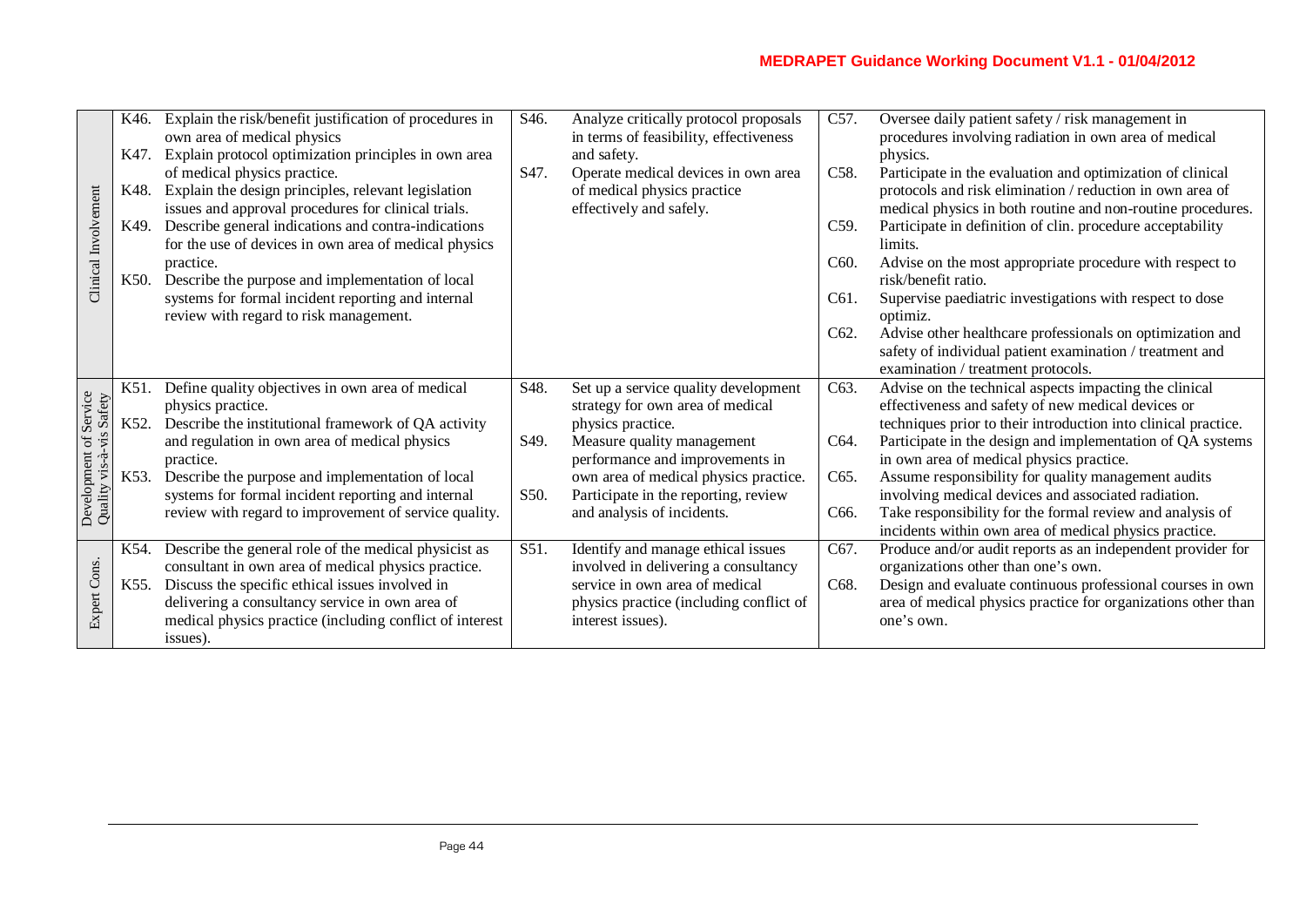| | | | |
|---|---|---|---|
| Clinical Involvement | K46. Explain the risk/benefit justification of procedures in own area of medical physics<br>K47. Explain protocol optimization principles in own area of medical physics practice.<br>K48. Explain the design principles, relevant legislation issues and approval procedures for clinical trials.<br>K49. Describe general indications and contra-indications for the use of devices in own area of medical physics practice.<br>K50. Describe the purpose and implementation of local systems for formal incident reporting and internal review with regard to risk management. | S46. Analyze critically protocol proposals in terms of feasibility, effectiveness and safety.<br>S47. Operate medical devices in own area of medical physics practice effectively and safely. | C57. Oversee daily patient safety / risk management in procedures involving radiation in own area of medical physics.<br>C58. Participate in the evaluation and optimization of clinical protocols and risk elimination / reduction in own area of medical physics in both routine and non-routine procedures.<br>C59. Participate in definition of clin. procedure acceptability limits.<br>C60. Advise on the most appropriate procedure with respect to risk/benefit ratio.<br>C61. Supervise paediatric investigations with respect to dose optimiz.<br>C62. Advise other healthcare professionals on optimization and safety of individual patient examination / treatment and examination / treatment protocols. |
| Development of Service Quality vis-à-vis Safety | K51. Define quality objectives in own area of medical physics practice.<br>K52. Describe the institutional framework of QA activity and regulation in own area of medical physics practice.<br>K53. Describe the purpose and implementation of local systems for formal incident reporting and internal review with regard to improvement of service quality. | S48. Set up a service quality development strategy for own area of medical physics practice.<br>S49. Measure quality management performance and improvements in own area of medical physics practice.<br>S50. Participate in the reporting, review and analysis of incidents. | C63. Advise on the technical aspects impacting the clinical effectiveness and safety of new medical devices or techniques prior to their introduction into clinical practice.<br>C64. Participate in the design and implementation of QA systems in own area of medical physics practice.<br>C65. Assume responsibility for quality management audits involving medical devices and associated radiation.<br>C66. Take responsibility for the formal review and analysis of incidents within own area of medical physics practice. |
| Expert Cons. | K54. Describe the general role of the medical physicist as consultant in own area of medical physics practice.<br>K55. Discuss the specific ethical issues involved in delivering a consultancy service in own area of medical physics practice (including conflict of interest issues). | S51. Identify and manage ethical issues involved in delivering a consultancy service in own area of medical physics practice (including conflict of interest issues). | C67. Produce and/or audit reports as an independent provider for organizations other than one's own.<br>C68. Design and evaluate continuous professional courses in own area of medical physics practice for organizations other than one's own. |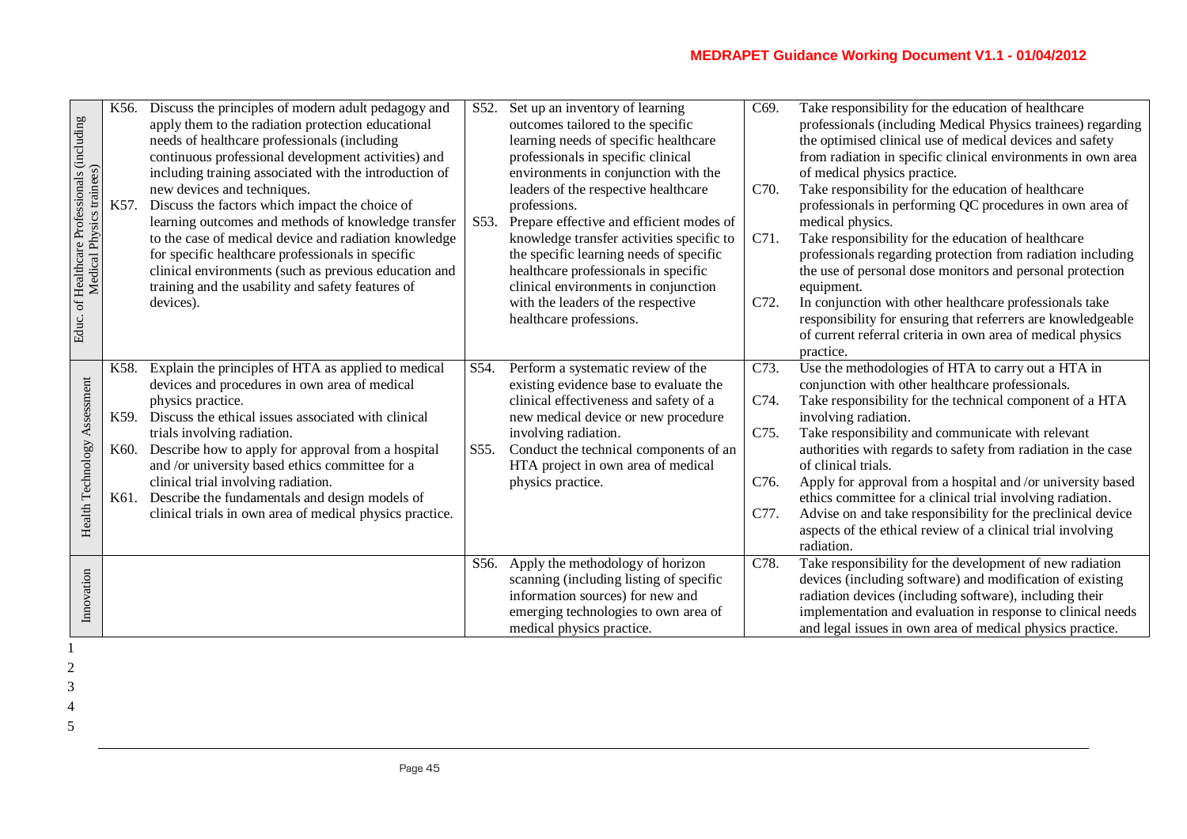| | Knowledge | Skills | Competences |
|---|---|---|---|
| Educ. of Healthcare Professionals (including Medical Physics trainees) | K56. Discuss the principles of modern adult pedagogy and apply them to the radiation protection educational needs of healthcare professionals (including continuous professional development activities) and including training associated with the introduction of new devices and techniques.<br>K57. Discuss the factors which impact the choice of learning outcomes and methods of knowledge transfer to the case of medical device and radiation knowledge for specific healthcare professionals in specific clinical environments (such as previous education and training and the usability and safety features of devices). | S52. Set up an inventory of learning outcomes tailored to the specific learning needs of specific healthcare professionals in specific clinical environments in conjunction with the leaders of the respective healthcare professions.<br>S53. Prepare effective and efficient modes of knowledge transfer activities specific to the specific learning needs of specific healthcare professionals in specific clinical environments in conjunction with the leaders of the respective healthcare professions. | C69. Take responsibility for the education of healthcare professionals (including Medical Physics trainees) regarding the optimised clinical use of medical devices and safety from radiation in specific clinical environments in own area of medical physics practice.<br>C70. Take responsibility for the education of healthcare professionals in performing QC procedures in own area of medical physics.<br>C71. Take responsibility for the education of healthcare professionals regarding protection from radiation including the use of personal dose monitors and personal protection equipment.<br>C72. In conjunction with other healthcare professionals take responsibility for ensuring that referrers are knowledgeable of current referral criteria in own area of medical physics practice. |
| Health Technology Assessment | K58. Explain the principles of HTA as applied to medical devices and procedures in own area of medical physics practice.<br>K59. Discuss the ethical issues associated with clinical trials involving radiation.<br>K60. Describe how to apply for approval from a hospital and /or university based ethics committee for a clinical trial involving radiation.<br>K61. Describe the fundamentals and design models of clinical trials in own area of medical physics practice. | S54. Perform a systematic review of the existing evidence base to evaluate the clinical effectiveness and safety of a new medical device or new procedure involving radiation.<br>S55. Conduct the technical components of an HTA project in own area of medical physics practice. | C73. Use the methodologies of HTA to carry out a HTA in conjunction with other healthcare professionals.<br>C74. Take responsibility for the technical component of a HTA involving radiation.<br>C75. Take responsibility and communicate with relevant authorities with regards to safety from radiation in the case of clinical trials.<br>C76. Apply for approval from a hospital and /or university based ethics committee for a clinical trial involving radiation.<br>C77. Advise on and take responsibility for the preclinical device aspects of the ethical review of a clinical trial involving radiation. |
| Innovation | | S56. Apply the methodology of horizon scanning (including listing of specific information sources) for new and emerging technologies to own area of medical physics practice. | C78. Take responsibility for the development of new radiation devices (including software) and modification of existing radiation devices (including software), including their implementation and evaluation in response to clinical needs and legal issues in own area of medical physics practice. |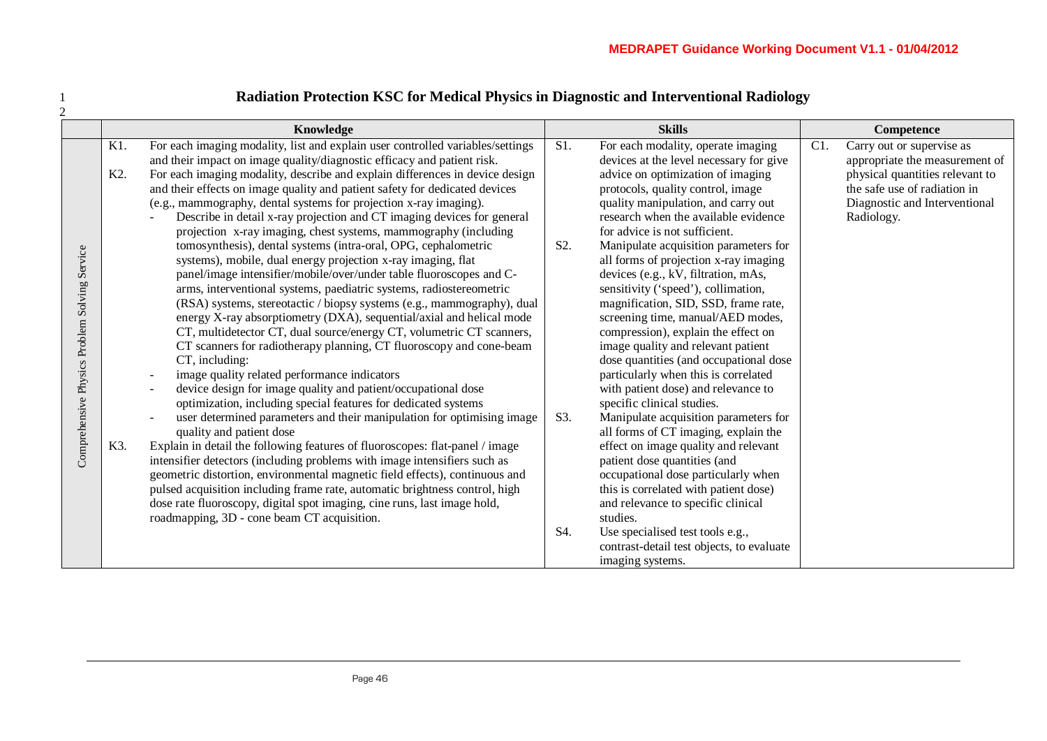# Radiation Protection KSC for Medical Physics in Diagnostic and Interventional Radiology

| | Knowledge | Skills | Competence |
|---|---|---|---|
| Comprehensive Physics Problem Solving Service | K1. For each imaging modality, list and explain user controlled variables/settings and their impact on image quality/diagnostic efficacy and patient risk.<br>K2. For each imaging modality, describe and explain differences in device design and their effects on image quality and patient safety for dedicated devices (e.g., mammography, dental systems for projection x-ray imaging).<br>- Describe in detail x-ray projection and CT imaging devices for general projection x-ray imaging, chest systems, mammography (including tomosynthesis), dental systems (intra-oral, OPG, cephalometric systems), mobile, dual energy projection x-ray imaging, flat panel/image intensifier/mobile/over/under table fluoroscopes and C-arms, interventional systems, paediatric systems, radiostereometric (RSA) systems, stereotactic / biopsy systems (e.g., mammography), dual energy X-ray absorptiometry (DXA), sequential/axial and helical mode CT, multidetector CT, dual source/energy CT, volumetric CT scanners, CT scanners for radiotherapy planning, CT fluoroscopy and cone-beam CT, including:<br>- image quality related performance indicators<br>- device design for image quality and patient/occupational dose optimization, including special features for dedicated systems<br>- user determined parameters and their manipulation for optimising image quality and patient dose<br>K3. Explain in detail the following features of fluoroscopes: flat-panel / image intensifier detectors (including problems with image intensifiers such as geometric distortion, environmental magnetic field effects), continuous and pulsed acquisition including frame rate, automatic brightness control, high dose rate fluoroscopy, digital spot imaging, cine runs, last image hold, roadmapping, 3D - cone beam CT acquisition. | S1. For each modality, operate imaging devices at the level necessary for give advice on optimization of imaging protocols, quality control, image quality manipulation, and carry out research when the available evidence for advice is not sufficient.<br>S2. Manipulate acquisition parameters for all forms of projection x-ray imaging devices (e.g., kV, filtration, mAs, sensitivity ('speed'), collimation, magnification, SID, SSD, frame rate, screening time, manual/AED modes, compression), explain the effect on image quality and relevant patient dose quantities (and occupational dose particularly when this is correlated with patient dose) and relevance to specific clinical studies.<br>S3. Manipulate acquisition parameters for all forms of CT imaging, explain the effect on image quality and relevant patient dose quantities (and occupational dose particularly when this is correlated with patient dose) and relevance to specific clinical studies.<br>S4. Use specialised test tools e.g., contrast-detail test objects, to evaluate imaging systems. | C1. Carry out or supervise as appropriate the measurement of physical quantities relevant to the safe use of radiation in Diagnostic and Interventional Radiology. |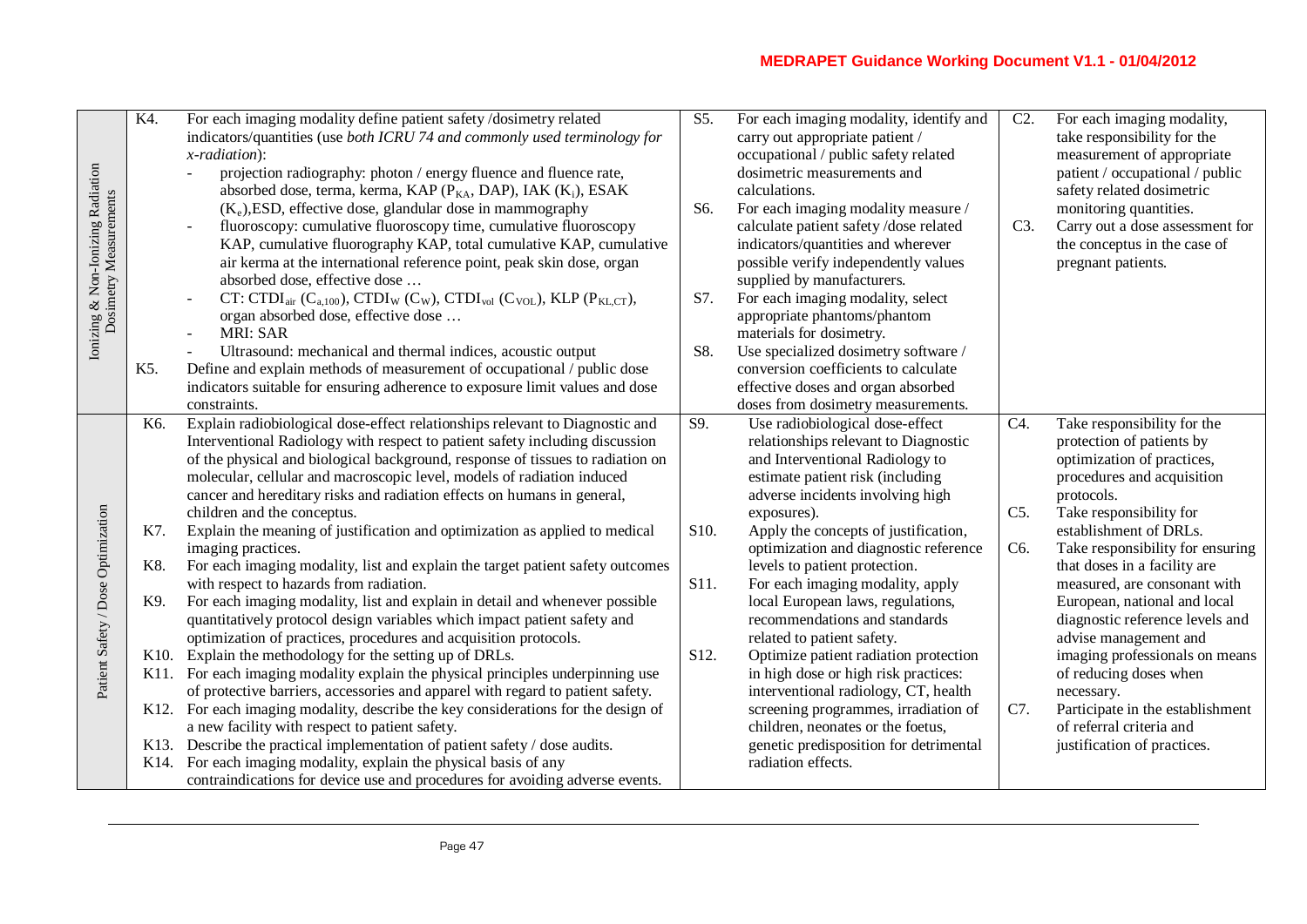| | Knowledge | Skills | Competences |
|---|---|---|---|
| Ionizing & Non-Ionizing Radiation Dosimetry Measurements | K4. For each imaging modality define patient safety /dosimetry related indicators/quantities (use *both ICRU 74 and commonly used terminology for x-radiation*):<br>- projection radiography: photon / energy fluence and fluence rate, absorbed dose, terma, kerma, KAP ($P_{KA}$, DAP), IAK ($K_i$), ESAK ($K_e$),ESD, effective dose, glandular dose in mammography<br>- fluoroscopy: cumulative fluoroscopy time, cumulative fluoroscopy KAP, cumulative fluorography KAP, total cumulative KAP, cumulative air kerma at the international reference point, peak skin dose, organ absorbed dose, effective dose …<br>- CT: $CTDI_{air}$ ($C_{a,100}$), $CTDI_W$ ($C_W$), $CTDI_{vol}$ ($C_{VOL}$), KLP ($P_{KL,CT}$), organ absorbed dose, effective dose …<br>- MRI: SAR<br>- Ultrasound: mechanical and thermal indices, acoustic output<br>K5. Define and explain methods of measurement of occupational / public dose indicators suitable for ensuring adherence to exposure limit values and dose constraints. | S5. For each imaging modality, identify and carry out appropriate patient / occupational / public safety related dosimetric measurements and calculations.<br>S6. For each imaging modality measure / calculate patient safety /dose related indicators/quantities and wherever possible verify independently values supplied by manufacturers.<br>S7. For each imaging modality, select appropriate phantoms/phantom materials for dosimetry.<br>S8. Use specialized dosimetry software / conversion coefficients to calculate effective doses and organ absorbed doses from dosimetry measurements. | C2. For each imaging modality, take responsibility for the measurement of appropriate patient / occupational / public safety related dosimetric monitoring quantities.<br>C3. Carry out a dose assessment for the conceptus in the case of pregnant patients. |
| Patient Safety / Dose Optimization | K6. Explain radiobiological dose-effect relationships relevant to Diagnostic and Interventional Radiology with respect to patient safety including discussion of the physical and biological background, response of tissues to radiation on molecular, cellular and macroscopic level, models of radiation induced cancer and hereditary risks and radiation effects on humans in general, children and the conceptus.<br>K7. Explain the meaning of justification and optimization as applied to medical imaging practices.<br>K8. For each imaging modality, list and explain the target patient safety outcomes with respect to hazards from radiation.<br>K9. For each imaging modality, list and explain in detail and whenever possible quantitatively protocol design variables which impact patient safety and optimization of practices, procedures and acquisition protocols.<br>K10. Explain the methodology for the setting up of DRLs.<br>K11. For each imaging modality explain the physical principles underpinning use of protective barriers, accessories and apparel with regard to patient safety.<br>K12. For each imaging modality, describe the key considerations for the design of a new facility with respect to patient safety.<br>K13. Describe the practical implementation of patient safety / dose audits.<br>K14. For each imaging modality, explain the physical basis of any contraindications for device use and procedures for avoiding adverse events. | S9. Use radiobiological dose-effect relationships relevant to Diagnostic and Interventional Radiology to estimate patient risk (including adverse incidents involving high exposures).<br>S10. Apply the concepts of justification, optimization and diagnostic reference levels to patient protection.<br>S11. For each imaging modality, apply local European laws, regulations, recommendations and standards related to patient safety.<br>S12. Optimize patient radiation protection in high dose or high risk practices: interventional radiology, CT, health screening programmes, irradiation of children, neonates or the foetus, genetic predisposition for detrimental radiation effects. | C4. Take responsibility for the protection of patients by optimization of practices, procedures and acquisition protocols.<br>C5. Take responsibility for establishment of DRLs.<br>C6. Take responsibility for ensuring that doses in a facility are measured, are consonant with European, national and local diagnostic reference levels and advise management and imaging professionals on means of reducing doses when necessary.<br>C7. Participate in the establishment of referral criteria and justification of practices. |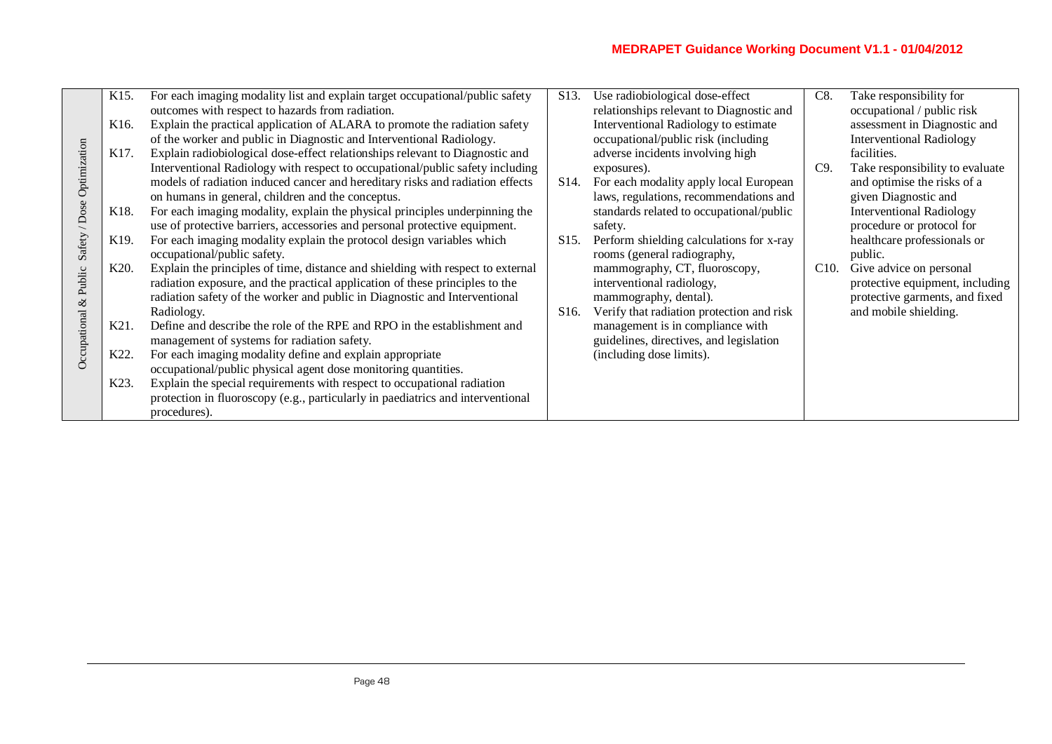| | Knowledge | Skills | Competences |
|---|---|---|---|
| Occupational & Public Safety / Dose Optimization | K15. For each imaging modality list and explain target occupational/public safety outcomes with respect to hazards from radiation.<br>K16. Explain the practical application of ALARA to promote the radiation safety of the worker and public in Diagnostic and Interventional Radiology.<br>K17. Explain radiobiological dose-effect relationships relevant to Diagnostic and Interventional Radiology with respect to occupational/public safety including models of radiation induced cancer and hereditary risks and radiation effects on humans in general, children and the conceptus.<br>K18. For each imaging modality, explain the physical principles underpinning the use of protective barriers, accessories and personal protective equipment.<br>K19. For each imaging modality explain the protocol design variables which occupational/public safety.<br>K20. Explain the principles of time, distance and shielding with respect to external radiation exposure, and the practical application of these principles to the radiation safety of the worker and public in Diagnostic and Interventional Radiology.<br>K21. Define and describe the role of the RPE and RPO in the establishment and management of systems for radiation safety.<br>K22. For each imaging modality define and explain appropriate occupational/public physical agent dose monitoring quantities.<br>K23. Explain the special requirements with respect to occupational radiation protection in fluoroscopy (e.g., particularly in paediatrics and interventional procedures). | S13. Use radiobiological dose-effect relationships relevant to Diagnostic and Interventional Radiology to estimate occupational/public risk (including adverse incidents involving high exposures).<br>S14. For each modality apply local European laws, regulations, recommendations and standards related to occupational/public safety.<br>S15. Perform shielding calculations for x-ray rooms (general radiography, mammography, CT, fluoroscopy, interventional radiology, mammography, dental).<br>S16. Verify that radiation protection and risk management is in compliance with guidelines, directives, and legislation (including dose limits). | C8. Take responsibility for occupational / public risk assessment in Diagnostic and Interventional Radiology facilities.<br>C9. Take responsibility to evaluate and optimise the risks of a given Diagnostic and Interventional Radiology procedure or protocol for healthcare professionals or public.<br>C10. Give advice on personal protective equipment, including protective garments, and fixed and mobile shielding. |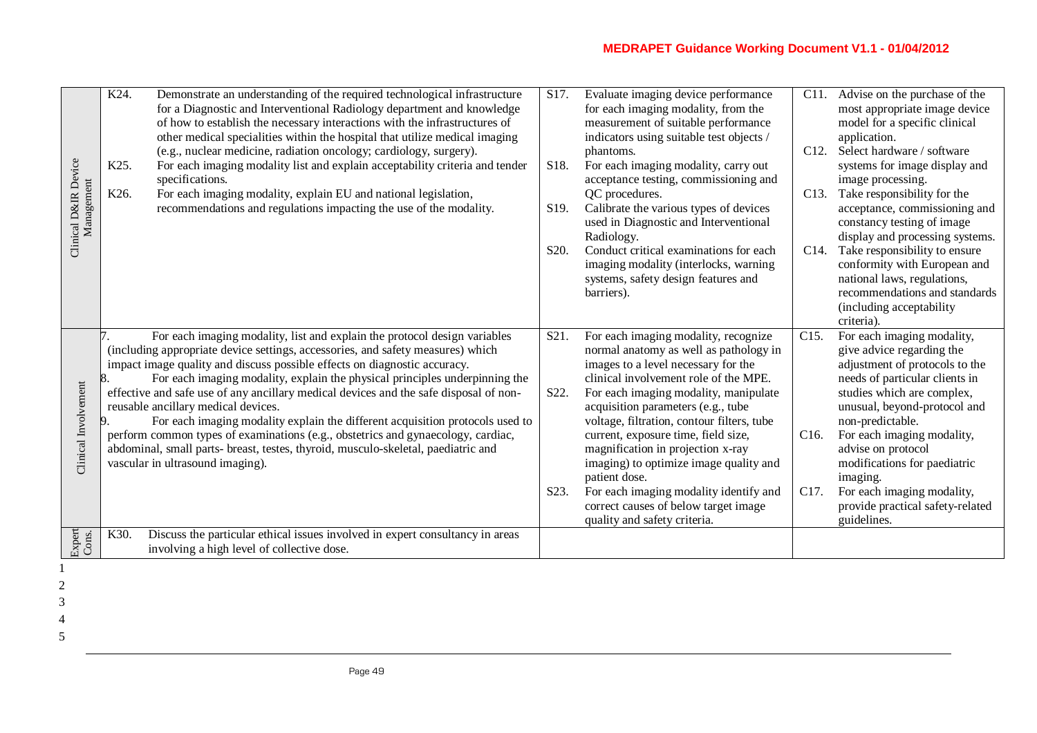| | Knowledge | Skills | Competences |
|---|---|---|---|
| Clinical D&IR Device Management | K24. Demonstrate an understanding of the required technological infrastructure for a Diagnostic and Interventional Radiology department and knowledge of how to establish the necessary interactions with the infrastructures of other medical specialities within the hospital that utilize medical imaging (e.g., nuclear medicine, radiation oncology; cardiology, surgery).<br>K25. For each imaging modality list and explain acceptability criteria and tender specifications.<br>K26. For each imaging modality, explain EU and national legislation, recommendations and regulations impacting the use of the modality. | S17. Evaluate imaging device performance for each imaging modality, from the measurement of suitable performance indicators using suitable test objects / phantoms.<br>S18. For each imaging modality, carry out acceptance testing, commissioning and QC procedures.<br>S19. Calibrate the various types of devices used in Diagnostic and Interventional Radiology.<br>S20. Conduct critical examinations for each imaging modality (interlocks, warning systems, safety design features and barriers). | C11. Advise on the purchase of the most appropriate image device model for a specific clinical application.<br>C12. Select hardware / software systems for image display and image processing.<br>C13. Take responsibility for the acceptance, commissioning and constancy testing of image display and processing systems.<br>C14. Take responsibility to ensure conformity with European and national laws, regulations, recommendations and standards (including acceptability criteria). |
| Clinical Involvement | 7. For each imaging modality, list and explain the protocol design variables (including appropriate device settings, accessories, and safety measures) which impact image quality and discuss possible effects on diagnostic accuracy.<br>8. For each imaging modality, explain the physical principles underpinning the effective and safe use of any ancillary medical devices and the safe disposal of non-reusable ancillary medical devices.<br>9. For each imaging modality explain the different acquisition protocols used to perform common types of examinations (e.g., obstetrics and gynaecology, cardiac, abdominal, small parts- breast, testes, thyroid, musculo-skeletal, paediatric and vascular in ultrasound imaging). | S21. For each imaging modality, recognize normal anatomy as well as pathology in images to a level necessary for the clinical involvement role of the MPE.<br>S22. For each imaging modality, manipulate acquisition parameters (e.g., tube voltage, filtration, contour filters, tube current, exposure time, field size, magnification in projection x-ray imaging) to optimize image quality and patient dose.<br>S23. For each imaging modality identify and correct causes of below target image quality and safety criteria. | C15. For each imaging modality, give advice regarding the adjustment of protocols to the needs of particular clients in studies which are complex, unusual, beyond-protocol and non-predictable.<br>C16. For each imaging modality, advise on protocol modifications for paediatric imaging.<br>C17. For each imaging modality, provide practical safety-related guidelines. |
| Expert Cons. | K30. Discuss the particular ethical issues involved in expert consultancy in areas involving a high level of collective dose. | | |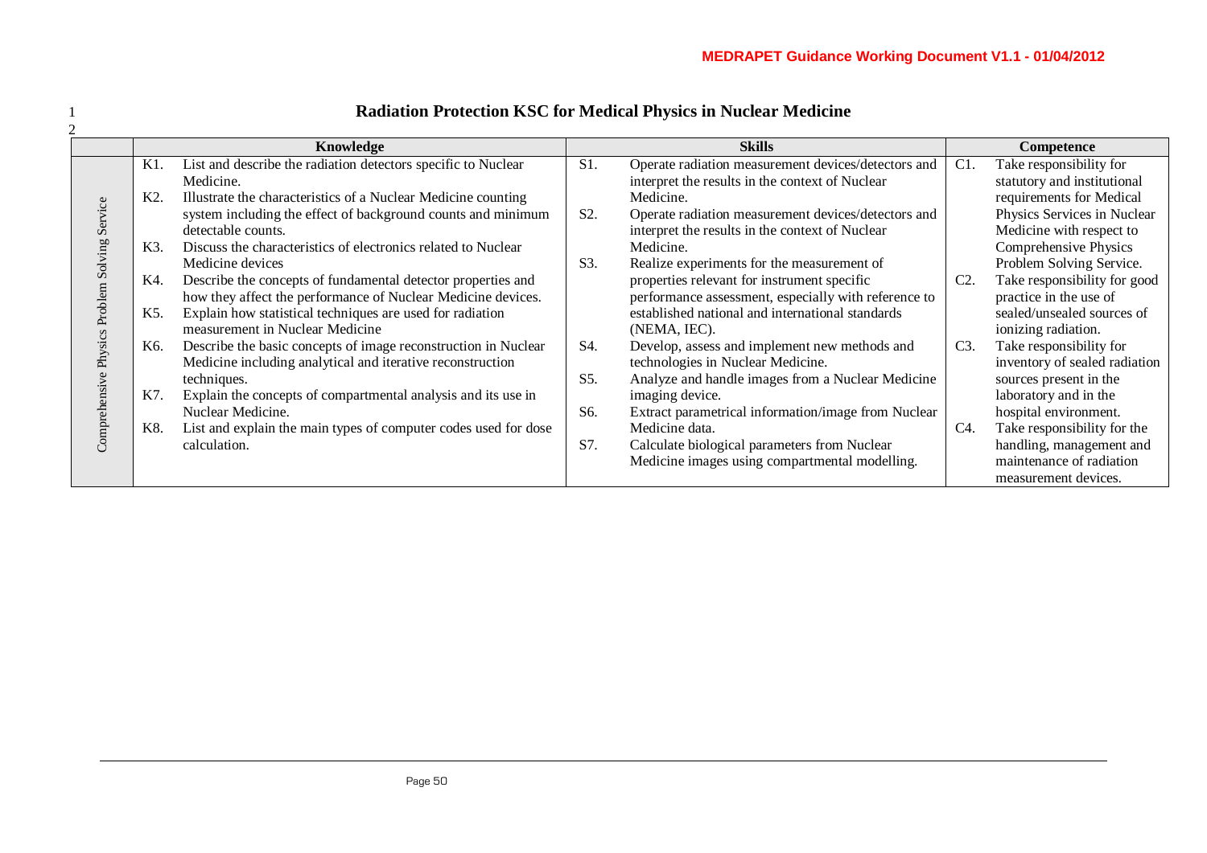# Radiation Protection KSC for Medical Physics in Nuclear Medicine

| | Knowledge | Skills | Competence |
|---|---|---|---|
| Comprehensive Physics Problem Solving Service | K1. List and describe the radiation detectors specific to Nuclear Medicine.<br>K2. Illustrate the characteristics of a Nuclear Medicine counting system including the effect of background counts and minimum detectable counts.<br>K3. Discuss the characteristics of electronics related to Nuclear Medicine devices<br>K4. Describe the concepts of fundamental detector properties and how they affect the performance of Nuclear Medicine devices.<br>K5. Explain how statistical techniques are used for radiation measurement in Nuclear Medicine<br>K6. Describe the basic concepts of image reconstruction in Nuclear Medicine including analytical and iterative reconstruction techniques.<br>K7. Explain the concepts of compartmental analysis and its use in Nuclear Medicine.<br>K8. List and explain the main types of computer codes used for dose calculation. | S1. Operate radiation measurement devices/detectors and interpret the results in the context of Nuclear Medicine.<br>S2. Operate radiation measurement devices/detectors and interpret the results in the context of Nuclear Medicine.<br>S3. Realize experiments for the measurement of properties relevant for instrument specific performance assessment, especially with reference to established national and international standards (NEMA, IEC).<br>S4. Develop, assess and implement new methods and technologies in Nuclear Medicine.<br>S5. Analyze and handle images from a Nuclear Medicine imaging device.<br>S6. Extract parametrical information/image from Nuclear Medicine data.<br>S7. Calculate biological parameters from Nuclear Medicine images using compartmental modelling. | C1. Take responsibility for statutory and institutional requirements for Medical Physics Services in Nuclear Medicine with respect to Comprehensive Physics Problem Solving Service.<br>C2. Take responsibility for good practice in the use of sealed/unsealed sources of ionizing radiation.<br>C3. Take responsibility for inventory of sealed radiation sources present in the laboratory and in the hospital environment.<br>C4. Take responsibility for the handling, management and maintenance of radiation measurement devices. |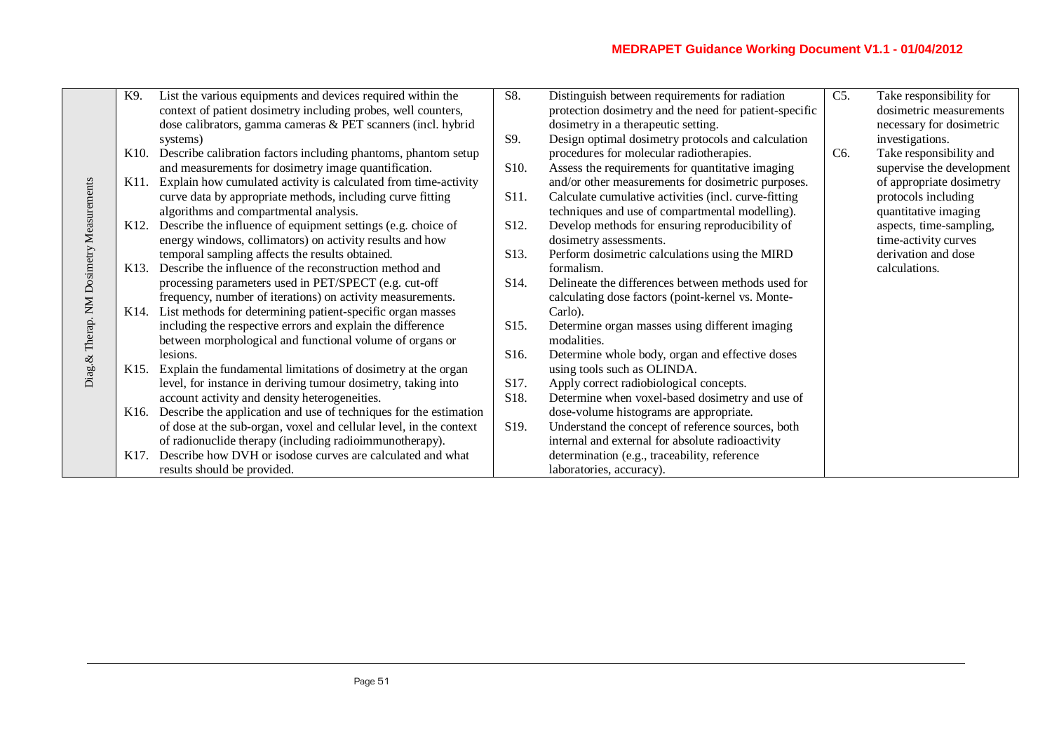| | Knowledge | Skills | Competences |
|---|---|---|---|
| Diag.& Therap. NM Dosimetry Measurements | K9. List the various equipments and devices required within the context of patient dosimetry including probes, well counters, dose calibrators, gamma cameras & PET scanners (incl. hybrid systems)<br>K10. Describe calibration factors including phantoms, phantom setup and measurements for dosimetry image quantification.<br>K11. Explain how cumulated activity is calculated from time-activity curve data by appropriate methods, including curve fitting algorithms and compartmental analysis.<br>K12. Describe the influence of equipment settings (e.g. choice of energy windows, collimators) on activity results and how temporal sampling affects the results obtained.<br>K13. Describe the influence of the reconstruction method and processing parameters used in PET/SPECT (e.g. cut-off frequency, number of iterations) on activity measurements.<br>K14. List methods for determining patient-specific organ masses including the respective errors and explain the difference between morphological and functional volume of organs or lesions.<br>K15. Explain the fundamental limitations of dosimetry at the organ level, for instance in deriving tumour dosimetry, taking into account activity and density heterogeneities.<br>K16. Describe the application and use of techniques for the estimation of dose at the sub-organ, voxel and cellular level, in the context of radionuclide therapy (including radioimmunotherapy).<br>K17. Describe how DVH or isodose curves are calculated and what results should be provided. | S8. Distinguish between requirements for radiation protection dosimetry and the need for patient-specific dosimetry in a therapeutic setting.<br>S9. Design optimal dosimetry protocols and calculation procedures for molecular radiotherapies.<br>S10. Assess the requirements for quantitative imaging and/or other measurements for dosimetric purposes.<br>S11. Calculate cumulative activities (incl. curve-fitting techniques and use of compartmental modelling).<br>S12. Develop methods for ensuring reproducibility of dosimetry assessments.<br>S13. Perform dosimetric calculations using the MIRD formalism.<br>S14. Delineate the differences between methods used for calculating dose factors (point-kernel vs. Monte-Carlo).<br>S15. Determine organ masses using different imaging modalities.<br>S16. Determine whole body, organ and effective doses using tools such as OLINDA.<br>S17. Apply correct radiobiological concepts.<br>S18. Determine when voxel-based dosimetry and use of dose-volume histograms are appropriate.<br>S19. Understand the concept of reference sources, both internal and external for absolute radioactivity determination (e.g., traceability, reference laboratories, accuracy). | C5. Take responsibility for dosimetric measurements necessary for dosimetric investigations.<br>C6. Take responsibility and supervise the development of appropriate dosimetry protocols including quantitative imaging aspects, time-sampling, time-activity curves derivation and dose calculations. |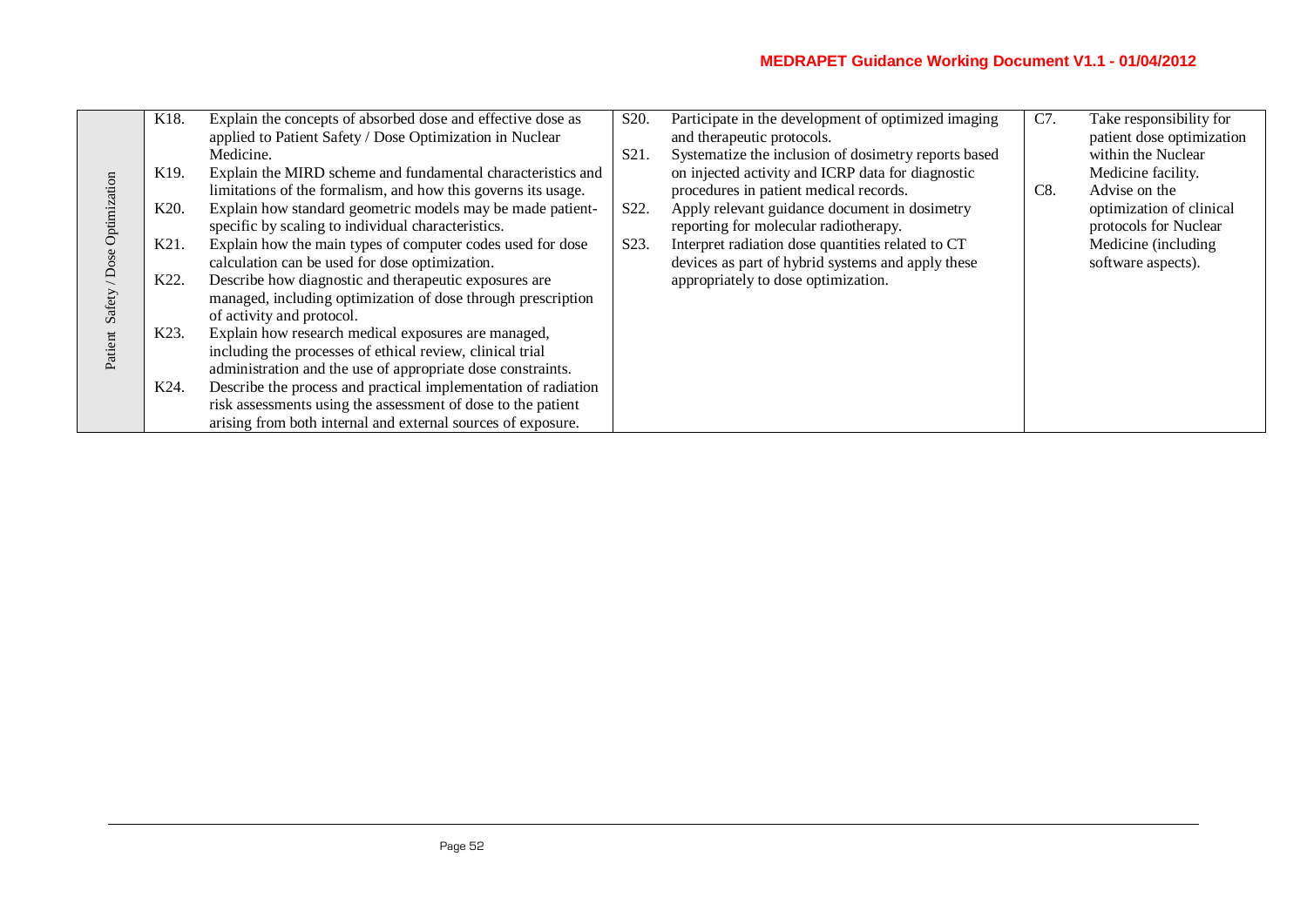| | Knowledge | Skills | Competences |
|---|---|---|---|
| Patient Safety / Dose Optimization | K18. Explain the concepts of absorbed dose and effective dose as applied to Patient Safety / Dose Optimization in Nuclear Medicine.<br>K19. Explain the MIRD scheme and fundamental characteristics and limitations of the formalism, and how this governs its usage.<br>K20. Explain how standard geometric models may be made patient-specific by scaling to individual characteristics.<br>K21. Explain how the main types of computer codes used for dose calculation can be used for dose optimization.<br>K22. Describe how diagnostic and therapeutic exposures are managed, including optimization of dose through prescription of activity and protocol.<br>K23. Explain how research medical exposures are managed, including the processes of ethical review, clinical trial administration and the use of appropriate dose constraints.<br>K24. Describe the process and practical implementation of radiation risk assessments using the assessment of dose to the patient arising from both internal and external sources of exposure. | S20. Participate in the development of optimized imaging and therapeutic protocols.<br>S21. Systematize the inclusion of dosimetry reports based on injected activity and ICRP data for diagnostic procedures in patient medical records.<br>S22. Apply relevant guidance document in dosimetry reporting for molecular radiotherapy.<br>S23. Interpret radiation dose quantities related to CT devices as part of hybrid systems and apply these appropriately to dose optimization. | C7. Take responsibility for patient dose optimization within the Nuclear Medicine facility.<br>C8. Advise on the optimization of clinical protocols for Nuclear Medicine (including software aspects). |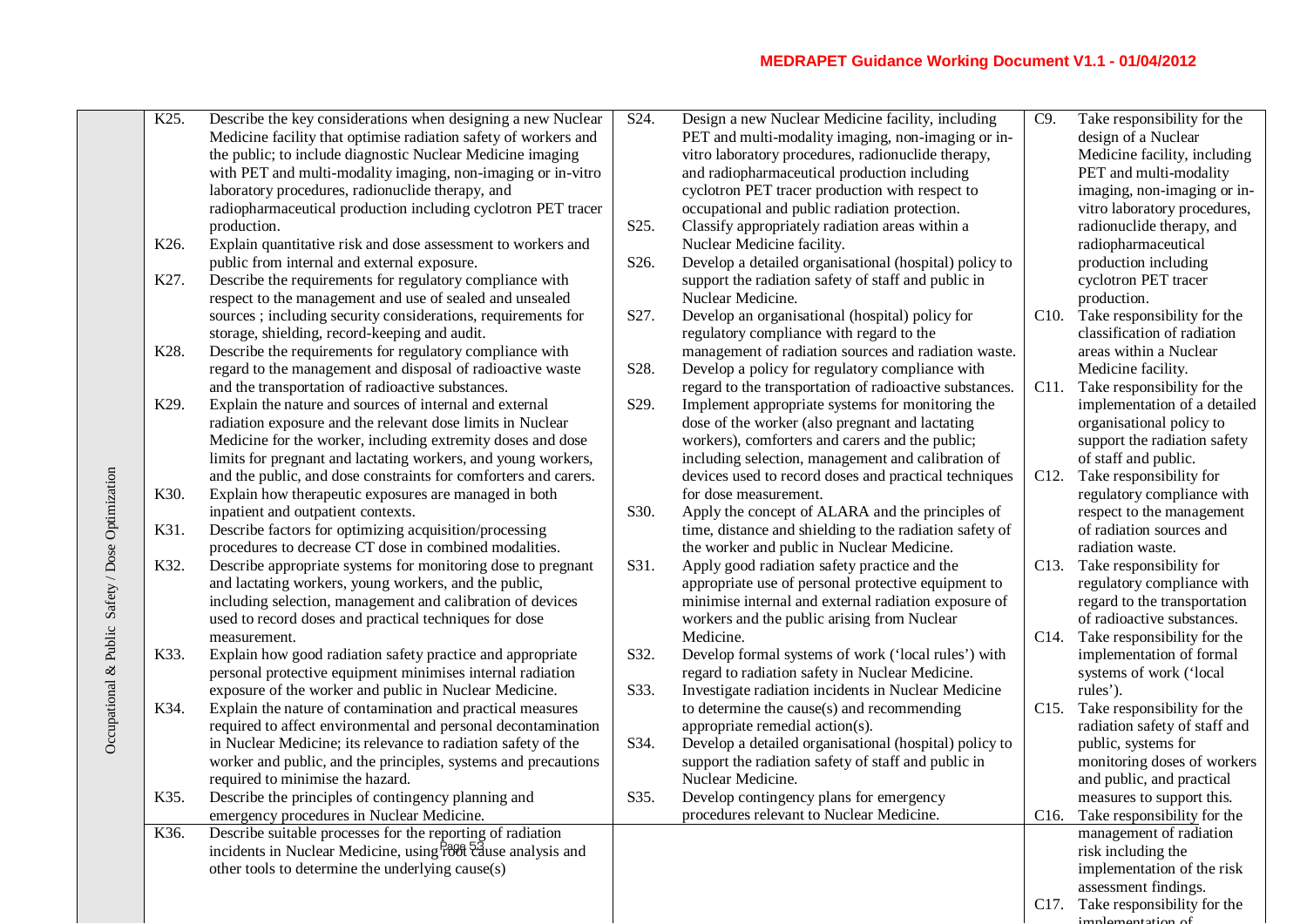| | Knowledge | Skills | Competences |
|---|---|---|---|
| Occupational & Public Safety / Dose Optimization | K25. Describe the key considerations when designing a new Nuclear Medicine facility that optimise radiation safety of workers and the public; to include diagnostic Nuclear Medicine imaging with PET and multi-modality imaging, non-imaging or in-vitro laboratory procedures, radionuclide therapy, and radiopharmaceutical production including cyclotron PET tracer production.<br>K26. Explain quantitative risk and dose assessment to workers and public from internal and external exposure.<br>K27. Describe the requirements for regulatory compliance with respect to the management and use of sealed and unsealed sources ; including security considerations, requirements for storage, shielding, record-keeping and audit.<br>K28. Describe the requirements for regulatory compliance with regard to the management and disposal of radioactive waste and the transportation of radioactive substances.<br>K29. Explain the nature and sources of internal and external radiation exposure and the relevant dose limits in Nuclear Medicine for the worker, including extremity doses and dose limits for pregnant and lactating workers, and young workers, and the public, and dose constraints for comforters and carers.<br>K30. Explain how therapeutic exposures are managed in both inpatient and outpatient contexts.<br>K31. Describe factors for optimizing acquisition/processing procedures to decrease CT dose in combined modalities.<br>K32. Describe appropriate systems for monitoring dose to pregnant and lactating workers, young workers, and the public, including selection, management and calibration of devices used to record doses and practical techniques for dose measurement.<br>K33. Explain how good radiation safety practice and appropriate personal protective equipment minimises internal radiation exposure of the worker and public in Nuclear Medicine.<br>K34. Explain the nature of contamination and practical measures required to affect environmental and personal decontamination in Nuclear Medicine; its relevance to radiation safety of the worker and public, and the principles, systems and precautions required to minimise the hazard.<br>K35. Describe the principles of contingency planning and emergency procedures in Nuclear Medicine.<br>K36. Describe suitable processes for the reporting of radiation incidents in Nuclear Medicine, using root cause analysis and other tools to determine the underlying cause(s) | S24. Design a new Nuclear Medicine facility, including PET and multi-modality imaging, non-imaging or in-vitro laboratory procedures, radionuclide therapy, and radiopharmaceutical production including cyclotron PET tracer production with respect to occupational and public radiation protection.<br>S25. Classify appropriately radiation areas within a Nuclear Medicine facility.<br>S26. Develop a detailed organisational (hospital) policy to support the radiation safety of staff and public in Nuclear Medicine.<br>S27. Develop an organisational (hospital) policy for regulatory compliance with regard to the management of radiation sources and radiation waste.<br>S28. Develop a policy for regulatory compliance with regard to the transportation of radioactive substances.<br>S29. Implement appropriate systems for monitoring the dose of the worker (also pregnant and lactating workers), comforters and carers and the public; including selection, management and calibration of devices used to record doses and practical techniques for dose measurement.<br>S30. Apply the concept of ALARA and the principles of time, distance and shielding to the radiation safety of the worker and public in Nuclear Medicine.<br>S31. Apply good radiation safety practice and the appropriate use of personal protective equipment to minimise internal and external radiation exposure of workers and the public arising from Nuclear Medicine.<br>S32. Develop formal systems of work ('local rules') with regard to radiation safety in Nuclear Medicine.<br>S33. Investigate radiation incidents in Nuclear Medicine to determine the cause(s) and recommending appropriate remedial action(s).<br>S34. Develop a detailed organisational (hospital) policy to support the radiation safety of staff and public in Nuclear Medicine.<br>S35. Develop contingency plans for emergency procedures relevant to Nuclear Medicine. | C9. Take responsibility for the design of a Nuclear Medicine facility, including PET and multi-modality imaging, non-imaging or in-vitro laboratory procedures, radionuclide therapy, and radiopharmaceutical production including cyclotron PET tracer production.<br>C10. Take responsibility for the classification of radiation areas within a Nuclear Medicine facility.<br>C11. Take responsibility for the implementation of a detailed organisational policy to support the radiation safety of staff and public.<br>C12. Take responsibility for regulatory compliance with respect to the management of radiation sources and radiation waste.<br>C13. Take responsibility for regulatory compliance with regard to the transportation of radioactive substances.<br>C14. Take responsibility for the implementation of formal systems of work ('local rules').<br>C15. Take responsibility for the radiation safety of staff and public, systems for monitoring doses of workers and public, and practical measures to support this.<br>C16. Take responsibility for the management of radiation risk including the implementation of the risk assessment findings.<br>C17. Take responsibility for the implementation of |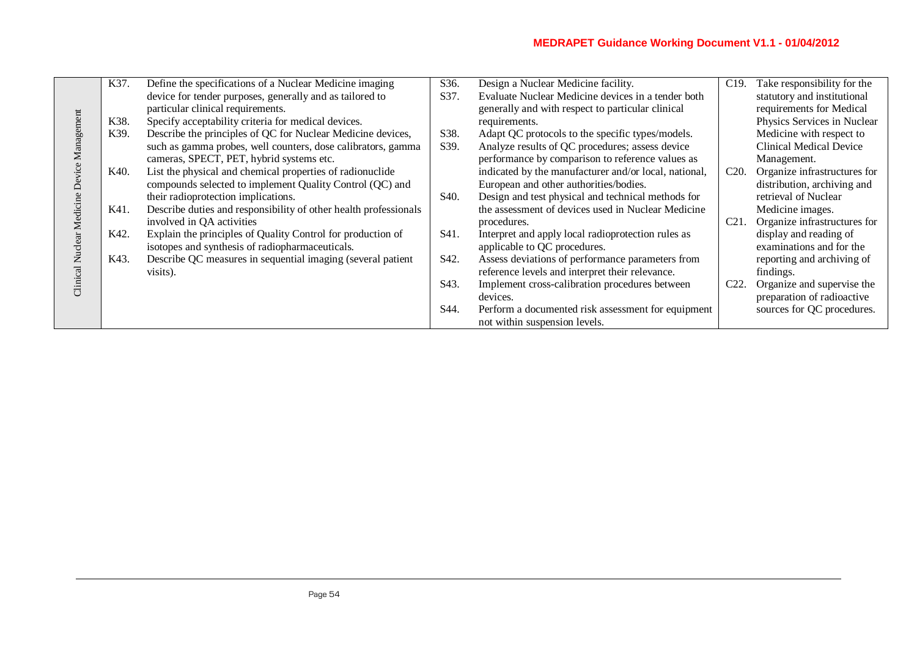| | Knowledge | Skills | Competences |
|---|---|---|---|
| Clinical Nuclear Medicine Device Management | K37. Define the specifications of a Nuclear Medicine imaging device for tender purposes, generally and as tailored to particular clinical requirements.<br>K38. Specify acceptability criteria for medical devices.<br>K39. Describe the principles of QC for Nuclear Medicine devices, such as gamma probes, well counters, dose calibrators, gamma cameras, SPECT, PET, hybrid systems etc.<br>K40. List the physical and chemical properties of radionuclide compounds selected to implement Quality Control (QC) and their radioprotection implications.<br>K41. Describe duties and responsibility of other health professionals involved in QA activities<br>K42. Explain the principles of Quality Control for production of isotopes and synthesis of radiopharmaceuticals.<br>K43. Describe QC measures in sequential imaging (several patient visits). | S36. Design a Nuclear Medicine facility.<br>S37. Evaluate Nuclear Medicine devices in a tender both generally and with respect to particular clinical requirements.<br>S38. Adapt QC protocols to the specific types/models.<br>S39. Analyze results of QC procedures; assess device performance by comparison to reference values as indicated by the manufacturer and/or local, national, European and other authorities/bodies.<br>S40. Design and test physical and technical methods for the assessment of devices used in Nuclear Medicine procedures.<br>S41. Interpret and apply local radioprotection rules as applicable to QC procedures.<br>S42. Assess deviations of performance parameters from reference levels and interpret their relevance.<br>S43. Implement cross-calibration procedures between devices.<br>S44. Perform a documented risk assessment for equipment not within suspension levels. | C19. Take responsibility for the statutory and institutional requirements for Medical Physics Services in Nuclear Medicine with respect to Clinical Medical Device Management.<br>C20. Organize infrastructures for distribution, archiving and retrieval of Nuclear Medicine images.<br>C21. Organize infrastructures for display and reading of examinations and for the reporting and archiving of findings.<br>C22. Organize and supervise the preparation of radioactive sources for QC procedures. |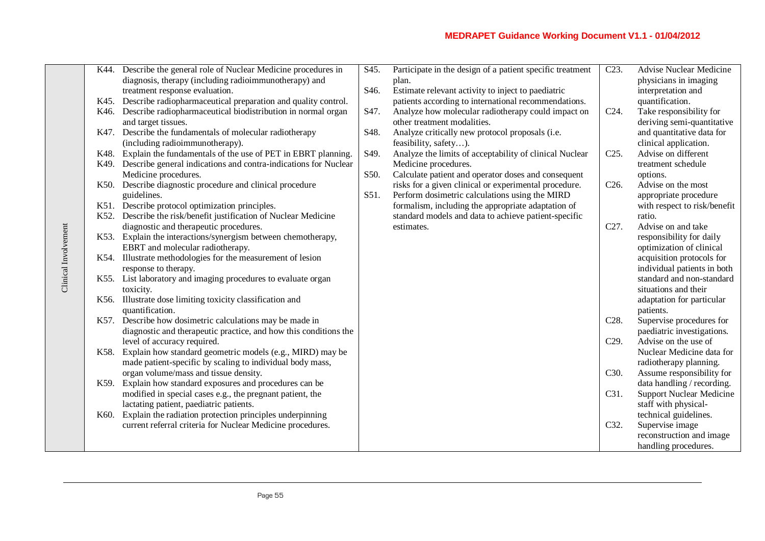| | Knowledge | Skills | Competences |
|---|---|---|---|
| Clinical Involvement | K44. Describe the general role of Nuclear Medicine procedures in diagnosis, therapy (including radioimmunotherapy) and treatment response evaluation.<br>K45. Describe radiopharmaceutical preparation and quality control.<br>K46. Describe radiopharmaceutical biodistribution in normal organ and target tissues.<br>K47. Describe the fundamentals of molecular radiotherapy (including radioimmunotherapy).<br>K48. Explain the fundamentals of the use of PET in EBRT planning.<br>K49. Describe general indications and contra-indications for Nuclear Medicine procedures.<br>K50. Describe diagnostic procedure and clinical procedure guidelines.<br>K51. Describe protocol optimization principles.<br>K52. Describe the risk/benefit justification of Nuclear Medicine diagnostic and therapeutic procedures.<br>K53. Explain the interactions/synergism between chemotherapy, EBRT and molecular radiotherapy.<br>K54. Illustrate methodologies for the measurement of lesion response to therapy.<br>K55. List laboratory and imaging procedures to evaluate organ toxicity.<br>K56. Illustrate dose limiting toxicity classification and quantification.<br>K57. Describe how dosimetric calculations may be made in diagnostic and therapeutic practice, and how this conditions the level of accuracy required.<br>K58. Explain how standard geometric models (e.g., MIRD) may be made patient-specific by scaling to individual body mass, organ volume/mass and tissue density.<br>K59. Explain how standard exposures and procedures can be modified in special cases e.g., the pregnant patient, the lactating patient, paediatric patients.<br>K60. Explain the radiation protection principles underpinning current referral criteria for Nuclear Medicine procedures. | S45. Participate in the design of a patient specific treatment plan.<br>S46. Estimate relevant activity to inject to paediatric patients according to international recommendations.<br>S47. Analyze how molecular radiotherapy could impact on other treatment modalities.<br>S48. Analyze critically new protocol proposals (i.e. feasibility, safety…).<br>S49. Analyze the limits of acceptability of clinical Nuclear Medicine procedures.<br>S50. Calculate patient and operator doses and consequent risks for a given clinical or experimental procedure.<br>S51. Perform dosimetric calculations using the MIRD formalism, including the appropriate adaptation of standard models and data to achieve patient-specific estimates. | C23. Advise Nuclear Medicine physicians in imaging interpretation and quantification.<br>C24. Take responsibility for deriving semi-quantitative and quantitative data for clinical application.<br>C25. Advise on different treatment schedule options.<br>C26. Advise on the most appropriate procedure with respect to risk/benefit ratio.<br>C27. Advise on and take responsibility for daily optimization of clinical acquisition protocols for individual patients in both standard and non-standard situations and their adaptation for particular patients.<br>C28. Supervise procedures for paediatric investigations.<br>C29. Advise on the use of Nuclear Medicine data for radiotherapy planning.<br>C30. Assume responsibility for data handling / recording.<br>C31. Support Nuclear Medicine staff with physical-technical guidelines.<br>C32. Supervise image reconstruction and image handling procedures. |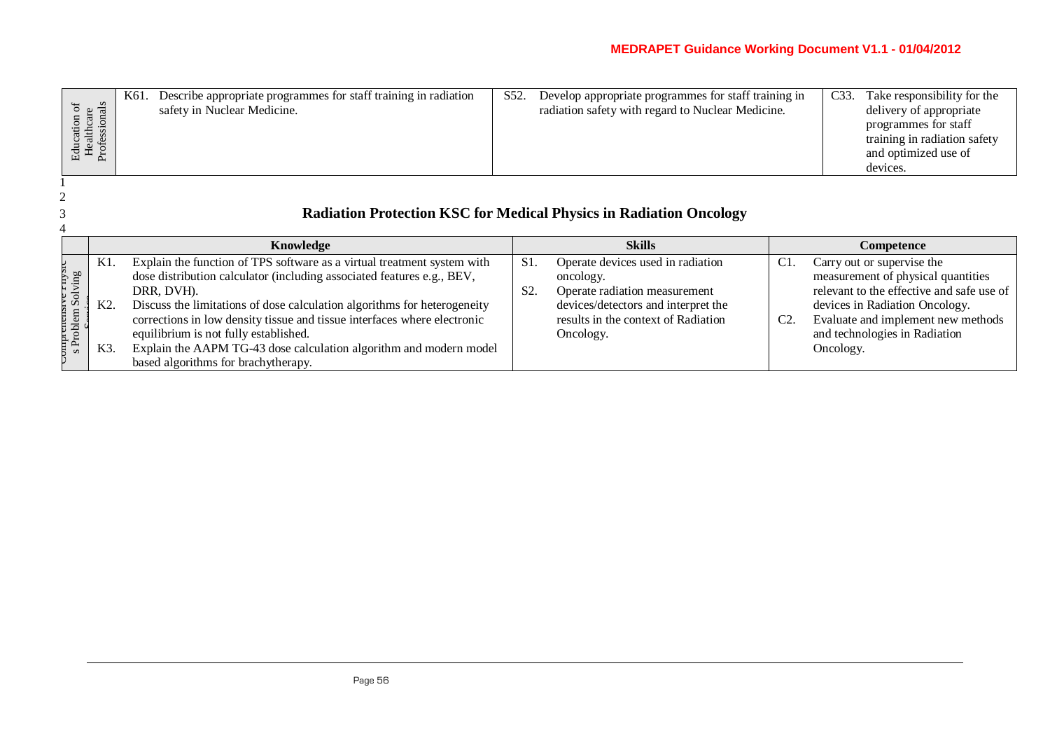| Education of Healthcare Professionals | K61. Describe appropriate programmes for staff training in radiation safety in Nuclear Medicine. | S52. Develop appropriate programmes for staff training in radiation safety with regard to Nuclear Medicine. | C33. Take responsibility for the delivery of appropriate programmes for staff training in radiation safety and optimized use of devices. |
|---|---|---|---|

## Radiation Protection KSC for Medical Physics in Radiation Oncology

| | Knowledge | Skills | Competence |
|---|---|---|---|
| Comprehensive Physics Problem Solving Service | K1. Explain the function of TPS software as a virtual treatment system with dose distribution calculator (including associated features e.g., BEV, DRR, DVH).<br>K2. Discuss the limitations of dose calculation algorithms for heterogeneity corrections in low density tissue and tissue interfaces where electronic equilibrium is not fully established.<br>K3. Explain the AAPM TG-43 dose calculation algorithm and modern model based algorithms for brachytherapy. | S1. Operate devices used in radiation oncology.<br>S2. Operate radiation measurement devices/detectors and interpret the results in the context of Radiation Oncology. | C1. Carry out or supervise the measurement of physical quantities relevant to the effective and safe use of devices in Radiation Oncology.<br>C2. Evaluate and implement new methods and technologies in Radiation Oncology. |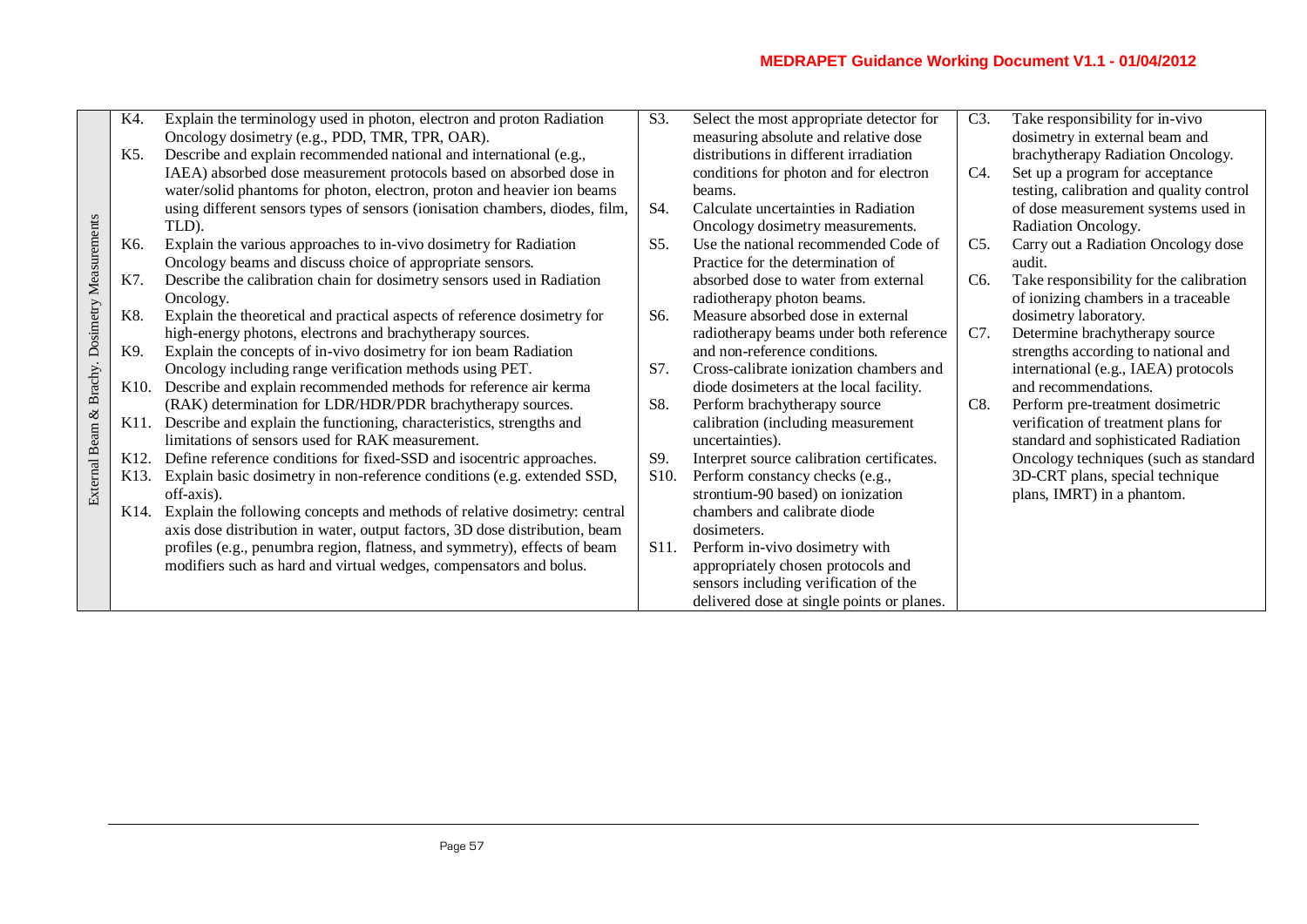| External Beam & Brachy. Dosimetry Measurements | Knowledge | Skills | Competences |
|---|---|---|---|
| | K4. Explain the terminology used in photon, electron and proton Radiation Oncology dosimetry (e.g., PDD, TMR, TPR, OAR).<br>K5. Describe and explain recommended national and international (e.g., IAEA) absorbed dose measurement protocols based on absorbed dose in water/solid phantoms for photon, electron, proton and heavier ion beams using different sensors types of sensors (ionisation chambers, diodes, film, TLD).<br>K6. Explain the various approaches to in-vivo dosimetry for Radiation Oncology beams and discuss choice of appropriate sensors.<br>K7. Describe the calibration chain for dosimetry sensors used in Radiation Oncology.<br>K8. Explain the theoretical and practical aspects of reference dosimetry for high-energy photons, electrons and brachytherapy sources.<br>K9. Explain the concepts of in-vivo dosimetry for ion beam Radiation Oncology including range verification methods using PET.<br>K10. Describe and explain recommended methods for reference air kerma (RAK) determination for LDR/HDR/PDR brachytherapy sources.<br>K11. Describe and explain the functioning, characteristics, strengths and limitations of sensors used for RAK measurement.<br>K12. Define reference conditions for fixed-SSD and isocentric approaches.<br>K13. Explain basic dosimetry in non-reference conditions (e.g. extended SSD, off-axis).<br>K14. Explain the following concepts and methods of relative dosimetry: central axis dose distribution in water, output factors, 3D dose distribution, beam profiles (e.g., penumbra region, flatness, and symmetry), effects of beam modifiers such as hard and virtual wedges, compensators and bolus. | S3. Select the most appropriate detector for measuring absolute and relative dose distributions in different irradiation conditions for photon and for electron beams.<br>S4. Calculate uncertainties in Radiation Oncology dosimetry measurements.<br>S5. Use the national recommended Code of Practice for the determination of absorbed dose to water from external radiotherapy photon beams.<br>S6. Measure absorbed dose in external radiotherapy beams under both reference and non-reference conditions.<br>S7. Cross-calibrate ionization chambers and diode dosimeters at the local facility.<br>S8. Perform brachytherapy source calibration (including measurement uncertainties).<br>S9. Interpret source calibration certificates.<br>S10. Perform constancy checks (e.g., strontium-90 based) on ionization chambers and calibrate diode dosimeters.<br>S11. Perform in-vivo dosimetry with appropriately chosen protocols and sensors including verification of the delivered dose at single points or planes. | C3. Take responsibility for in-vivo dosimetry in external beam and brachytherapy Radiation Oncology.<br>C4. Set up a program for acceptance testing, calibration and quality control of dose measurement systems used in Radiation Oncology.<br>C5. Carry out a Radiation Oncology dose audit.<br>C6. Take responsibility for the calibration of ionizing chambers in a traceable dosimetry laboratory.<br>C7. Determine brachytherapy source strengths according to national and international (e.g., IAEA) protocols and recommendations.<br>C8. Perform pre-treatment dosimetric verification of treatment plans for standard and sophisticated Radiation Oncology techniques (such as standard 3D-CRT plans, special technique plans, IMRT) in a phantom. |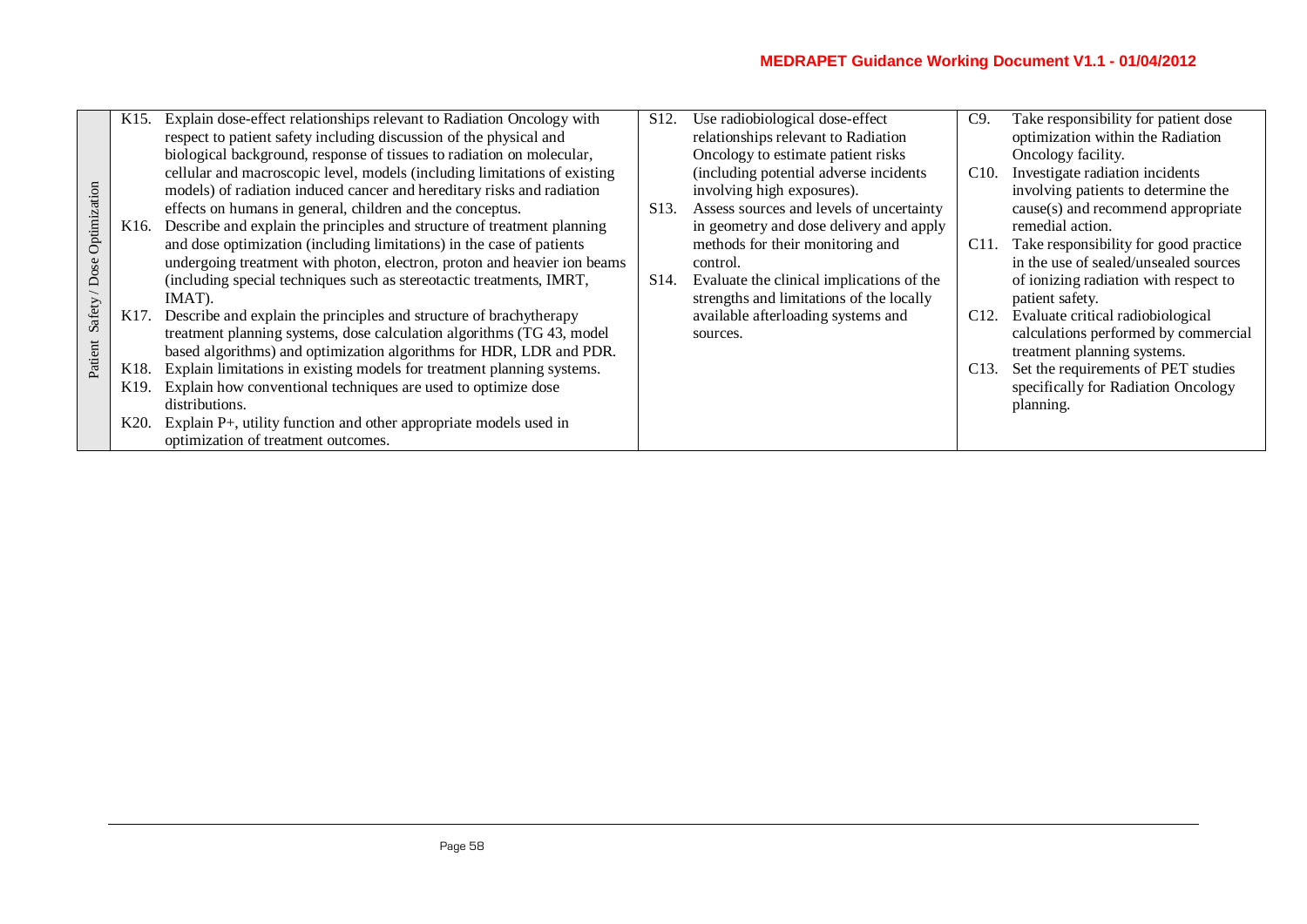| | Knowledge | Skills | Competences |
|---|---|---|---|
| Patient Safety / Dose Optimization | K15. Explain dose-effect relationships relevant to Radiation Oncology with respect to patient safety including discussion of the physical and biological background, response of tissues to radiation on molecular, cellular and macroscopic level, models (including limitations of existing models) of radiation induced cancer and hereditary risks and radiation effects on humans in general, children and the conceptus.<br>K16. Describe and explain the principles and structure of treatment planning and dose optimization (including limitations) in the case of patients undergoing treatment with photon, electron, proton and heavier ion beams (including special techniques such as stereotactic treatments, IMRT, IMAT).<br>K17. Describe and explain the principles and structure of brachytherapy treatment planning systems, dose calculation algorithms (TG 43, model based algorithms) and optimization algorithms for HDR, LDR and PDR.<br>K18. Explain limitations in existing models for treatment planning systems.<br>K19. Explain how conventional techniques are used to optimize dose distributions.<br>K20. Explain P+, utility function and other appropriate models used in optimization of treatment outcomes. | S12. Use radiobiological dose-effect relationships relevant to Radiation Oncology to estimate patient risks (including potential adverse incidents involving high exposures).<br>S13. Assess sources and levels of uncertainty in geometry and dose delivery and apply methods for their monitoring and control.<br>S14. Evaluate the clinical implications of the strengths and limitations of the locally available afterloading systems and sources. | C9. Take responsibility for patient dose optimization within the Radiation Oncology facility.<br>C10. Investigate radiation incidents involving patients to determine the cause(s) and recommend appropriate remedial action.<br>C11. Take responsibility for good practice in the use of sealed/unsealed sources of ionizing radiation with respect to patient safety.<br>C12. Evaluate critical radiobiological calculations performed by commercial treatment planning systems.<br>C13. Set the requirements of PET studies specifically for Radiation Oncology planning. |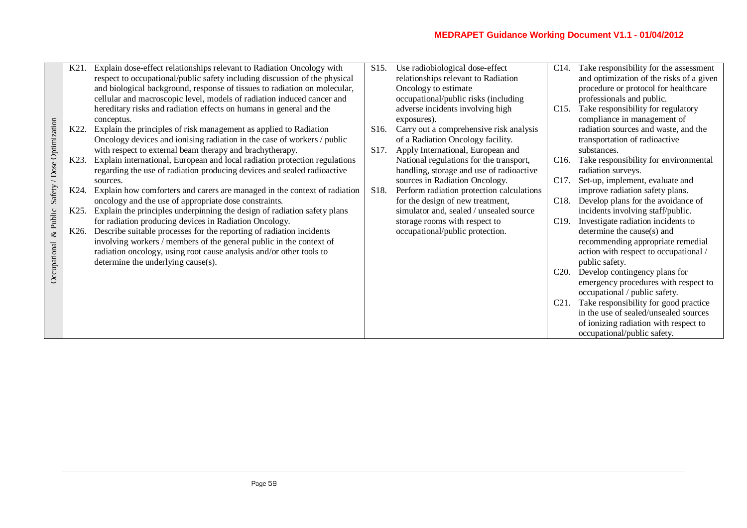| Occupational & Public Safety / Dose Optimization | Knowledge | Skills | Competences |
|---|---|---|---|
| | K21. Explain dose-effect relationships relevant to Radiation Oncology with respect to occupational/public safety including discussion of the physical and biological background, response of tissues to radiation on molecular, cellular and macroscopic level, models of radiation induced cancer and hereditary risks and radiation effects on humans in general and the conceptus.<br>K22. Explain the principles of risk management as applied to Radiation Oncology devices and ionising radiation in the case of workers / public with respect to external beam therapy and brachytherapy.<br>K23. Explain international, European and local radiation protection regulations regarding the use of radiation producing devices and sealed radioactive sources.<br>K24. Explain how comforters and carers are managed in the context of radiation oncology and the use of appropriate dose constraints.<br>K25. Explain the principles underpinning the design of radiation safety plans for radiation producing devices in Radiation Oncology.<br>K26. Describe suitable processes for the reporting of radiation incidents involving workers / members of the general public in the context of radiation oncology, using root cause analysis and/or other tools to determine the underlying cause(s). | S15. Use radiobiological dose-effect relationships relevant to Radiation Oncology to estimate occupational/public risks (including adverse incidents involving high exposures).<br>S16. Carry out a comprehensive risk analysis of a Radiation Oncology facility.<br>S17. Apply International, European and National regulations for the transport, handling, storage and use of radioactive sources in Radiation Oncology.<br>S18. Perform radiation protection calculations for the design of new treatment, simulator and, sealed / unsealed source storage rooms with respect to occupational/public protection. | C14. Take responsibility for the assessment and optimization of the risks of a given procedure or protocol for healthcare professionals and public.<br>C15. Take responsibility for regulatory compliance in management of radiation sources and waste, and the transportation of radioactive substances.<br>C16. Take responsibility for environmental radiation surveys.<br>C17. Set-up, implement, evaluate and improve radiation safety plans.<br>C18. Develop plans for the avoidance of incidents involving staff/public.<br>C19. Investigate radiation incidents to determine the cause(s) and recommending appropriate remedial action with respect to occupational / public safety.<br>C20. Develop contingency plans for emergency procedures with respect to occupational / public safety.<br>C21. Take responsibility for good practice in the use of sealed/unsealed sources of ionizing radiation with respect to occupational/public safety. |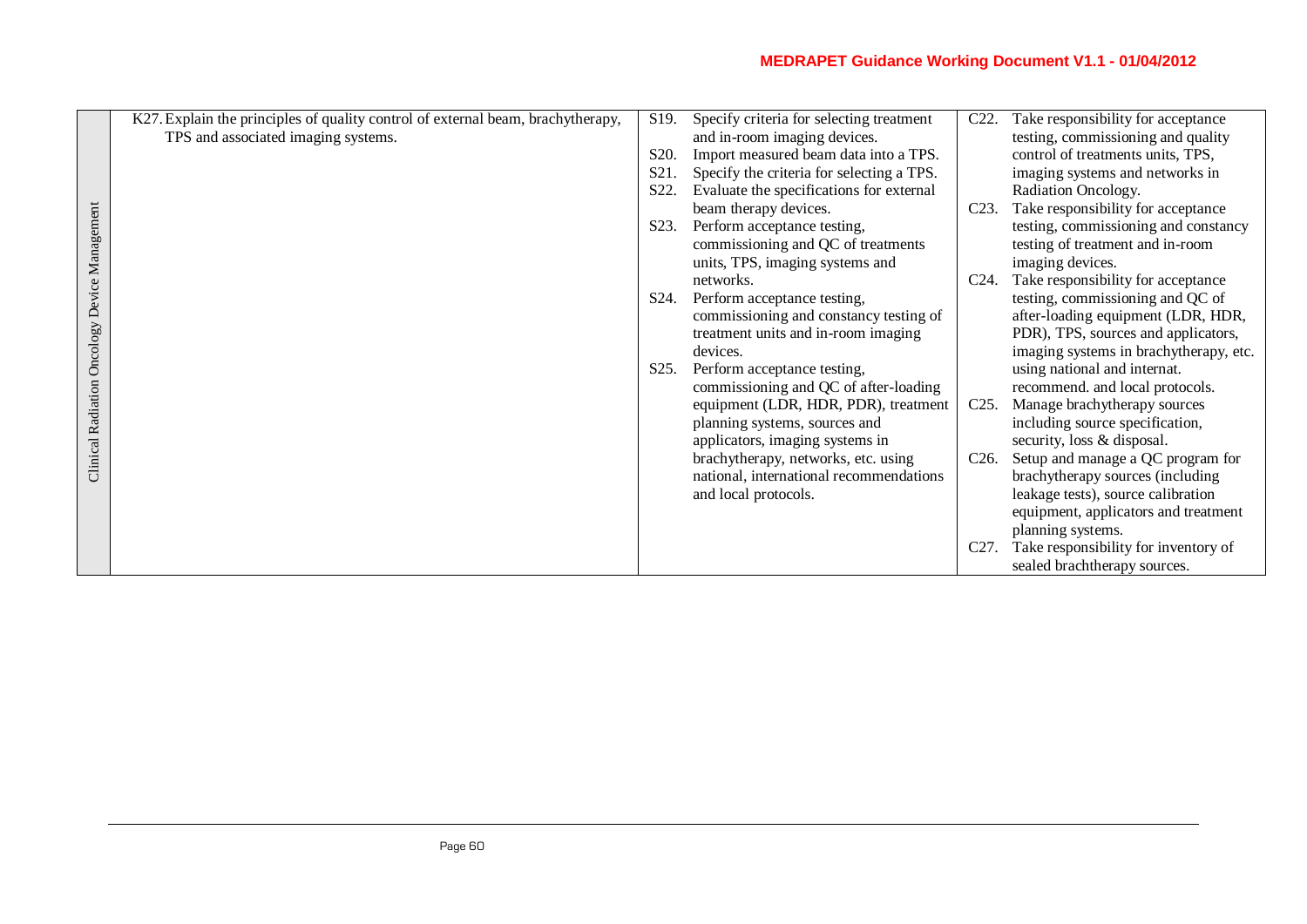| Clinical Radiation Oncology Device Management | K27. Explain the principles of quality control of external beam, brachytherapy, TPS and associated imaging systems. | S19. Specify criteria for selecting treatment and in-room imaging devices.<br>S20. Import measured beam data into a TPS.<br>S21. Specify the criteria for selecting a TPS.<br>S22. Evaluate the specifications for external beam therapy devices.<br>S23. Perform acceptance testing, commissioning and QC of treatments units, TPS, imaging systems and networks.<br>S24. Perform acceptance testing, commissioning and constancy testing of treatment units and in-room imaging devices.<br>S25. Perform acceptance testing, commissioning and QC of after-loading equipment (LDR, HDR, PDR), treatment planning systems, sources and applicators, imaging systems in brachytherapy, networks, etc. using national, international recommendations and local protocols. | C22. Take responsibility for acceptance testing, commissioning and quality control of treatments units, TPS, imaging systems and networks in Radiation Oncology.<br>C23. Take responsibility for acceptance testing, commissioning and constancy testing of treatment and in-room imaging devices.<br>C24. Take responsibility for acceptance testing, commissioning and QC of after-loading equipment (LDR, HDR, PDR), TPS, sources and applicators, imaging systems in brachytherapy, etc. using national and internat. recommend. and local protocols.<br>C25. Manage brachytherapy sources including source specification, security, loss & disposal.<br>C26. Setup and manage a QC program for brachytherapy sources (including leakage tests), source calibration equipment, applicators and treatment planning systems.<br>C27. Take responsibility for inventory of sealed brachtherapy sources. |
|---|---|---|---|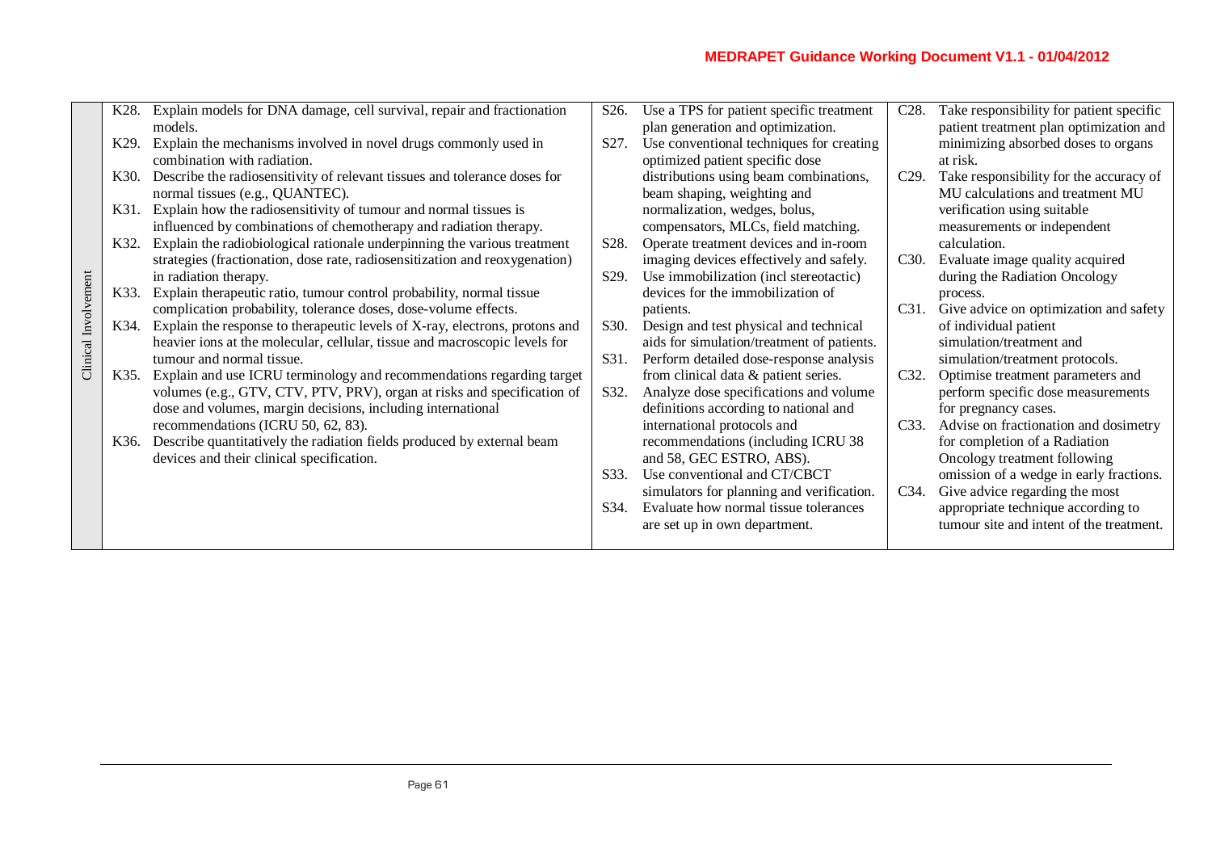| | Knowledge | Skills | Competences |
|---|---|---|---|
| Clinical Involvement | K28. Explain models for DNA damage, cell survival, repair and fractionation models.<br>K29. Explain the mechanisms involved in novel drugs commonly used in combination with radiation.<br>K30. Describe the radiosensitivity of relevant tissues and tolerance doses for normal tissues (e.g., QUANTEC).<br>K31. Explain how the radiosensitivity of tumour and normal tissues is influenced by combinations of chemotherapy and radiation therapy.<br>K32. Explain the radiobiological rationale underpinning the various treatment strategies (fractionation, dose rate, radiosensitization and reoxygenation) in radiation therapy.<br>K33. Explain therapeutic ratio, tumour control probability, normal tissue complication probability, tolerance doses, dose-volume effects.<br>K34. Explain the response to therapeutic levels of X-ray, electrons, protons and heavier ions at the molecular, cellular, tissue and macroscopic levels for tumour and normal tissue.<br>K35. Explain and use ICRU terminology and recommendations regarding target volumes (e.g., GTV, CTV, PTV, PRV), organ at risks and specification of dose and volumes, margin decisions, including international recommendations (ICRU 50, 62, 83).<br>K36. Describe quantitatively the radiation fields produced by external beam devices and their clinical specification. | S26. Use a TPS for patient specific treatment plan generation and optimization.<br>S27. Use conventional techniques for creating optimized patient specific dose distributions using beam combinations, beam shaping, weighting and normalization, wedges, bolus, compensators, MLCs, field matching.<br>S28. Operate treatment devices and in-room imaging devices effectively and safely.<br>S29. Use immobilization (incl stereotactic) devices for the immobilization of patients.<br>S30. Design and test physical and technical aids for simulation/treatment of patients.<br>S31. Perform detailed dose-response analysis from clinical data & patient series.<br>S32. Analyze dose specifications and volume definitions according to national and international protocols and recommendations (including ICRU 38 and 58, GEC ESTRO, ABS).<br>S33. Use conventional and CT/CBCT simulators for planning and verification.<br>S34. Evaluate how normal tissue tolerances are set up in own department. | C28. Take responsibility for patient specific patient treatment plan optimization and minimizing absorbed doses to organs at risk.<br>C29. Take responsibility for the accuracy of MU calculations and treatment MU verification using suitable measurements or independent calculation.<br>C30. Evaluate image quality acquired during the Radiation Oncology process.<br>C31. Give advice on optimization and safety of individual patient simulation/treatment and simulation/treatment protocols.<br>C32. Optimise treatment parameters and perform specific dose measurements for pregnancy cases.<br>C33. Advise on fractionation and dosimetry for completion of a Radiation Oncology treatment following omission of a wedge in early fractions.<br>C34. Give advice regarding the most appropriate technique according to tumour site and intent of the treatment. |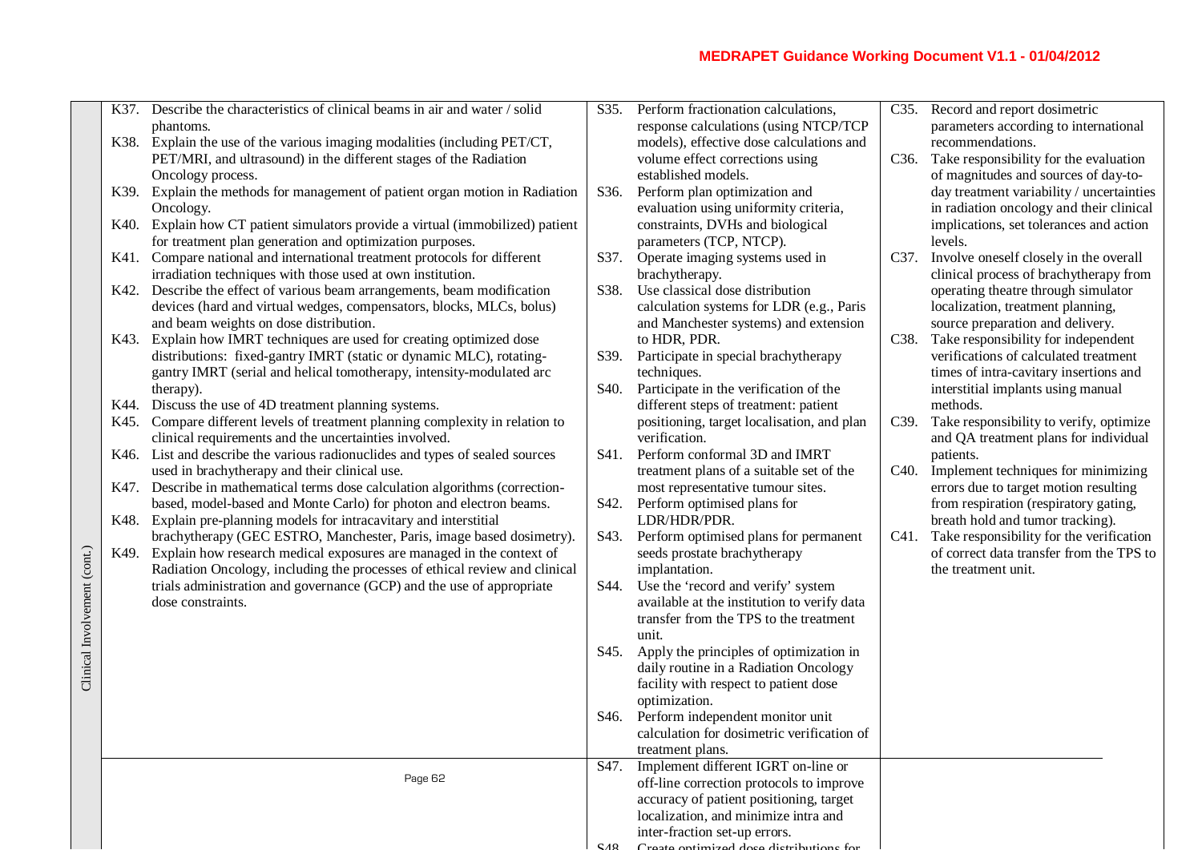| Clinical Involvement (cont.) | Knowledge | Skills | Competences |
|---|---|---|---|
| | K37. Describe the characteristics of clinical beams in air and water / solid phantoms.<br>K38. Explain the use of the various imaging modalities (including PET/CT, PET/MRI, and ultrasound) in the different stages of the Radiation Oncology process.<br>K39. Explain the methods for management of patient organ motion in Radiation Oncology.<br>K40. Explain how CT patient simulators provide a virtual (immobilized) patient for treatment plan generation and optimization purposes.<br>K41. Compare national and international treatment protocols for different irradiation techniques with those used at own institution.<br>K42. Describe the effect of various beam arrangements, beam modification devices (hard and virtual wedges, compensators, blocks, MLCs, bolus) and beam weights on dose distribution.<br>K43. Explain how IMRT techniques are used for creating optimized dose distributions: fixed-gantry IMRT (static or dynamic MLC), rotating-gantry IMRT (serial and helical tomotherapy, intensity-modulated arc therapy).<br>K44. Discuss the use of 4D treatment planning systems.<br>K45. Compare different levels of treatment planning complexity in relation to clinical requirements and the uncertainties involved.<br>K46. List and describe the various radionuclides and types of sealed sources used in brachytherapy and their clinical use.<br>K47. Describe in mathematical terms dose calculation algorithms (correction-based, model-based and Monte Carlo) for photon and electron beams.<br>K48. Explain pre-planning models for intracavitary and interstitial brachytherapy (GEC ESTRO, Manchester, Paris, image based dosimetry).<br>K49. Explain how research medical exposures are managed in the context of Radiation Oncology, including the processes of ethical review and clinical trials administration and governance (GCP) and the use of appropriate dose constraints. | S35. Perform fractionation calculations, response calculations (using NTCP/TCP models), effective dose calculations and volume effect corrections using established models.<br>S36. Perform plan optimization and evaluation using uniformity criteria, constraints, DVHs and biological parameters (TCP, NTCP).<br>S37. Operate imaging systems used in brachytherapy.<br>S38. Use classical dose distribution calculation systems for LDR (e.g., Paris and Manchester systems) and extension to HDR, PDR.<br>S39. Participate in special brachytherapy techniques.<br>S40. Participate in the verification of the different steps of treatment: patient positioning, target localisation, and plan verification.<br>S41. Perform conformal 3D and IMRT treatment plans of a suitable set of the most representative tumour sites.<br>S42. Perform optimised plans for LDR/HDR/PDR.<br>S43. Perform optimised plans for permanent seeds prostate brachytherapy implantation.<br>S44. Use the 'record and verify' system available at the institution to verify data transfer from the TPS to the treatment unit.<br>S45. Apply the principles of optimization in daily routine in a Radiation Oncology facility with respect to patient dose optimization.<br>S46. Perform independent monitor unit calculation for dosimetric verification of treatment plans.<br>S47. Implement different IGRT on-line or off-line correction protocols to improve accuracy of patient positioning, target localization, and minimize intra and inter-fraction set-up errors.<br>S48. Create optimized dose distributions for | C35. Record and report dosimetric parameters according to international recommendations.<br>C36. Take responsibility for the evaluation of magnitudes and sources of day-to-day treatment variability / uncertainties in radiation oncology and their clinical implications, set tolerances and action levels.<br>C37. Involve oneself closely in the overall clinical process of brachytherapy from operating theatre through simulator localization, treatment planning, source preparation and delivery.<br>C38. Take responsibility for independent verifications of calculated treatment times of intra-cavitary insertions and interstitial implants using manual methods.<br>C39. Take responsibility to verify, optimize and QA treatment plans for individual patients.<br>C40. Implement techniques for minimizing errors due to target motion resulting from respiration (respiratory gating, breath hold and tumor tracking).<br>C41. Take responsibility for the verification of correct data transfer from the TPS to the treatment unit. |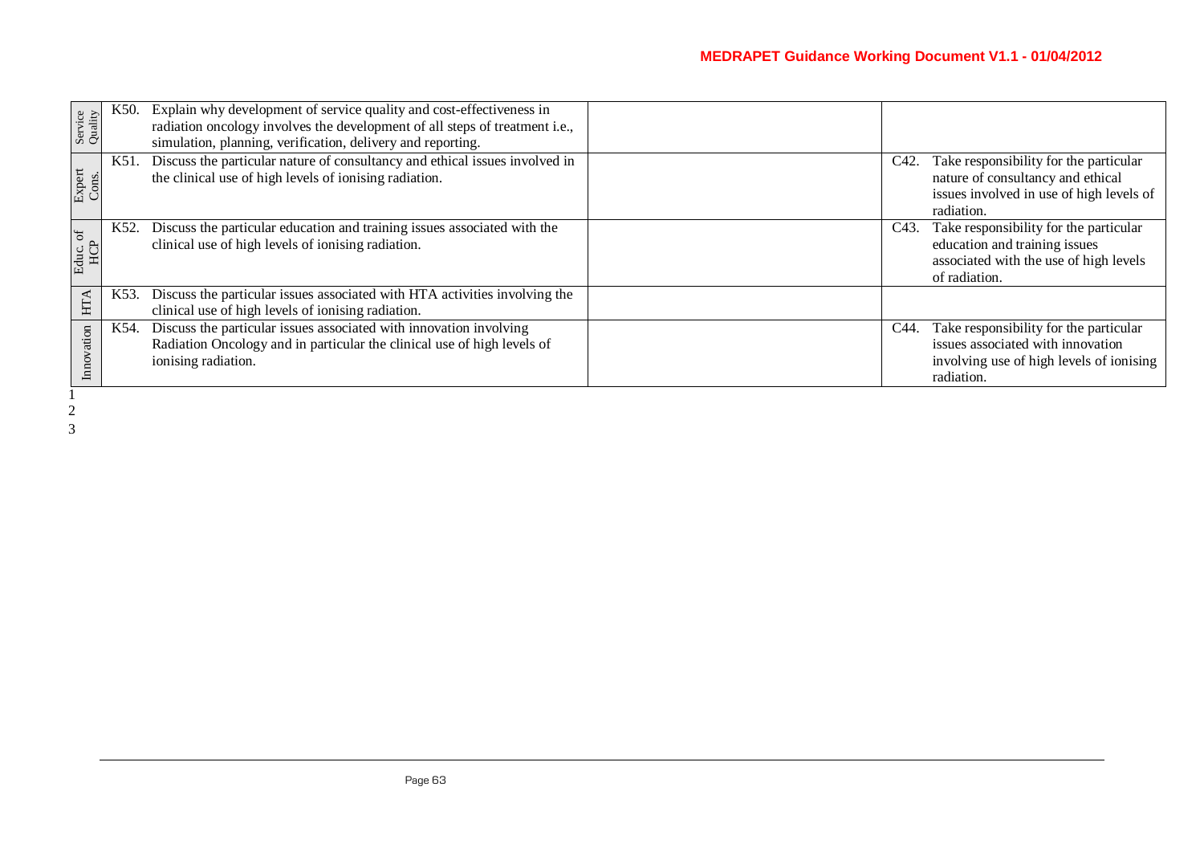| | | | |
|---|---|---|---|
| Service Quality | K50. Explain why development of service quality and cost-effectiveness in radiation oncology involves the development of all steps of treatment i.e., simulation, planning, verification, delivery and reporting. | | |
| Expert Cons. | K51. Discuss the particular nature of consultancy and ethical issues involved in the clinical use of high levels of ionising radiation. | | C42. Take responsibility for the particular nature of consultancy and ethical issues involved in use of high levels of radiation. |
| Educ. of HCP | K52. Discuss the particular education and training issues associated with the clinical use of high levels of ionising radiation. | | C43. Take responsibility for the particular education and training issues associated with the use of high levels of radiation. |
| HTA | K53. Discuss the particular issues associated with HTA activities involving the clinical use of high levels of ionising radiation. | | |
| Innovation | K54. Discuss the particular issues associated with innovation involving Radiation Oncology and in particular the clinical use of high levels of ionising radiation. | | C44. Take responsibility for the particular issues associated with innovation involving use of high levels of ionising radiation. |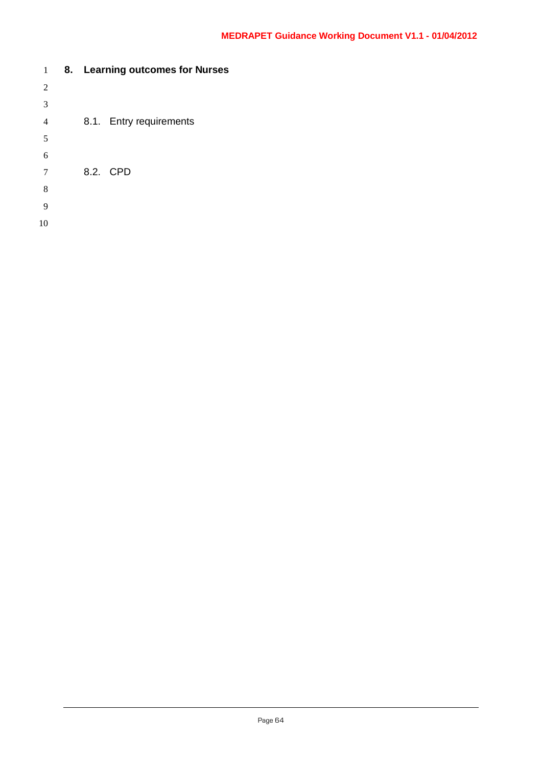# 8. Learning outcomes for Nurses

## 8.1. Entry requirements

## 8.2. CPD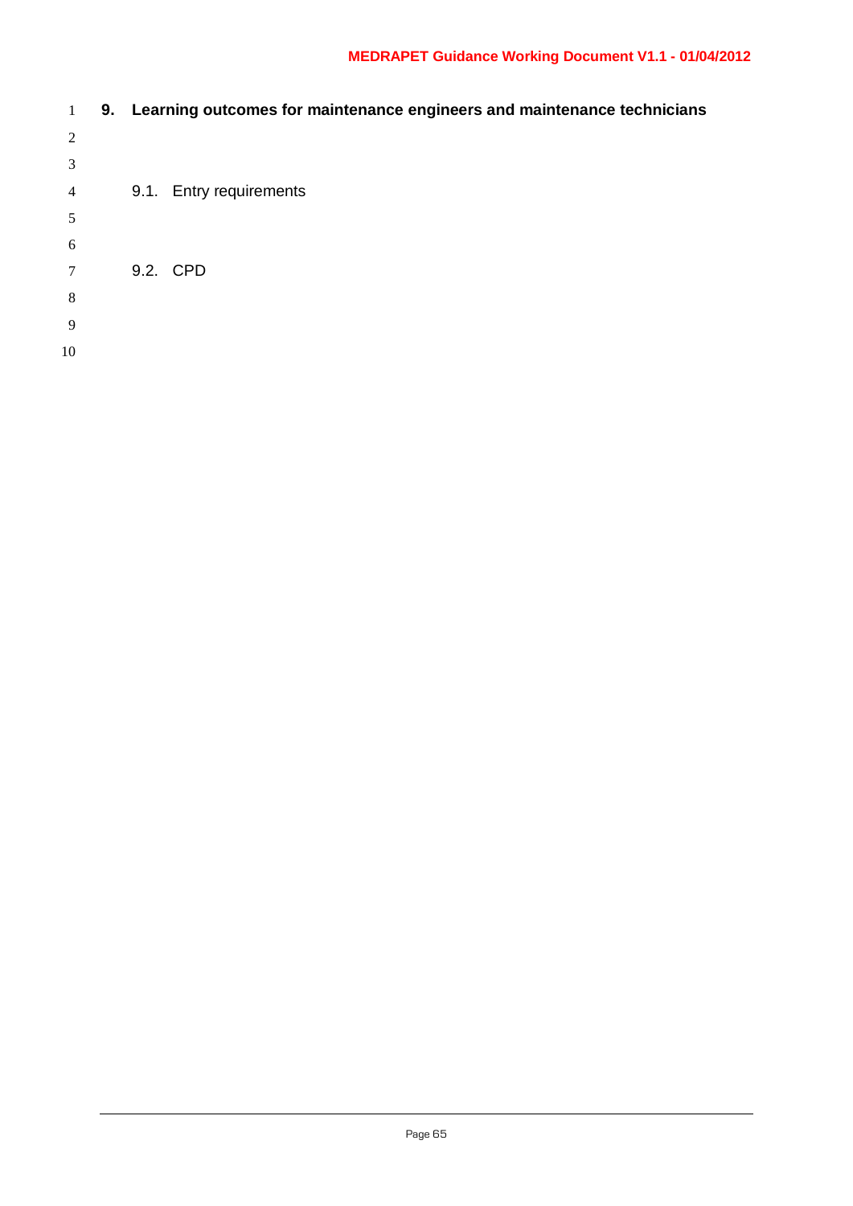# 9. Learning outcomes for maintenance engineers and maintenance technicians

## 9.1. Entry requirements

## 9.2. CPD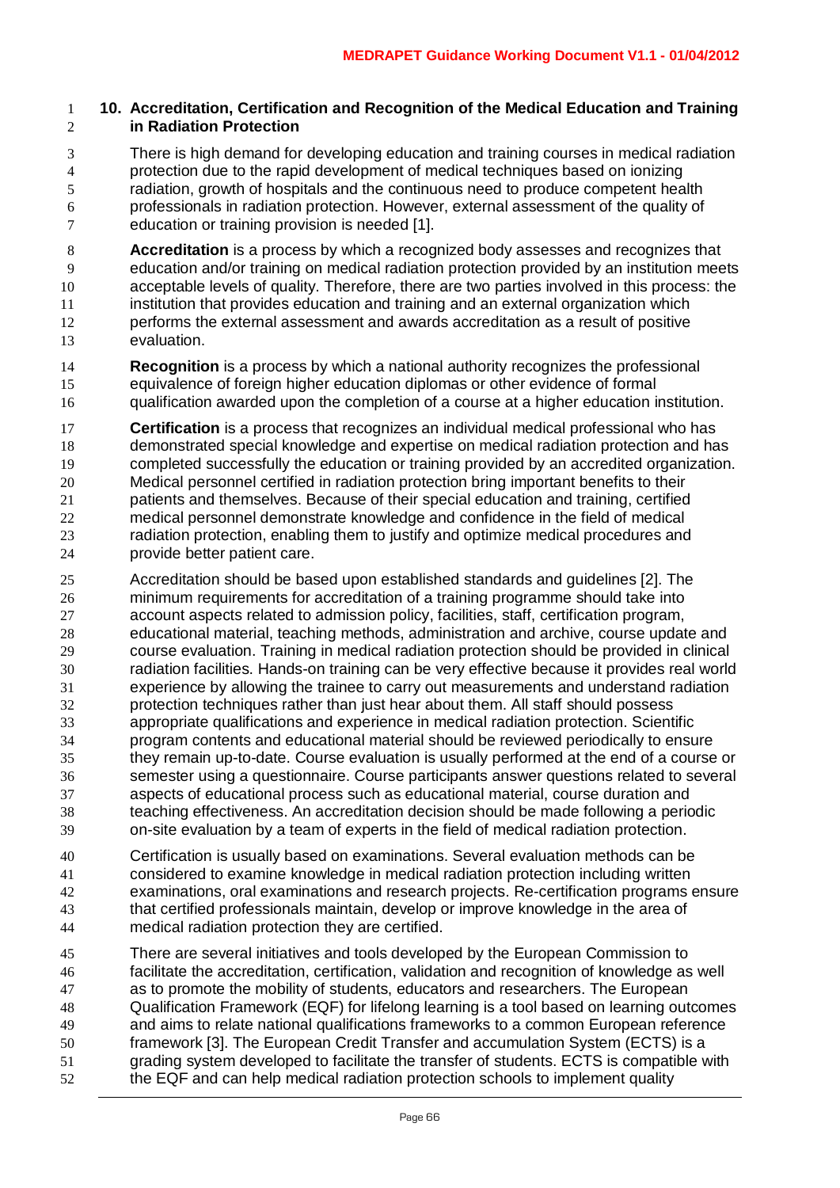## 10. Accreditation, Certification and Recognition of the Medical Education and Training in Radiation Protection

There is high demand for developing education and training courses in medical radiation protection due to the rapid development of medical techniques based on ionizing radiation, growth of hospitals and the continuous need to produce competent health professionals in radiation protection. However, external assessment of the quality of education or training provision is needed [1].

**Accreditation** is a process by which a recognized body assesses and recognizes that education and/or training on medical radiation protection provided by an institution meets acceptable levels of quality. Therefore, there are two parties involved in this process: the institution that provides education and training and an external organization which performs the external assessment and awards accreditation as a result of positive evaluation.

**Recognition** is a process by which a national authority recognizes the professional equivalence of foreign higher education diplomas or other evidence of formal qualification awarded upon the completion of a course at a higher education institution.

**Certification** is a process that recognizes an individual medical professional who has demonstrated special knowledge and expertise on medical radiation protection and has completed successfully the education or training provided by an accredited organization. Medical personnel certified in radiation protection bring important benefits to their patients and themselves. Because of their special education and training, certified medical personnel demonstrate knowledge and confidence in the field of medical radiation protection, enabling them to justify and optimize medical procedures and provide better patient care.

Accreditation should be based upon established standards and guidelines [2]. The minimum requirements for accreditation of a training programme should take into account aspects related to admission policy, facilities, staff, certification program, educational material, teaching methods, administration and archive, course update and course evaluation. Training in medical radiation protection should be provided in clinical radiation facilities. Hands-on training can be very effective because it provides real world experience by allowing the trainee to carry out measurements and understand radiation protection techniques rather than just hear about them. All staff should possess appropriate qualifications and experience in medical radiation protection. Scientific program contents and educational material should be reviewed periodically to ensure they remain up-to-date. Course evaluation is usually performed at the end of a course or semester using a questionnaire. Course participants answer questions related to several aspects of educational process such as educational material, course duration and teaching effectiveness. An accreditation decision should be made following a periodic on-site evaluation by a team of experts in the field of medical radiation protection.

Certification is usually based on examinations. Several evaluation methods can be considered to examine knowledge in medical radiation protection including written examinations, oral examinations and research projects. Re-certification programs ensure that certified professionals maintain, develop or improve knowledge in the area of medical radiation protection they are certified.

There are several initiatives and tools developed by the European Commission to facilitate the accreditation, certification, validation and recognition of knowledge as well as to promote the mobility of students, educators and researchers. The European Qualification Framework (EQF) for lifelong learning is a tool based on learning outcomes and aims to relate national qualifications frameworks to a common European reference framework [3]. The European Credit Transfer and accumulation System (ECTS) is a grading system developed to facilitate the transfer of students. ECTS is compatible with the EQF and can help medical radiation protection schools to implement quality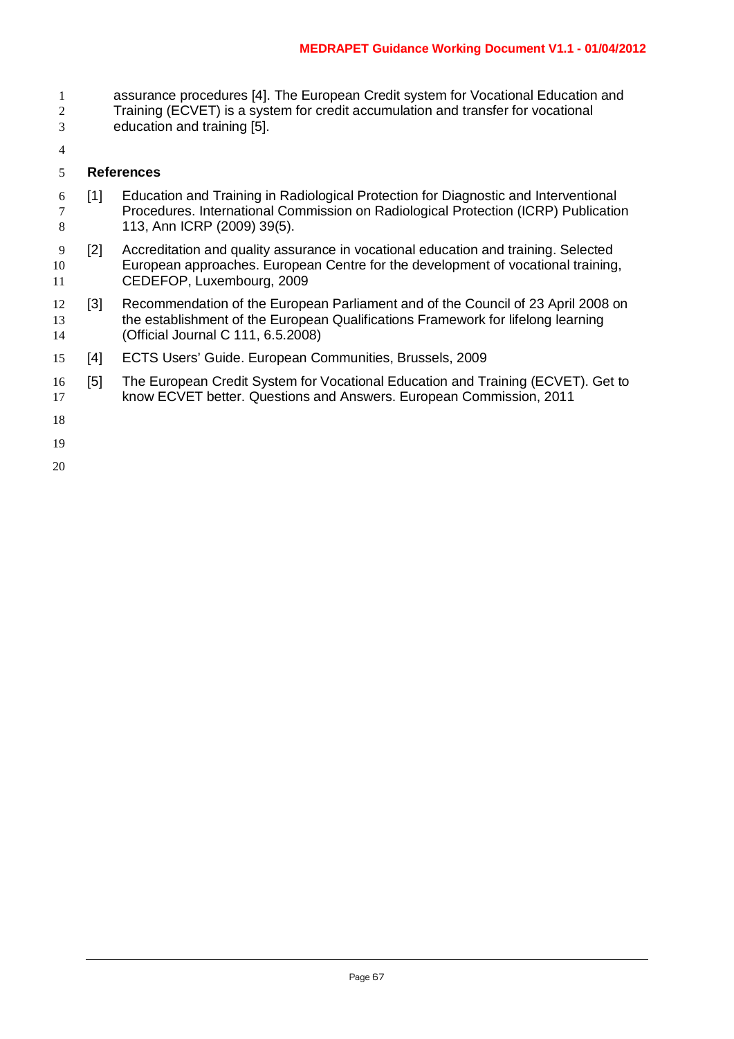assurance procedures [4]. The European Credit system for Vocational Education and Training (ECVET) is a system for credit accumulation and transfer for vocational education and training [5].

**References**

[1] Education and Training in Radiological Protection for Diagnostic and Interventional Procedures. International Commission on Radiological Protection (ICRP) Publication 113, Ann ICRP (2009) 39(5).

[2] Accreditation and quality assurance in vocational education and training. Selected European approaches. European Centre for the development of vocational training, CEDEFOP, Luxembourg, 2009

[3] Recommendation of the European Parliament and of the Council of 23 April 2008 on the establishment of the European Qualifications Framework for lifelong learning (Official Journal C 111, 6.5.2008)

[4] ECTS Users' Guide. European Communities, Brussels, 2009

[5] The European Credit System for Vocational Education and Training (ECVET). Get to know ECVET better. Questions and Answers. European Commission, 2011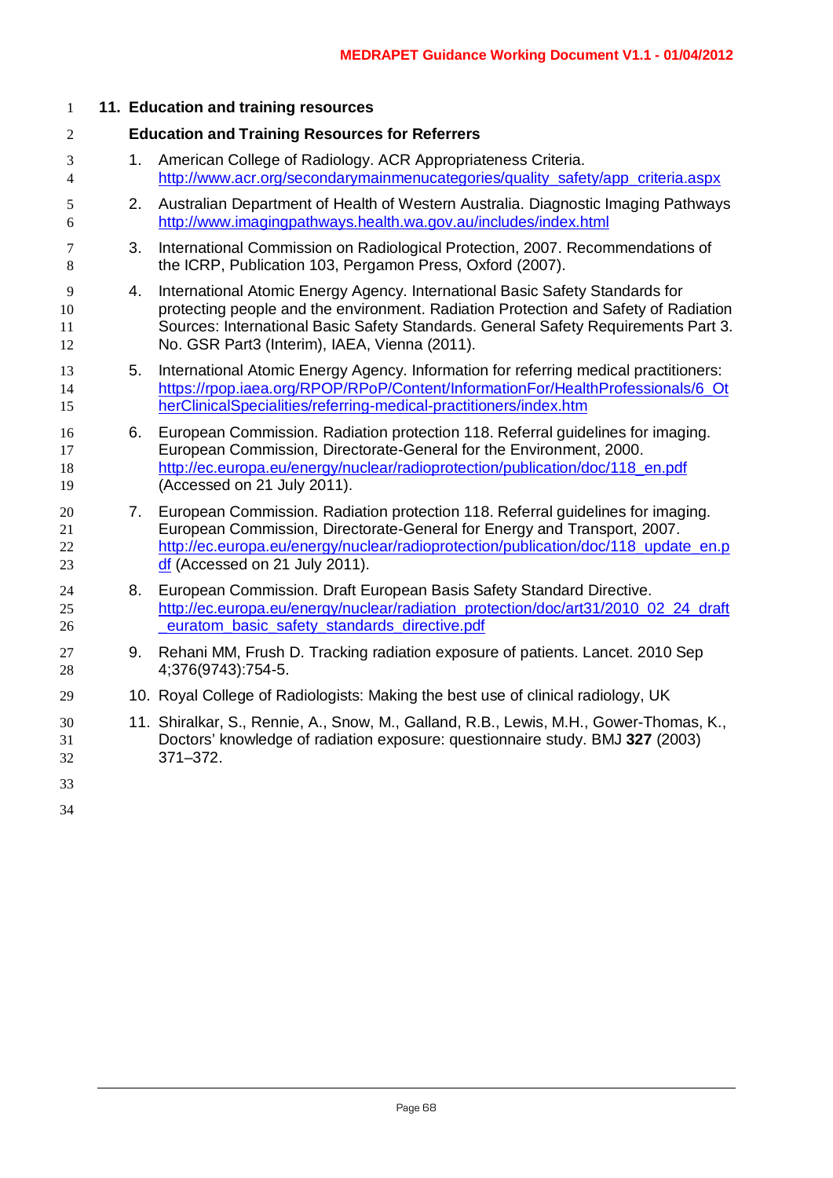## 11. Education and training resources

### Education and Training Resources for Referrers

1. American College of Radiology. ACR Appropriateness Criteria. http://www.acr.org/secondarymainmenucategories/quality_safety/app_criteria.aspx
2. Australian Department of Health of Western Australia. Diagnostic Imaging Pathways http://www.imagingpathways.health.wa.gov.au/includes/index.html
3. International Commission on Radiological Protection, 2007. Recommendations of the ICRP, Publication 103, Pergamon Press, Oxford (2007).
4. International Atomic Energy Agency. International Basic Safety Standards for protecting people and the environment. Radiation Protection and Safety of Radiation Sources: International Basic Safety Standards. General Safety Requirements Part 3. No. GSR Part3 (Interim), IAEA, Vienna (2011).
5. International Atomic Energy Agency. Information for referring medical practitioners: https://rpop.iaea.org/RPOP/RPoP/Content/InformationFor/HealthProfessionals/6_OtherClinicalSpecialities/referring-medical-practitioners/index.htm
6. European Commission. Radiation protection 118. Referral guidelines for imaging. European Commission, Directorate-General for the Environment, 2000. http://ec.europa.eu/energy/nuclear/radioprotection/publication/doc/118_en.pdf (Accessed on 21 July 2011).
7. European Commission. Radiation protection 118. Referral guidelines for imaging. European Commission, Directorate-General for Energy and Transport, 2007. http://ec.europa.eu/energy/nuclear/radioprotection/publication/doc/118_update_en.pdf (Accessed on 21 July 2011).
8. European Commission. Draft European Basis Safety Standard Directive. http://ec.europa.eu/energy/nuclear/radiation_protection/doc/art31/2010_02_24_draft_euratom_basic_safety_standards_directive.pdf
9. Rehani MM, Frush D. Tracking radiation exposure of patients. Lancet. 2010 Sep 4;376(9743):754-5.
10. Royal College of Radiologists: Making the best use of clinical radiology, UK
11. Shiralkar, S., Rennie, A., Snow, M., Galland, R.B., Lewis, M.H., Gower-Thomas, K., Doctors' knowledge of radiation exposure: questionnaire study. BMJ **327** (2003) 371–372.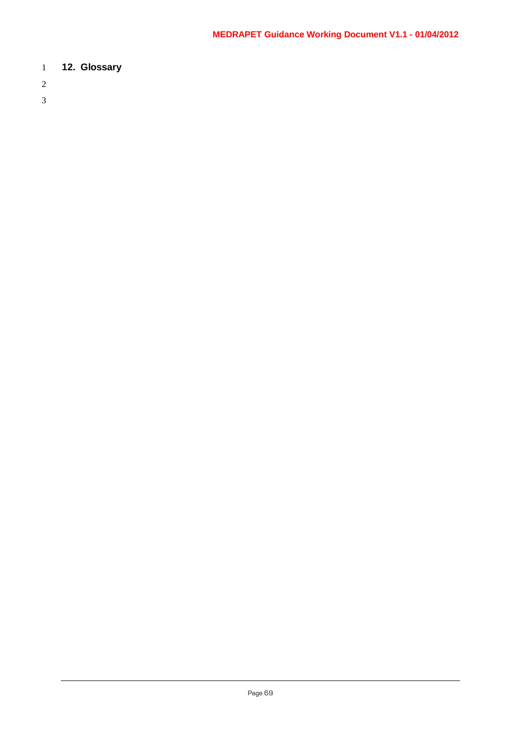# 12. Glossary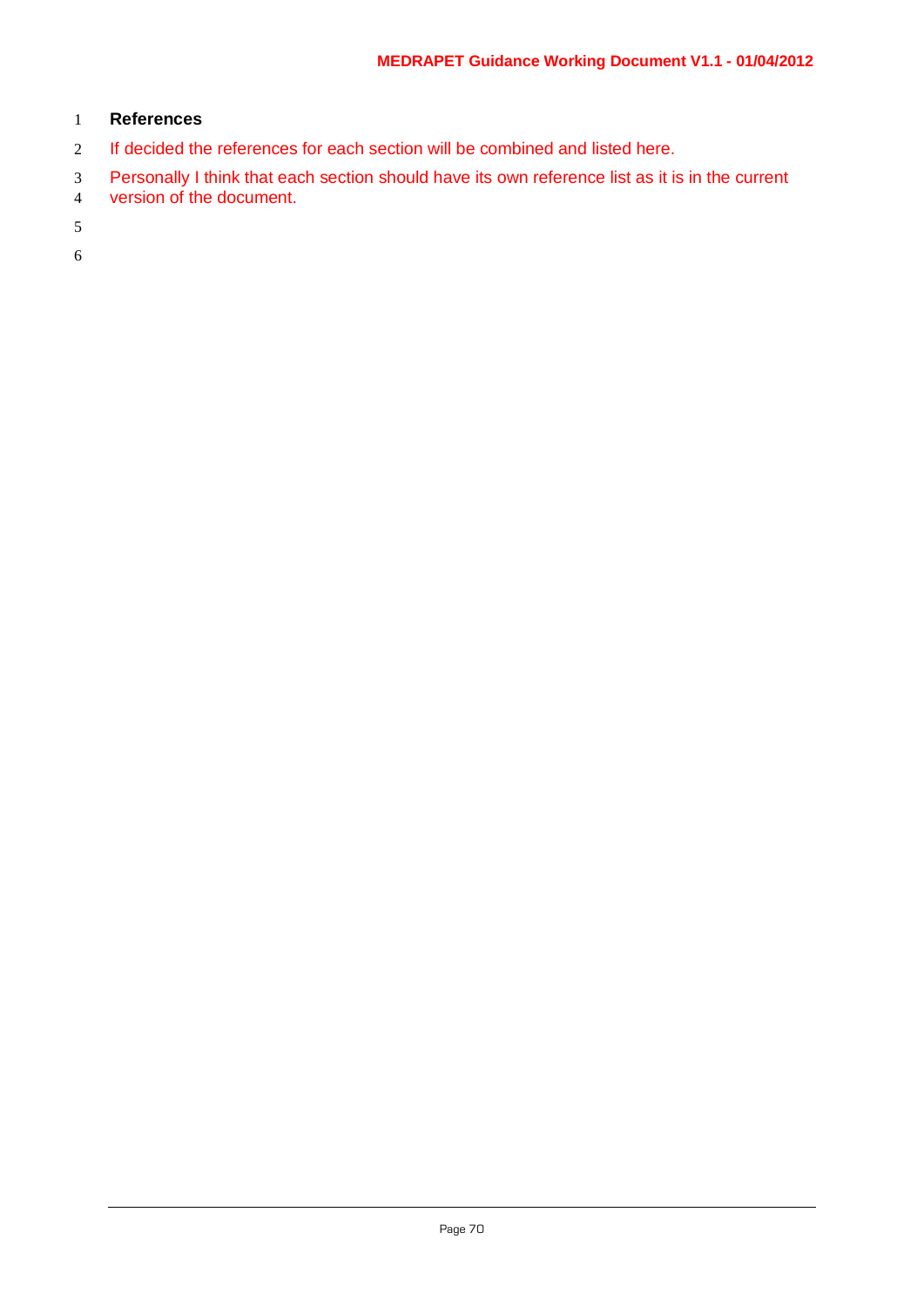## References

If decided the references for each section will be combined and listed here.

Personally I think that each section should have its own reference list as it is in the current version of the document.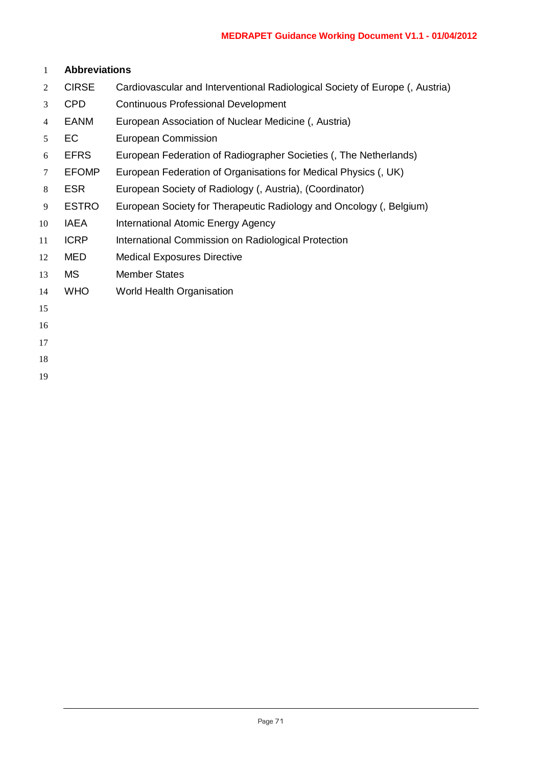**Abbreviations**

| | |
|---|---|
| CIRSE | Cardiovascular and Interventional Radiological Society of Europe (, Austria) |
| CPD | Continuous Professional Development |
| EANM | European Association of Nuclear Medicine (, Austria) |
| EC | European Commission |
| EFRS | European Federation of Radiographer Societies (, The Netherlands) |
| EFOMP | European Federation of Organisations for Medical Physics (, UK) |
| ESR | European Society of Radiology (, Austria), (Coordinator) |
| ESTRO | European Society for Therapeutic Radiology and Oncology (, Belgium) |
| IAEA | International Atomic Energy Agency |
| ICRP | International Commission on Radiological Protection |
| MED | Medical Exposures Directive |
| MS | Member States |
| WHO | World Health Organisation |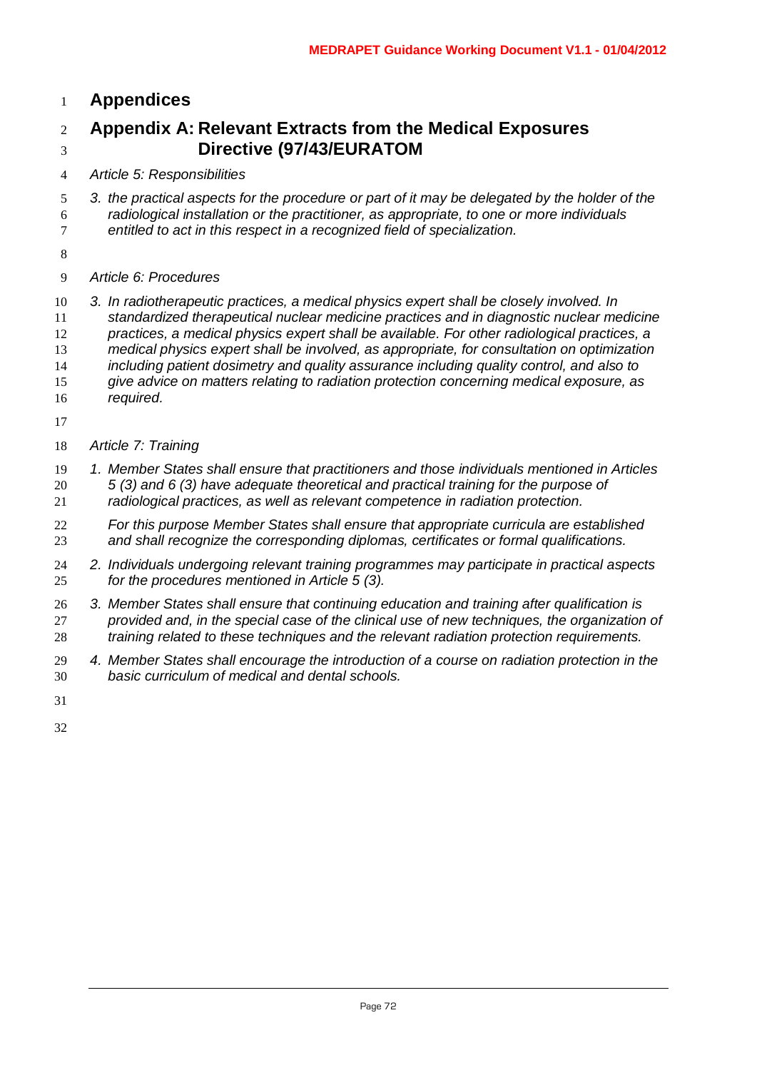# Appendices

## Appendix A: Relevant Extracts from the Medical Exposures Directive (97/43/EURATOM

*Article 5: Responsibilities*

*3. the practical aspects for the procedure or part of it may be delegated by the holder of the radiological installation or the practitioner, as appropriate, to one or more individuals entitled to act in this respect in a recognized field of specialization.*

*Article 6: Procedures*

*3. In radiotherapeutic practices, a medical physics expert shall be closely involved. In standardized therapeutical nuclear medicine practices and in diagnostic nuclear medicine practices, a medical physics expert shall be available. For other radiological practices, a medical physics expert shall be involved, as appropriate, for consultation on optimization including patient dosimetry and quality assurance including quality control, and also to give advice on matters relating to radiation protection concerning medical exposure, as required.*

*Article 7: Training*

*1. Member States shall ensure that practitioners and those individuals mentioned in Articles 5 (3) and 6 (3) have adequate theoretical and practical training for the purpose of radiological practices, as well as relevant competence in radiation protection.*

*For this purpose Member States shall ensure that appropriate curricula are established and shall recognize the corresponding diplomas, certificates or formal qualifications.*

*2. Individuals undergoing relevant training programmes may participate in practical aspects for the procedures mentioned in Article 5 (3).*

*3. Member States shall ensure that continuing education and training after qualification is provided and, in the special case of the clinical use of new techniques, the organization of training related to these techniques and the relevant radiation protection requirements.*

*4. Member States shall encourage the introduction of a course on radiation protection in the basic curriculum of medical and dental schools.*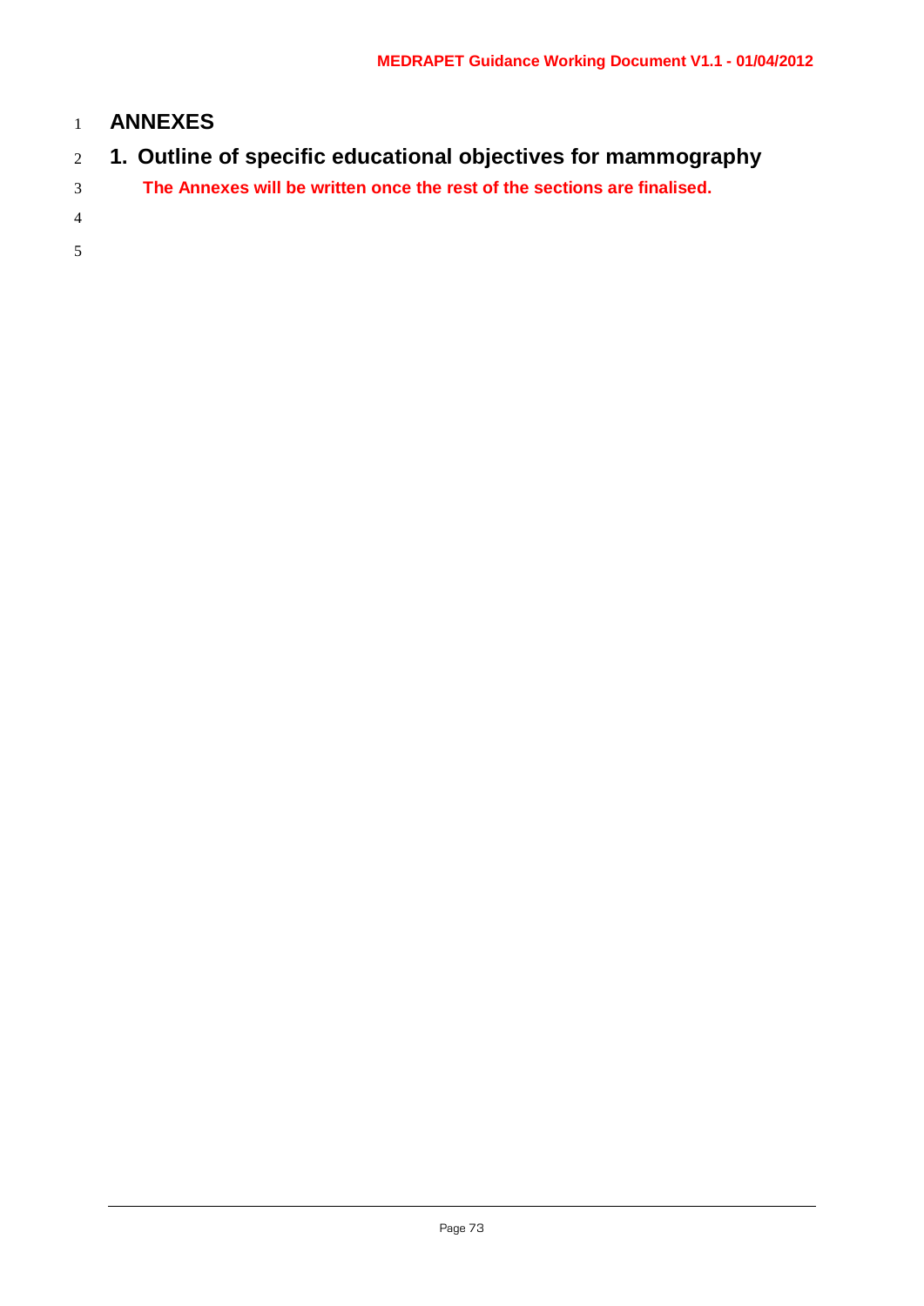# ANNEXES

## 1. Outline of specific educational objectives for mammography

**The Annexes will be written once the rest of the sections are finalised.**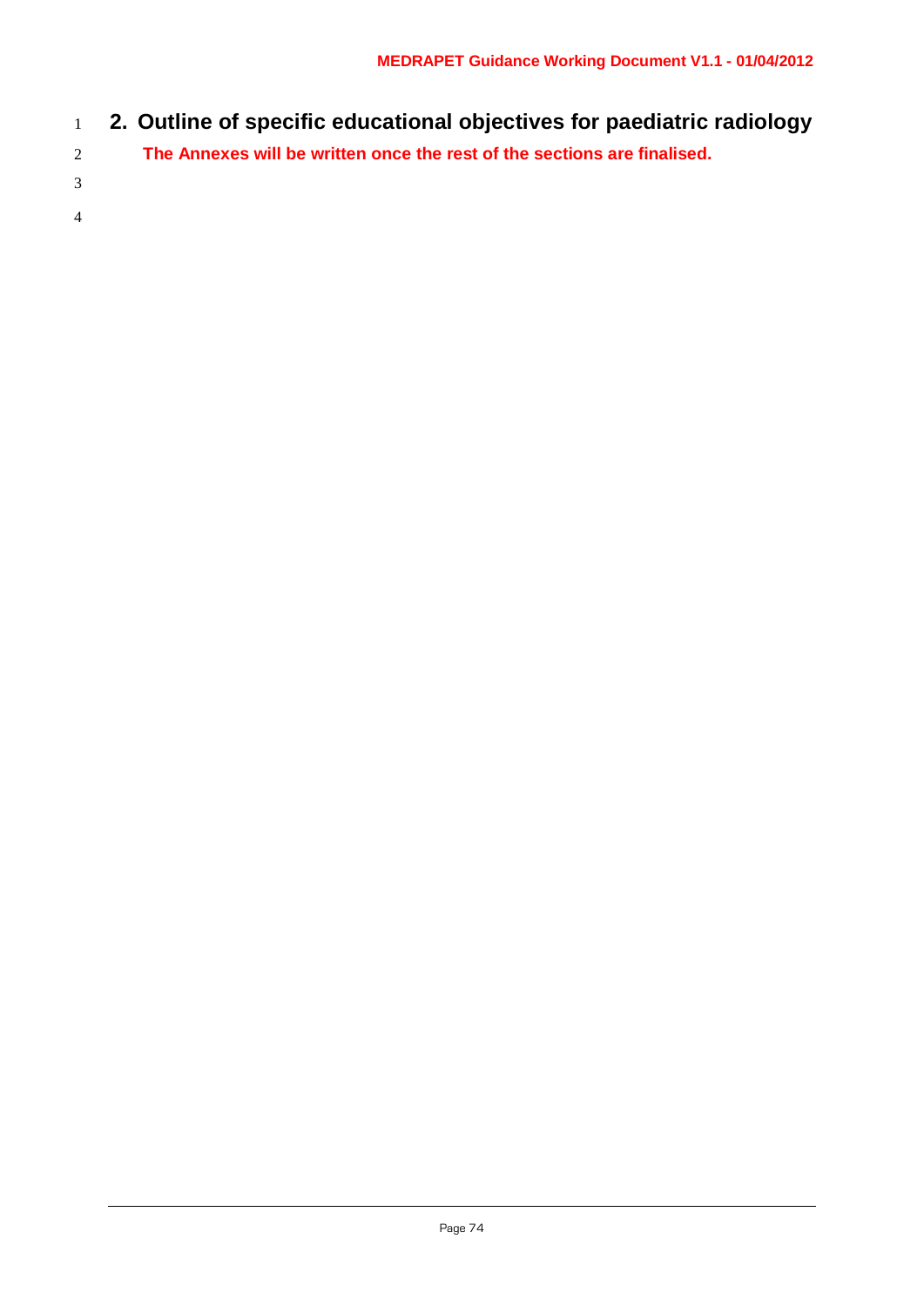## 2. Outline of specific educational objectives for paediatric radiology

**The Annexes will be written once the rest of the sections are finalised.**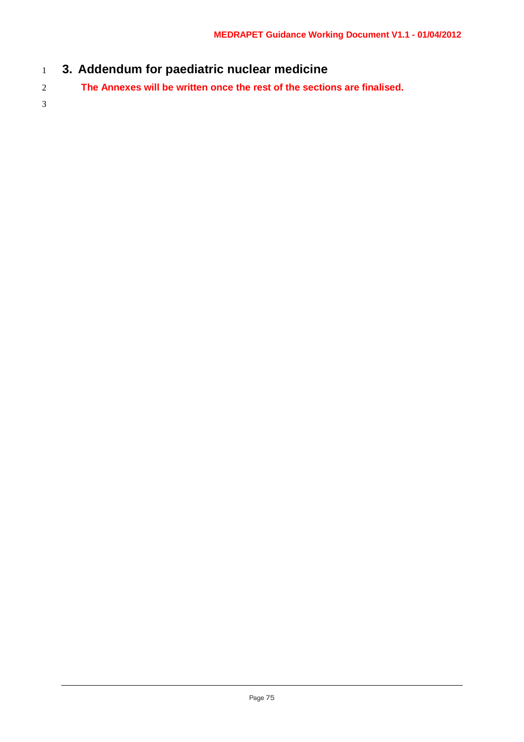# 3. Addendum for paediatric nuclear medicine

**The Annexes will be written once the rest of the sections are finalised.**